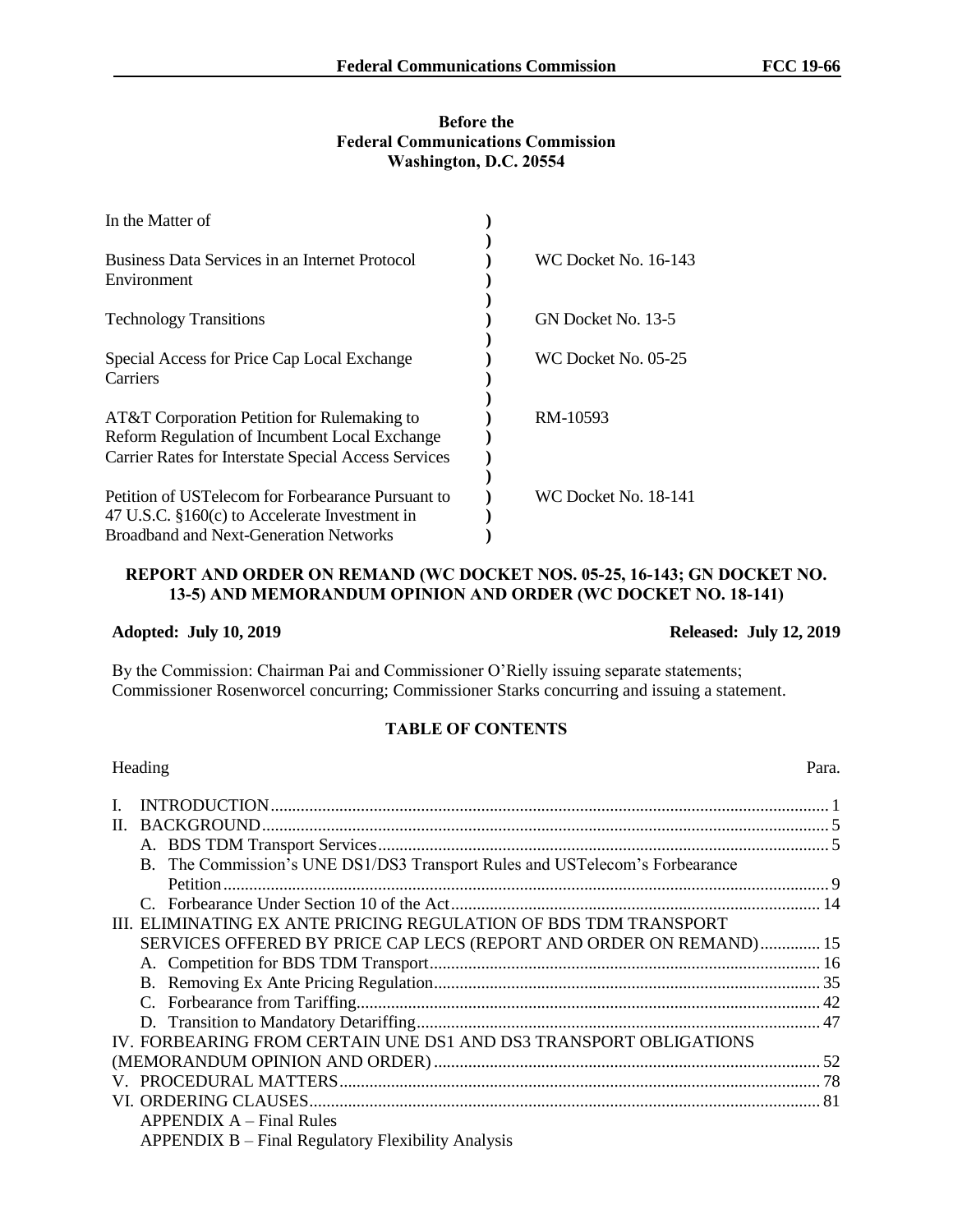**Before the**
**Federal Communications Commission**
**Washington, D.C. 20554**

| In the Matter of | |
|---|---|
| Business Data Services in an Internet Protocol Environment | WC Docket No. 16-143 |
| Technology Transitions | GN Docket No. 13-5 |
| Special Access for Price Cap Local Exchange Carriers | WC Docket No. 05-25 |
| AT&T Corporation Petition for Rulemaking to Reform Regulation of Incumbent Local Exchange Carrier Rates for Interstate Special Access Services | RM-10593 |
| Petition of USTelecom for Forbearance Pursuant to 47 U.S.C. §160(c) to Accelerate Investment in Broadband and Next-Generation Networks | WC Docket No. 18-141 |

**REPORT AND ORDER ON REMAND (WC DOCKET NOS. 05-25, 16-143; GN DOCKET NO. 13-5) AND MEMORANDUM OPINION AND ORDER (WC DOCKET NO. 18-141)**

**Adopted: July 10, 2019** **Released: July 12, 2019**

By the Commission: Chairman Pai and Commissioner O'Rielly issuing separate statements; Commissioner Rosenworcel concurring; Commissioner Starks concurring and issuing a statement.

**TABLE OF CONTENTS**

| Heading | Para. |
|---|---|
| I. INTRODUCTION | 1 |
| II. BACKGROUND | 5 |
| A. BDS TDM Transport Services | 5 |
| B. The Commission's UNE DS1/DS3 Transport Rules and USTelecom's Forbearance Petition | 9 |
| C. Forbearance Under Section 10 of the Act | 14 |
| III. ELIMINATING EX ANTE PRICING REGULATION OF BDS TDM TRANSPORT SERVICES OFFERED BY PRICE CAP LECS (REPORT AND ORDER ON REMAND) | 15 |
| A. Competition for BDS TDM Transport | 16 |
| B. Removing Ex Ante Pricing Regulation | 35 |
| C. Forbearance from Tariffing | 42 |
| D. Transition to Mandatory Detariffing | 47 |
| IV. FORBEARING FROM CERTAIN UNE DS1 AND DS3 TRANSPORT OBLIGATIONS (MEMORANDUM OPINION AND ORDER) | 52 |
| V. PROCEDURAL MATTERS | 78 |
| VI. ORDERING CLAUSES | 81 |
| APPENDIX A – Final Rules | |
| APPENDIX B – Final Regulatory Flexibility Analysis | |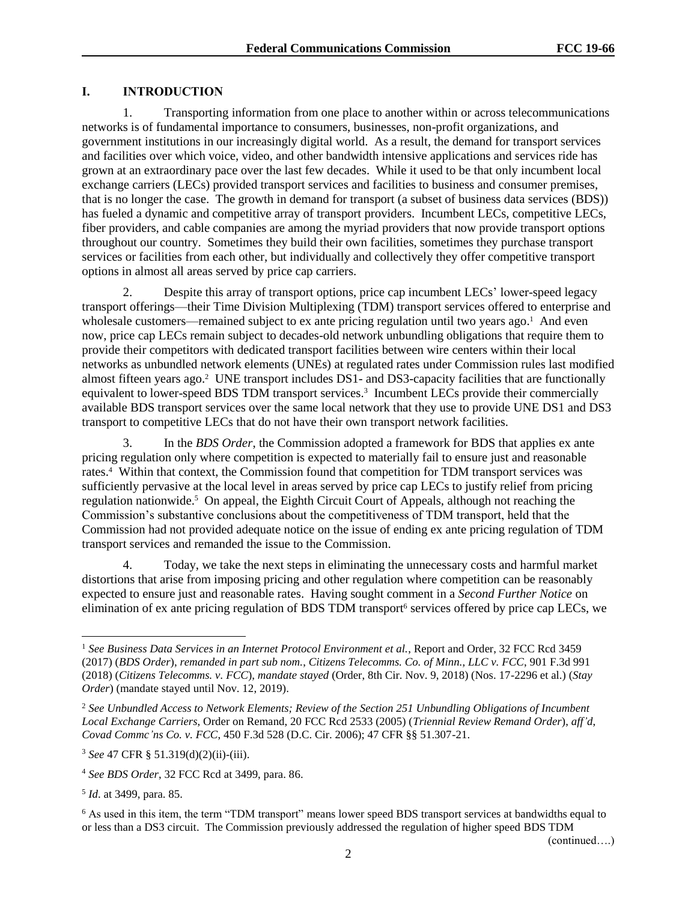## I. INTRODUCTION

1. Transporting information from one place to another within or across telecommunications networks is of fundamental importance to consumers, businesses, non-profit organizations, and government institutions in our increasingly digital world. As a result, the demand for transport services and facilities over which voice, video, and other bandwidth intensive applications and services ride has grown at an extraordinary pace over the last few decades. While it used to be that only incumbent local exchange carriers (LECs) provided transport services and facilities to business and consumer premises, that is no longer the case. The growth in demand for transport (a subset of business data services (BDS)) has fueled a dynamic and competitive array of transport providers. Incumbent LECs, competitive LECs, fiber providers, and cable companies are among the myriad providers that now provide transport options throughout our country. Sometimes they build their own facilities, sometimes they purchase transport services or facilities from each other, but individually and collectively they offer competitive transport options in almost all areas served by price cap carriers.

2. Despite this array of transport options, price cap incumbent LECs' lower-speed legacy transport offerings—their Time Division Multiplexing (TDM) transport services offered to enterprise and wholesale customers—remained subject to ex ante pricing regulation until two years ago.[1] And even now, price cap LECs remain subject to decades-old network unbundling obligations that require them to provide their competitors with dedicated transport facilities between wire centers within their local networks as unbundled network elements (UNEs) at regulated rates under Commission rules last modified almost fifteen years ago.[2] UNE transport includes DS1- and DS3-capacity facilities that are functionally equivalent to lower-speed BDS TDM transport services.[3] Incumbent LECs provide their commercially available BDS transport services over the same local network that they use to provide UNE DS1 and DS3 transport to competitive LECs that do not have their own transport network facilities.

3. In the *BDS Order*, the Commission adopted a framework for BDS that applies ex ante pricing regulation only where competition is expected to materially fail to ensure just and reasonable rates.[4] Within that context, the Commission found that competition for TDM transport services was sufficiently pervasive at the local level in areas served by price cap LECs to justify relief from pricing regulation nationwide.[5] On appeal, the Eighth Circuit Court of Appeals, although not reaching the Commission's substantive conclusions about the competitiveness of TDM transport, held that the Commission had not provided adequate notice on the issue of ending ex ante pricing regulation of TDM transport services and remanded the issue to the Commission.

4. Today, we take the next steps in eliminating the unnecessary costs and harmful market distortions that arise from imposing pricing and other regulation where competition can be reasonably expected to ensure just and reasonable rates. Having sought comment in a *Second Further Notice* on elimination of ex ante pricing regulation of BDS TDM transport[6] services offered by price cap LECs, we

---

[1] *See Business Data Services in an Internet Protocol Environment et al.*, Report and Order, 32 FCC Rcd 3459 (2017) (*BDS Order*), *remanded in part sub nom.*, *Citizens Telecomms. Co. of Minn., LLC v. FCC*, 901 F.3d 991 (2018) (*Citizens Telecomms. v. FCC*), *mandate stayed* (Order, 8th Cir. Nov. 9, 2018) (Nos. 17-2296 et al.) (*Stay Order*) (mandate stayed until Nov. 12, 2019).

[2] *See Unbundled Access to Network Elements; Review of the Section 251 Unbundling Obligations of Incumbent Local Exchange Carriers*, Order on Remand, 20 FCC Rcd 2533 (2005) (*Triennial Review Remand Order*), *aff'd*, *Covad Commc'ns Co. v. FCC*, 450 F.3d 528 (D.C. Cir. 2006); 47 CFR §§ 51.307-21.

[3] *See* 47 CFR § 51.319(d)(2)(ii)-(iii).

[4] *See BDS Order*, 32 FCC Rcd at 3499, para. 86.

[5] *Id*. at 3499, para. 85.

[6] As used in this item, the term "TDM transport" means lower speed BDS transport services at bandwidths equal to or less than a DS3 circuit. The Commission previously addressed the regulation of higher speed BDS TDM (continued….)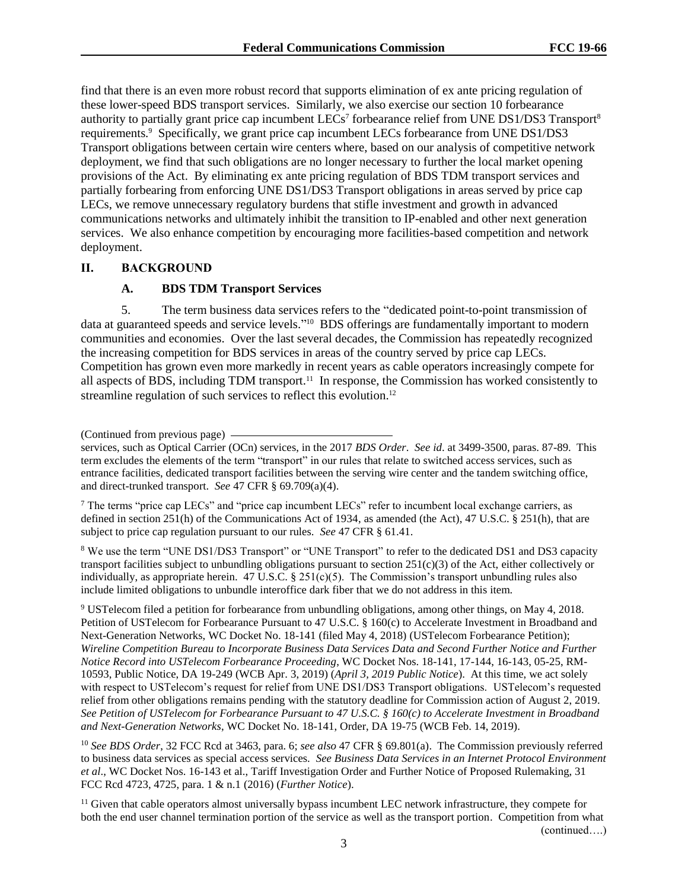find that there is an even more robust record that supports elimination of ex ante pricing regulation of these lower-speed BDS transport services. Similarly, we also exercise our section 10 forbearance authority to partially grant price cap incumbent LECs[7] forbearance relief from UNE DS1/DS3 Transport[8] requirements.[9] Specifically, we grant price cap incumbent LECs forbearance from UNE DS1/DS3 Transport obligations between certain wire centers where, based on our analysis of competitive network deployment, we find that such obligations are no longer necessary to further the local market opening provisions of the Act. By eliminating ex ante pricing regulation of BDS TDM transport services and partially forbearing from enforcing UNE DS1/DS3 Transport obligations in areas served by price cap LECs, we remove unnecessary regulatory burdens that stifle investment and growth in advanced communications networks and ultimately inhibit the transition to IP-enabled and other next generation services. We also enhance competition by encouraging more facilities-based competition and network deployment.

## II. BACKGROUND

### A. BDS TDM Transport Services

5. The term business data services refers to the "dedicated point-to-point transmission of data at guaranteed speeds and service levels."[10] BDS offerings are fundamentally important to modern communities and economies. Over the last several decades, the Commission has repeatedly recognized the increasing competition for BDS services in areas of the country served by price cap LECs. Competition has grown even more markedly in recent years as cable operators increasingly compete for all aspects of BDS, including TDM transport.[11] In response, the Commission has worked consistently to streamline regulation of such services to reflect this evolution.[12]

(Continued from previous page)

services, such as Optical Carrier (OCn) services, in the 2017 *BDS Order*. *See id*. at 3499-3500, paras. 87-89. This term excludes the elements of the term "transport" in our rules that relate to switched access services, such as entrance facilities, dedicated transport facilities between the serving wire center and the tandem switching office, and direct-trunked transport. *See* 47 CFR § 69.709(a)(4).

[7] The terms "price cap LECs" and "price cap incumbent LECs" refer to incumbent local exchange carriers, as defined in section 251(h) of the Communications Act of 1934, as amended (the Act), 47 U.S.C. § 251(h), that are subject to price cap regulation pursuant to our rules. *See* 47 CFR § 61.41.

[8] We use the term "UNE DS1/DS3 Transport" or "UNE Transport" to refer to the dedicated DS1 and DS3 capacity transport facilities subject to unbundling obligations pursuant to section 251(c)(3) of the Act, either collectively or individually, as appropriate herein. 47 U.S.C. § 251(c)(5). The Commission's transport unbundling rules also include limited obligations to unbundle interoffice dark fiber that we do not address in this item.

[9] USTelecom filed a petition for forbearance from unbundling obligations, among other things, on May 4, 2018. Petition of USTelecom for Forbearance Pursuant to 47 U.S.C. § 160(c) to Accelerate Investment in Broadband and Next-Generation Networks, WC Docket No. 18-141 (filed May 4, 2018) (USTelecom Forbearance Petition); *Wireline Competition Bureau to Incorporate Business Data Services Data and Second Further Notice and Further Notice Record into USTelecom Forbearance Proceeding*, WC Docket Nos. 18-141, 17-144, 16-143, 05-25, RM-10593, Public Notice, DA 19-249 (WCB Apr. 3, 2019) (*April 3, 2019 Public Notice*). At this time, we act solely with respect to USTelecom's request for relief from UNE DS1/DS3 Transport obligations. USTelecom's requested relief from other obligations remains pending with the statutory deadline for Commission action of August 2, 2019. *See Petition of USTelecom for Forbearance Pursuant to 47 U.S.C. § 160(c) to Accelerate Investment in Broadband and Next-Generation Networks*, WC Docket No. 18-141, Order, DA 19-75 (WCB Feb. 14, 2019).

[10] *See BDS Order*, 32 FCC Rcd at 3463, para. 6; *see also* 47 CFR § 69.801(a). The Commission previously referred to business data services as special access services. *See Business Data Services in an Internet Protocol Environment et al*., WC Docket Nos. 16-143 et al., Tariff Investigation Order and Further Notice of Proposed Rulemaking, 31 FCC Rcd 4723, 4725, para. 1 & n.1 (2016) (*Further Notice*).

[11] Given that cable operators almost universally bypass incumbent LEC network infrastructure, they compete for both the end user channel termination portion of the service as well as the transport portion. Competition from what

(continued….)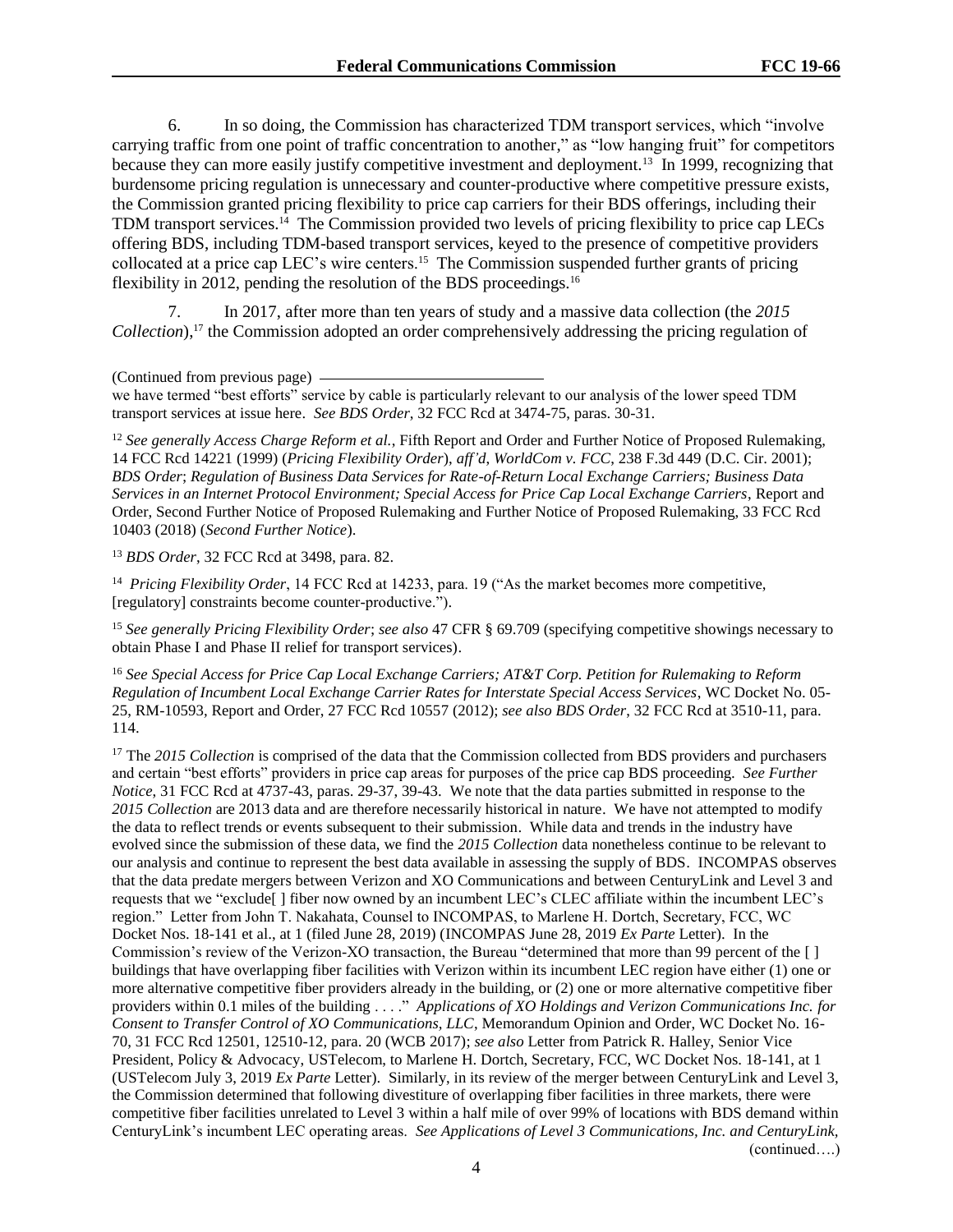6. In so doing, the Commission has characterized TDM transport services, which "involve carrying traffic from one point of traffic concentration to another," as "low hanging fruit" for competitors because they can more easily justify competitive investment and deployment.[13] In 1999, recognizing that burdensome pricing regulation is unnecessary and counter-productive where competitive pressure exists, the Commission granted pricing flexibility to price cap carriers for their BDS offerings, including their TDM transport services.[14] The Commission provided two levels of pricing flexibility to price cap LECs offering BDS, including TDM-based transport services, keyed to the presence of competitive providers collocated at a price cap LEC's wire centers.[15] The Commission suspended further grants of pricing flexibility in 2012, pending the resolution of the BDS proceedings.[16]

7. In 2017, after more than ten years of study and a massive data collection (the *2015 Collection*),[17] the Commission adopted an order comprehensively addressing the pricing regulation of

---

(Continued from previous page) we have termed "best efforts" service by cable is particularly relevant to our analysis of the lower speed TDM transport services at issue here. *See BDS Order*, 32 FCC Rcd at 3474-75, paras. 30-31.

[12] *See generally Access Charge Reform et al.*, Fifth Report and Order and Further Notice of Proposed Rulemaking, 14 FCC Rcd 14221 (1999) (*Pricing Flexibility Order*), *aff'd*, *WorldCom v. FCC*, 238 F.3d 449 (D.C. Cir. 2001); *BDS Order*; *Regulation of Business Data Services for Rate-of-Return Local Exchange Carriers; Business Data Services in an Internet Protocol Environment; Special Access for Price Cap Local Exchange Carriers*, Report and Order, Second Further Notice of Proposed Rulemaking and Further Notice of Proposed Rulemaking, 33 FCC Rcd 10403 (2018) (*Second Further Notice*).

[13] *BDS Order*, 32 FCC Rcd at 3498, para. 82.

[14] *Pricing Flexibility Order*, 14 FCC Rcd at 14233, para. 19 ("As the market becomes more competitive, [regulatory] constraints become counter-productive.").

[15] *See generally Pricing Flexibility Order*; *see also* 47 CFR § 69.709 (specifying competitive showings necessary to obtain Phase I and Phase II relief for transport services).

[16] *See Special Access for Price Cap Local Exchange Carriers; AT&T Corp. Petition for Rulemaking to Reform Regulation of Incumbent Local Exchange Carrier Rates for Interstate Special Access Services*, WC Docket No. 05-25, RM-10593, Report and Order, 27 FCC Rcd 10557 (2012); *see also BDS Order*, 32 FCC Rcd at 3510-11, para. 114.

[17] The *2015 Collection* is comprised of the data that the Commission collected from BDS providers and purchasers and certain "best efforts" providers in price cap areas for purposes of the price cap BDS proceeding. *See Further Notice*, 31 FCC Rcd at 4737-43, paras. 29-37, 39-43. We note that the data parties submitted in response to the *2015 Collection* are 2013 data and are therefore necessarily historical in nature. We have not attempted to modify the data to reflect trends or events subsequent to their submission. While data and trends in the industry have evolved since the submission of these data, we find the *2015 Collection* data nonetheless continue to be relevant to our analysis and continue to represent the best data available in assessing the supply of BDS. INCOMPAS observes that the data predate mergers between Verizon and XO Communications and between CenturyLink and Level 3 and requests that we "exclude[ ] fiber now owned by an incumbent LEC's CLEC affiliate within the incumbent LEC's region." Letter from John T. Nakahata, Counsel to INCOMPAS, to Marlene H. Dortch, Secretary, FCC, WC Docket Nos. 18-141 et al., at 1 (filed June 28, 2019) (INCOMPAS June 28, 2019 *Ex Parte* Letter). In the Commission's review of the Verizon-XO transaction, the Bureau "determined that more than 99 percent of the [ ] buildings that have overlapping fiber facilities with Verizon within its incumbent LEC region have either (1) one or more alternative competitive fiber providers already in the building, or (2) one or more alternative competitive fiber providers within 0.1 miles of the building . . . ." *Applications of XO Holdings and Verizon Communications Inc. for Consent to Transfer Control of XO Communications, LLC*, Memorandum Opinion and Order, WC Docket No. 16-70, 31 FCC Rcd 12501, 12510-12, para. 20 (WCB 2017); *see also* Letter from Patrick R. Halley, Senior Vice President, Policy & Advocacy, USTelecom, to Marlene H. Dortch, Secretary, FCC, WC Docket Nos. 18-141, at 1 (USTelecom July 3, 2019 *Ex Parte* Letter). Similarly, in its review of the merger between CenturyLink and Level 3, the Commission determined that following divestiture of overlapping fiber facilities in three markets, there were competitive fiber facilities unrelated to Level 3 within a half mile of over 99% of locations with BDS demand within CenturyLink's incumbent LEC operating areas. *See Applications of Level 3 Communications, Inc. and CenturyLink,* (continued….)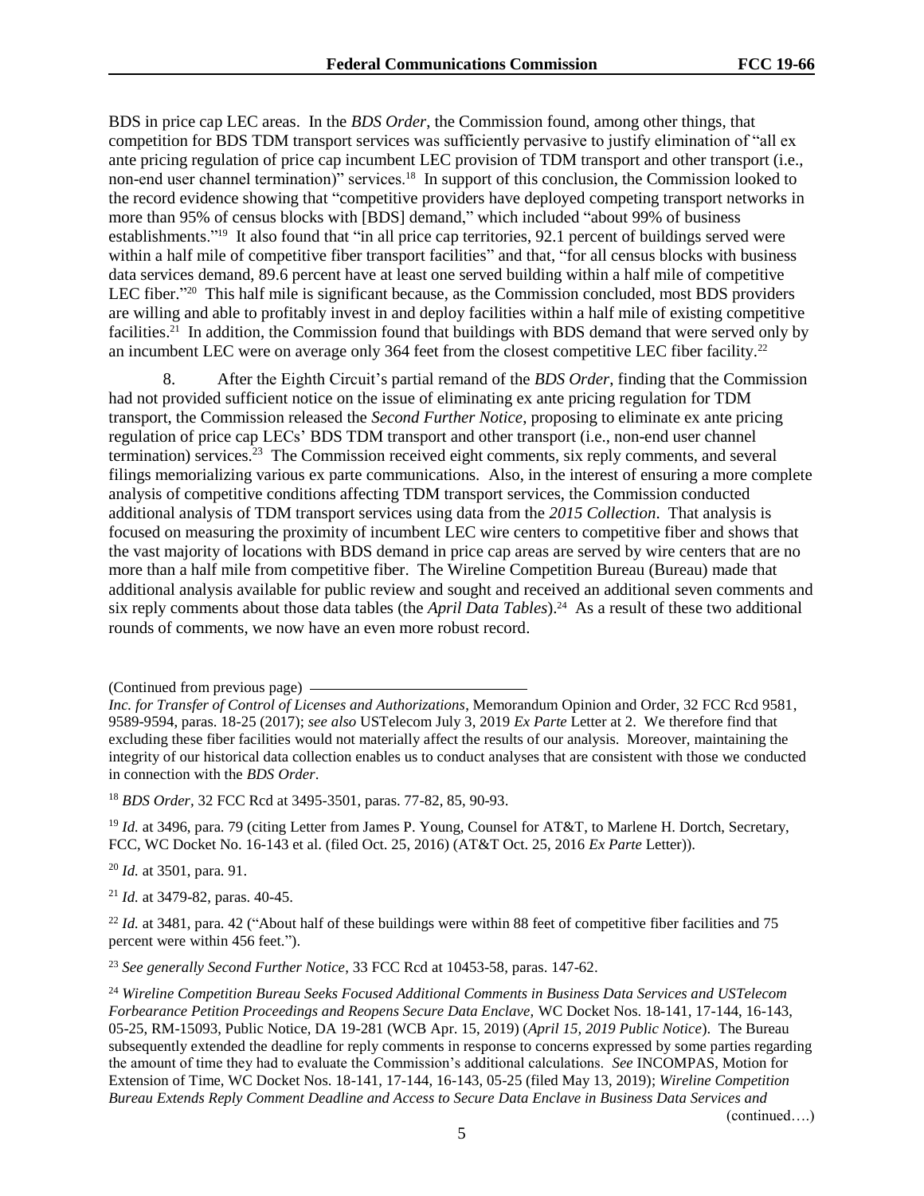BDS in price cap LEC areas. In the *BDS Order*, the Commission found, among other things, that competition for BDS TDM transport services was sufficiently pervasive to justify elimination of "all ex ante pricing regulation of price cap incumbent LEC provision of TDM transport and other transport (i.e., non-end user channel termination)" services.[18] In support of this conclusion, the Commission looked to the record evidence showing that "competitive providers have deployed competing transport networks in more than 95% of census blocks with [BDS] demand," which included "about 99% of business establishments."[19] It also found that "in all price cap territories, 92.1 percent of buildings served were within a half mile of competitive fiber transport facilities" and that, "for all census blocks with business data services demand, 89.6 percent have at least one served building within a half mile of competitive LEC fiber."[20] This half mile is significant because, as the Commission concluded, most BDS providers are willing and able to profitably invest in and deploy facilities within a half mile of existing competitive facilities.[21] In addition, the Commission found that buildings with BDS demand that were served only by an incumbent LEC were on average only 364 feet from the closest competitive LEC fiber facility.[22]

8. After the Eighth Circuit's partial remand of the *BDS Order*, finding that the Commission had not provided sufficient notice on the issue of eliminating ex ante pricing regulation for TDM transport, the Commission released the *Second Further Notice*, proposing to eliminate ex ante pricing regulation of price cap LECs' BDS TDM transport and other transport (i.e., non-end user channel termination) services.[23] The Commission received eight comments, six reply comments, and several filings memorializing various ex parte communications. Also, in the interest of ensuring a more complete analysis of competitive conditions affecting TDM transport services, the Commission conducted additional analysis of TDM transport services using data from the *2015 Collection*. That analysis is focused on measuring the proximity of incumbent LEC wire centers to competitive fiber and shows that the vast majority of locations with BDS demand in price cap areas are served by wire centers that are no more than a half mile from competitive fiber. The Wireline Competition Bureau (Bureau) made that additional analysis available for public review and sought and received an additional seven comments and six reply comments about those data tables (the *April Data Tables*).[24] As a result of these two additional rounds of comments, we now have an even more robust record.

(Continued from previous page)

*Inc. for Transfer of Control of Licenses and Authorizations*, Memorandum Opinion and Order, 32 FCC Rcd 9581, 9589-9594, paras. 18-25 (2017); *see also* USTelecom July 3, 2019 *Ex Parte* Letter at 2. We therefore find that excluding these fiber facilities would not materially affect the results of our analysis. Moreover, maintaining the integrity of our historical data collection enables us to conduct analyses that are consistent with those we conducted in connection with the *BDS Order*.

[18] *BDS Order*, 32 FCC Rcd at 3495-3501, paras. 77-82, 85, 90-93.

[19] *Id.* at 3496, para. 79 (citing Letter from James P. Young, Counsel for AT&T, to Marlene H. Dortch, Secretary, FCC, WC Docket No. 16-143 et al. (filed Oct. 25, 2016) (AT&T Oct. 25, 2016 *Ex Parte* Letter)).

[20] *Id.* at 3501, para. 91.

[21] *Id.* at 3479-82, paras. 40-45.

[22] *Id.* at 3481, para. 42 ("About half of these buildings were within 88 feet of competitive fiber facilities and 75 percent were within 456 feet.").

[23] *See generally Second Further Notice*, 33 FCC Rcd at 10453-58, paras. 147-62.

[24] *Wireline Competition Bureau Seeks Focused Additional Comments in Business Data Services and USTelecom Forbearance Petition Proceedings and Reopens Secure Data Enclave*, WC Docket Nos. 18-141, 17-144, 16-143, 05-25, RM-15093, Public Notice, DA 19-281 (WCB Apr. 15, 2019) (*April 15, 2019 Public Notice*). The Bureau subsequently extended the deadline for reply comments in response to concerns expressed by some parties regarding the amount of time they had to evaluate the Commission's additional calculations. *See* INCOMPAS, Motion for Extension of Time, WC Docket Nos. 18-141, 17-144, 16-143, 05-25 (filed May 13, 2019); *Wireline Competition Bureau Extends Reply Comment Deadline and Access to Secure Data Enclave in Business Data Services and*

(continued….)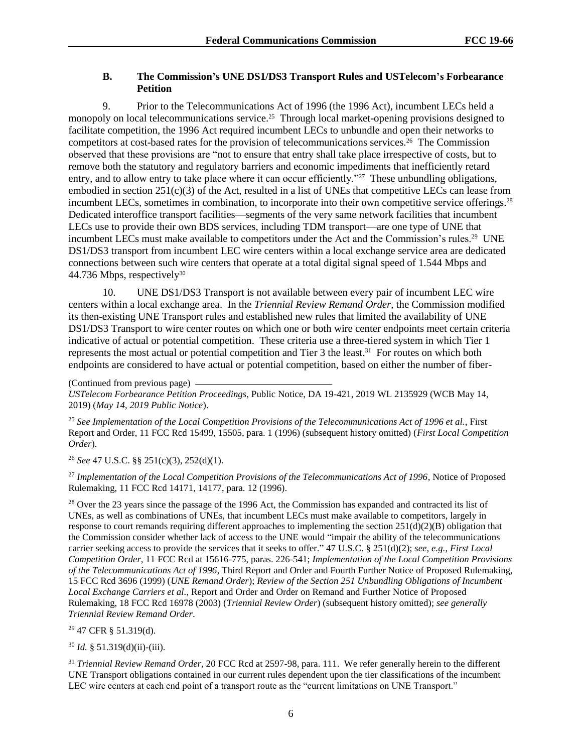### B. The Commission's UNE DS1/DS3 Transport Rules and USTelecom's Forbearance Petition

9. Prior to the Telecommunications Act of 1996 (the 1996 Act), incumbent LECs held a monopoly on local telecommunications service.[25] Through local market-opening provisions designed to facilitate competition, the 1996 Act required incumbent LECs to unbundle and open their networks to competitors at cost-based rates for the provision of telecommunications services.[26] The Commission observed that these provisions are "not to ensure that entry shall take place irrespective of costs, but to remove both the statutory and regulatory barriers and economic impediments that inefficiently retard entry, and to allow entry to take place where it can occur efficiently."[27] These unbundling obligations, embodied in section 251(c)(3) of the Act, resulted in a list of UNEs that competitive LECs can lease from incumbent LECs, sometimes in combination, to incorporate into their own competitive service offerings.[28] Dedicated interoffice transport facilities—segments of the very same network facilities that incumbent LECs use to provide their own BDS services, including TDM transport—are one type of UNE that incumbent LECs must make available to competitors under the Act and the Commission's rules.[29] UNE DS1/DS3 transport from incumbent LEC wire centers within a local exchange service area are dedicated connections between such wire centers that operate at a total digital signal speed of 1.544 Mbps and 44.736 Mbps, respectively[30]

10. UNE DS1/DS3 Transport is not available between every pair of incumbent LEC wire centers within a local exchange area. In the *Triennial Review Remand Order*, the Commission modified its then-existing UNE Transport rules and established new rules that limited the availability of UNE DS1/DS3 Transport to wire center routes on which one or both wire center endpoints meet certain criteria indicative of actual or potential competition. These criteria use a three-tiered system in which Tier 1 represents the most actual or potential competition and Tier 3 the least.[31] For routes on which both endpoints are considered to have actual or potential competition, based on either the number of fiber-

(Continued from previous page) *USTelecom Forbearance Petition Proceedings*, Public Notice, DA 19-421, 2019 WL 2135929 (WCB May 14, 2019) (*May 14, 2019 Public Notice*).

[25] *See Implementation of the Local Competition Provisions of the Telecommunications Act of 1996 et al.*, First Report and Order, 11 FCC Rcd 15499, 15505, para. 1 (1996) (subsequent history omitted) (*First Local Competition Order*).

[26] *See* 47 U.S.C. §§ 251(c)(3), 252(d)(1).

[27] *Implementation of the Local Competition Provisions of the Telecommunications Act of 1996*, Notice of Proposed Rulemaking, 11 FCC Rcd 14171, 14177, para. 12 (1996).

[28] Over the 23 years since the passage of the 1996 Act, the Commission has expanded and contracted its list of UNEs, as well as combinations of UNEs, that incumbent LECs must make available to competitors, largely in response to court remands requiring different approaches to implementing the section 251(d)(2)(B) obligation that the Commission consider whether lack of access to the UNE would "impair the ability of the telecommunications carrier seeking access to provide the services that it seeks to offer." 47 U.S.C. § 251(d)(2); *see, e.g.*, *First Local Competition Order*, 11 FCC Rcd at 15616-775, paras. 226-541; *Implementation of the Local Competition Provisions of the Telecommunications Act of 1996*, Third Report and Order and Fourth Further Notice of Proposed Rulemaking, 15 FCC Rcd 3696 (1999) (*UNE Remand Order*); *Review of the Section 251 Unbundling Obligations of Incumbent Local Exchange Carriers et al.*, Report and Order and Order on Remand and Further Notice of Proposed Rulemaking, 18 FCC Rcd 16978 (2003) (*Triennial Review Order*) (subsequent history omitted); *see generally Triennial Review Remand Order*.

[29] 47 CFR § 51.319(d).

[30] *Id.* § 51.319(d)(ii)-(iii).

[31] *Triennial Review Remand Order*, 20 FCC Rcd at 2597-98, para. 111. We refer generally herein to the different UNE Transport obligations contained in our current rules dependent upon the tier classifications of the incumbent LEC wire centers at each end point of a transport route as the "current limitations on UNE Transport."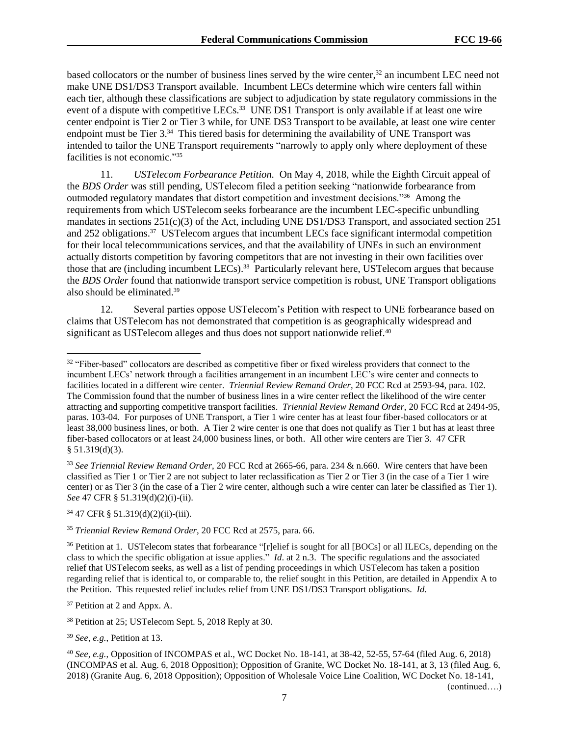based collocators or the number of business lines served by the wire center,[32] an incumbent LEC need not make UNE DS1/DS3 Transport available. Incumbent LECs determine which wire centers fall within each tier, although these classifications are subject to adjudication by state regulatory commissions in the event of a dispute with competitive LECs.[33] UNE DS1 Transport is only available if at least one wire center endpoint is Tier 2 or Tier 3 while, for UNE DS3 Transport to be available, at least one wire center endpoint must be Tier 3.[34] This tiered basis for determining the availability of UNE Transport was intended to tailor the UNE Transport requirements "narrowly to apply only where deployment of these facilities is not economic."[35]

11. *USTelecom Forbearance Petition.* On May 4, 2018, while the Eighth Circuit appeal of the *BDS Order* was still pending, USTelecom filed a petition seeking "nationwide forbearance from outmoded regulatory mandates that distort competition and investment decisions."[36] Among the requirements from which USTelecom seeks forbearance are the incumbent LEC-specific unbundling mandates in sections 251(c)(3) of the Act, including UNE DS1/DS3 Transport, and associated section 251 and 252 obligations.[37] USTelecom argues that incumbent LECs face significant intermodal competition for their local telecommunications services, and that the availability of UNEs in such an environment actually distorts competition by favoring competitors that are not investing in their own facilities over those that are (including incumbent LECs).[38] Particularly relevant here, USTelecom argues that because the *BDS Order* found that nationwide transport service competition is robust, UNE Transport obligations also should be eliminated.[39]

12. Several parties oppose USTelecom's Petition with respect to UNE forbearance based on claims that USTelecom has not demonstrated that competition is as geographically widespread and significant as USTelecom alleges and thus does not support nationwide relief.[40]

---

[32] "Fiber-based" collocators are described as competitive fiber or fixed wireless providers that connect to the incumbent LECs' network through a facilities arrangement in an incumbent LEC's wire center and connects to facilities located in a different wire center. *Triennial Review Remand Order*, 20 FCC Rcd at 2593-94, para. 102. The Commission found that the number of business lines in a wire center reflect the likelihood of the wire center attracting and supporting competitive transport facilities. *Triennial Review Remand Order*, 20 FCC Rcd at 2494-95, paras. 103-04. For purposes of UNE Transport, a Tier 1 wire center has at least four fiber-based collocators or at least 38,000 business lines, or both. A Tier 2 wire center is one that does not qualify as Tier 1 but has at least three fiber-based collocators or at least 24,000 business lines, or both. All other wire centers are Tier 3. 47 CFR § 51.319(d)(3).

[33] *See Triennial Review Remand Order*, 20 FCC Rcd at 2665-66, para. 234 & n.660. Wire centers that have been classified as Tier 1 or Tier 2 are not subject to later reclassification as Tier 2 or Tier 3 (in the case of a Tier 1 wire center) or as Tier 3 (in the case of a Tier 2 wire center, although such a wire center can later be classified as Tier 1). *See* 47 CFR § 51.319(d)(2)(i)-(ii).

[34] 47 CFR § 51.319(d)(2)(ii)-(iii).

[35] *Triennial Review Remand Order*, 20 FCC Rcd at 2575, para. 66.

[36] Petition at 1. USTelecom states that forbearance "[r]elief is sought for all [BOCs] or all ILECs, depending on the class to which the specific obligation at issue applies." *Id*. at 2 n.3. The specific regulations and the associated relief that USTelecom seeks, as well as a list of pending proceedings in which USTelecom has taken a position regarding relief that is identical to, or comparable to, the relief sought in this Petition, are detailed in Appendix A to the Petition. This requested relief includes relief from UNE DS1/DS3 Transport obligations. *Id.*

[37] Petition at 2 and Appx. A.

[38] Petition at 25; USTelecom Sept. 5, 2018 Reply at 30.

[39] *See, e.g.*, Petition at 13.

[40] *See, e.g.*, Opposition of INCOMPAS et al., WC Docket No. 18-141, at 38-42, 52-55, 57-64 (filed Aug. 6, 2018) (INCOMPAS et al. Aug. 6, 2018 Opposition); Opposition of Granite, WC Docket No. 18-141, at 3, 13 (filed Aug. 6, 2018) (Granite Aug. 6, 2018 Opposition); Opposition of Wholesale Voice Line Coalition, WC Docket No. 18-141, (continued….)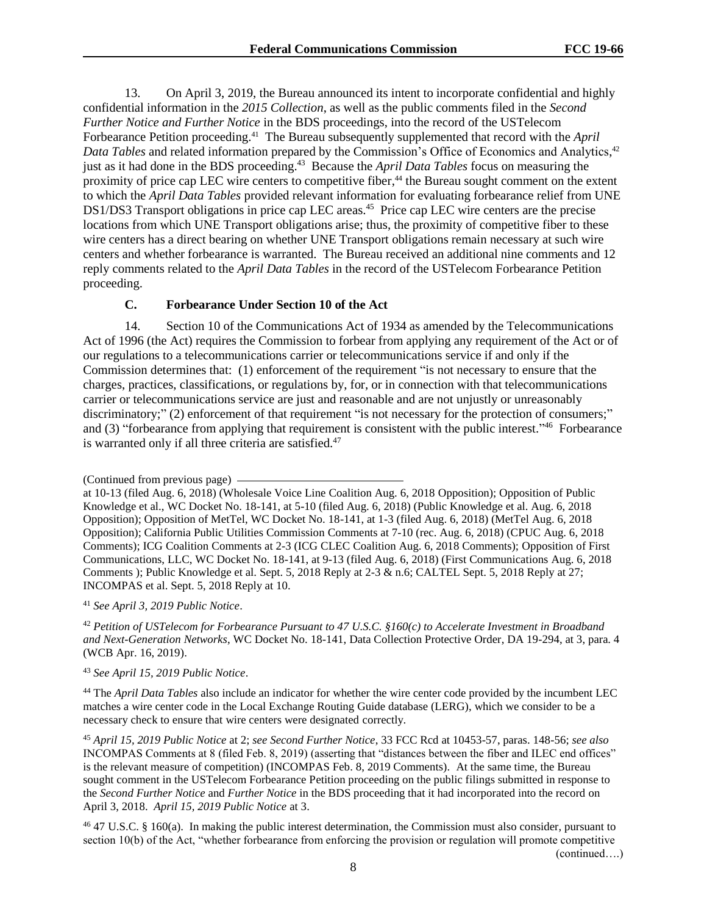13. On April 3, 2019, the Bureau announced its intent to incorporate confidential and highly confidential information in the *2015 Collection*, as well as the public comments filed in the *Second Further Notice and Further Notice* in the BDS proceedings, into the record of the USTelecom Forbearance Petition proceeding.[41] The Bureau subsequently supplemented that record with the *April Data Tables* and related information prepared by the Commission's Office of Economics and Analytics,[42] just as it had done in the BDS proceeding.[43] Because the *April Data Tables* focus on measuring the proximity of price cap LEC wire centers to competitive fiber,[44] the Bureau sought comment on the extent to which the *April Data Tables* provided relevant information for evaluating forbearance relief from UNE DS1/DS3 Transport obligations in price cap LEC areas.[45] Price cap LEC wire centers are the precise locations from which UNE Transport obligations arise; thus, the proximity of competitive fiber to these wire centers has a direct bearing on whether UNE Transport obligations remain necessary at such wire centers and whether forbearance is warranted. The Bureau received an additional nine comments and 12 reply comments related to the *April Data Tables* in the record of the USTelecom Forbearance Petition proceeding.

### C. Forbearance Under Section 10 of the Act

14. Section 10 of the Communications Act of 1934 as amended by the Telecommunications Act of 1996 (the Act) requires the Commission to forbear from applying any requirement of the Act or of our regulations to a telecommunications carrier or telecommunications service if and only if the Commission determines that: (1) enforcement of the requirement "is not necessary to ensure that the charges, practices, classifications, or regulations by, for, or in connection with that telecommunications carrier or telecommunications service are just and reasonable and are not unjustly or unreasonably discriminatory;" (2) enforcement of that requirement "is not necessary for the protection of consumers;" and (3) "forbearance from applying that requirement is consistent with the public interest."[46] Forbearance is warranted only if all three criteria are satisfied.[47]

---

(Continued from previous page)
at 10-13 (filed Aug. 6, 2018) (Wholesale Voice Line Coalition Aug. 6, 2018 Opposition); Opposition of Public Knowledge et al., WC Docket No. 18-141, at 5-10 (filed Aug. 6, 2018) (Public Knowledge et al. Aug. 6, 2018 Opposition); Opposition of MetTel, WC Docket No. 18-141, at 1-3 (filed Aug. 6, 2018) (MetTel Aug. 6, 2018 Opposition); California Public Utilities Commission Comments at 7-10 (rec. Aug. 6, 2018) (CPUC Aug. 6, 2018 Comments); ICG Coalition Comments at 2-3 (ICG CLEC Coalition Aug. 6, 2018 Comments); Opposition of First Communications, LLC, WC Docket No. 18-141, at 9-13 (filed Aug. 6, 2018) (First Communications Aug. 6, 2018 Comments ); Public Knowledge et al. Sept. 5, 2018 Reply at 2-3 & n.6; CALTEL Sept. 5, 2018 Reply at 27; INCOMPAS et al. Sept. 5, 2018 Reply at 10.

[41] *See April 3, 2019 Public Notice*.

[42] *Petition of USTelecom for Forbearance Pursuant to 47 U.S.C. §160(c) to Accelerate Investment in Broadband and Next-Generation Networks*, WC Docket No. 18-141, Data Collection Protective Order, DA 19-294, at 3, para. 4 (WCB Apr. 16, 2019).

[43] *See April 15, 2019 Public Notice*.

[44] The *April Data Tables* also include an indicator for whether the wire center code provided by the incumbent LEC matches a wire center code in the Local Exchange Routing Guide database (LERG), which we consider to be a necessary check to ensure that wire centers were designated correctly.

[45] *April 15, 2019 Public Notice* at 2; *see Second Further Notice*, 33 FCC Rcd at 10453-57, paras. 148-56; *see also* INCOMPAS Comments at 8 (filed Feb. 8, 2019) (asserting that "distances between the fiber and ILEC end offices" is the relevant measure of competition) (INCOMPAS Feb. 8, 2019 Comments). At the same time, the Bureau sought comment in the USTelecom Forbearance Petition proceeding on the public filings submitted in response to the *Second Further Notice* and *Further Notice* in the BDS proceeding that it had incorporated into the record on April 3, 2018. *April 15, 2019 Public Notice* at 3.

[46] 47 U.S.C. § 160(a). In making the public interest determination, the Commission must also consider, pursuant to section 10(b) of the Act, "whether forbearance from enforcing the provision or regulation will promote competitive
(continued….)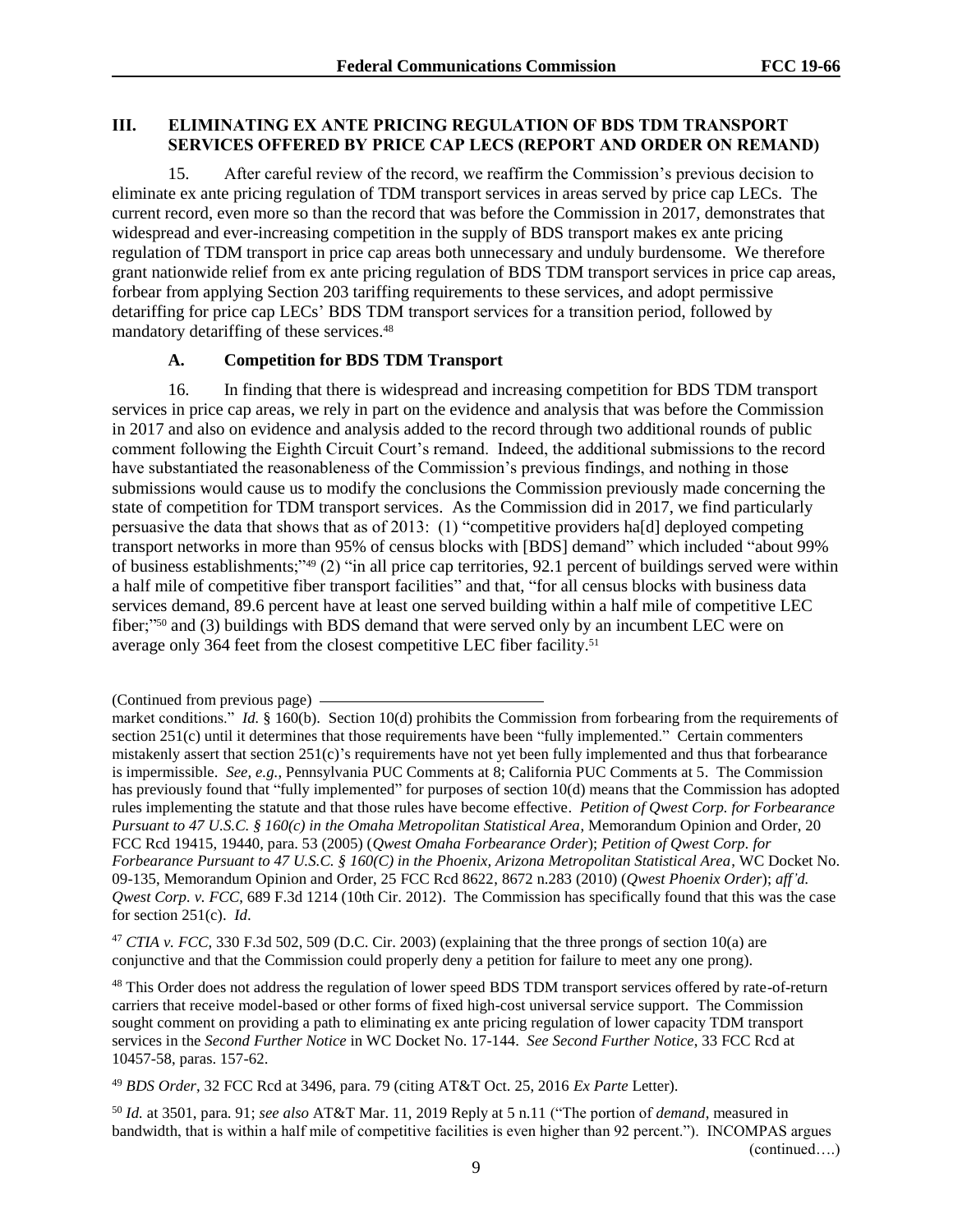## III. ELIMINATING EX ANTE PRICING REGULATION OF BDS TDM TRANSPORT SERVICES OFFERED BY PRICE CAP LECS (REPORT AND ORDER ON REMAND)

15. After careful review of the record, we reaffirm the Commission's previous decision to eliminate ex ante pricing regulation of TDM transport services in areas served by price cap LECs. The current record, even more so than the record that was before the Commission in 2017, demonstrates that widespread and ever-increasing competition in the supply of BDS transport makes ex ante pricing regulation of TDM transport in price cap areas both unnecessary and unduly burdensome. We therefore grant nationwide relief from ex ante pricing regulation of BDS TDM transport services in price cap areas, forbear from applying Section 203 tariffing requirements to these services, and adopt permissive detariffing for price cap LECs' BDS TDM transport services for a transition period, followed by mandatory detariffing of these services.[48]

### A. Competition for BDS TDM Transport

16. In finding that there is widespread and increasing competition for BDS TDM transport services in price cap areas, we rely in part on the evidence and analysis that was before the Commission in 2017 and also on evidence and analysis added to the record through two additional rounds of public comment following the Eighth Circuit Court's remand. Indeed, the additional submissions to the record have substantiated the reasonableness of the Commission's previous findings, and nothing in those submissions would cause us to modify the conclusions the Commission previously made concerning the state of competition for TDM transport services. As the Commission did in 2017, we find particularly persuasive the data that shows that as of 2013: (1) "competitive providers ha[d] deployed competing transport networks in more than 95% of census blocks with [BDS] demand" which included "about 99% of business establishments;"[49] (2) "in all price cap territories, 92.1 percent of buildings served were within a half mile of competitive fiber transport facilities" and that, "for all census blocks with business data services demand, 89.6 percent have at least one served building within a half mile of competitive LEC fiber;"[50] and (3) buildings with BDS demand that were served only by an incumbent LEC were on average only 364 feet from the closest competitive LEC fiber facility.[51]

---

(Continued from previous page)

market conditions." *Id.* § 160(b). Section 10(d) prohibits the Commission from forbearing from the requirements of section 251(c) until it determines that those requirements have been "fully implemented." Certain commenters mistakenly assert that section 251(c)'s requirements have not yet been fully implemented and thus that forbearance is impermissible. *See, e.g.*, Pennsylvania PUC Comments at 8; California PUC Comments at 5. The Commission has previously found that "fully implemented" for purposes of section 10(d) means that the Commission has adopted rules implementing the statute and that those rules have become effective. *Petition of Qwest Corp. for Forbearance Pursuant to 47 U.S.C. § 160(c) in the Omaha Metropolitan Statistical Area*, Memorandum Opinion and Order, 20 FCC Rcd 19415, 19440, para. 53 (2005) (*Qwest Omaha Forbearance Order*); *Petition of Qwest Corp. for Forbearance Pursuant to 47 U.S.C. § 160(C) in the Phoenix, Arizona Metropolitan Statistical Area*, WC Docket No. 09-135, Memorandum Opinion and Order, 25 FCC Rcd 8622, 8672 n.283 (2010) (*Qwest Phoenix Order*); *aff'd. Qwest Corp. v. FCC*, 689 F.3d 1214 (10th Cir. 2012). The Commission has specifically found that this was the case for section 251(c). *Id*.

[47] *CTIA v. FCC*, 330 F.3d 502, 509 (D.C. Cir. 2003) (explaining that the three prongs of section 10(a) are conjunctive and that the Commission could properly deny a petition for failure to meet any one prong).

[48] This Order does not address the regulation of lower speed BDS TDM transport services offered by rate-of-return carriers that receive model-based or other forms of fixed high-cost universal service support. The Commission sought comment on providing a path to eliminating ex ante pricing regulation of lower capacity TDM transport services in the *Second Further Notice* in WC Docket No. 17-144. *See Second Further Notice*, 33 FCC Rcd at 10457-58, paras. 157-62.

[49] *BDS Order*, 32 FCC Rcd at 3496, para. 79 (citing AT&T Oct. 25, 2016 *Ex Parte* Letter).

[50] *Id.* at 3501, para. 91; *see also* AT&T Mar. 11, 2019 Reply at 5 n.11 ("The portion of *demand*, measured in bandwidth, that is within a half mile of competitive facilities is even higher than 92 percent."). INCOMPAS argues

(continued….)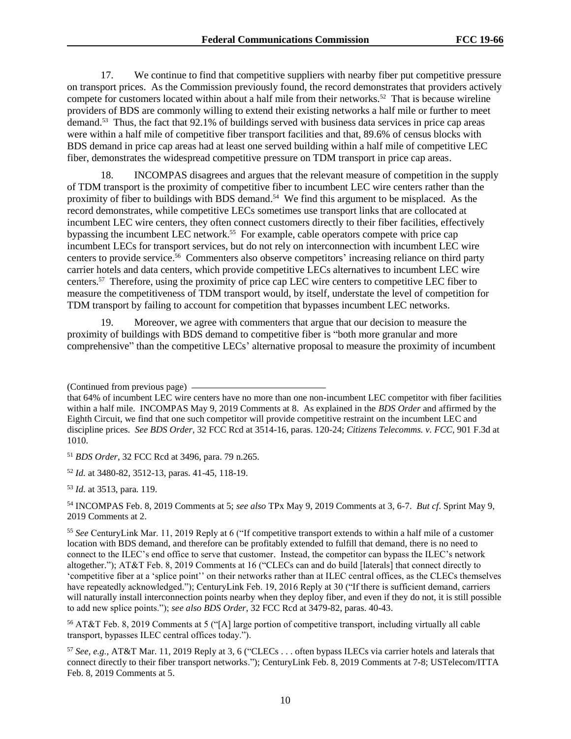17. We continue to find that competitive suppliers with nearby fiber put competitive pressure on transport prices. As the Commission previously found, the record demonstrates that providers actively compete for customers located within about a half mile from their networks.[52] That is because wireline providers of BDS are commonly willing to extend their existing networks a half mile or further to meet demand.[53] Thus, the fact that 92.1% of buildings served with business data services in price cap areas were within a half mile of competitive fiber transport facilities and that, 89.6% of census blocks with BDS demand in price cap areas had at least one served building within a half mile of competitive LEC fiber, demonstrates the widespread competitive pressure on TDM transport in price cap areas.

18. INCOMPAS disagrees and argues that the relevant measure of competition in the supply of TDM transport is the proximity of competitive fiber to incumbent LEC wire centers rather than the proximity of fiber to buildings with BDS demand.[54] We find this argument to be misplaced. As the record demonstrates, while competitive LECs sometimes use transport links that are collocated at incumbent LEC wire centers, they often connect customers directly to their fiber facilities, effectively bypassing the incumbent LEC network.[55] For example, cable operators compete with price cap incumbent LECs for transport services, but do not rely on interconnection with incumbent LEC wire centers to provide service.[56] Commenters also observe competitors' increasing reliance on third party carrier hotels and data centers, which provide competitive LECs alternatives to incumbent LEC wire centers.[57] Therefore, using the proximity of price cap LEC wire centers to competitive LEC fiber to measure the competitiveness of TDM transport would, by itself, understate the level of competition for TDM transport by failing to account for competition that bypasses incumbent LEC networks.

19. Moreover, we agree with commenters that argue that our decision to measure the proximity of buildings with BDS demand to competitive fiber is "both more granular and more comprehensive" than the competitive LECs' alternative proposal to measure the proximity of incumbent

---

(Continued from previous page)

that 64% of incumbent LEC wire centers have no more than one non-incumbent LEC competitor with fiber facilities within a half mile. INCOMPAS May 9, 2019 Comments at 8. As explained in the *BDS Order* and affirmed by the Eighth Circuit, we find that one such competitor will provide competitive restraint on the incumbent LEC and discipline prices. *See BDS Order*, 32 FCC Rcd at 3514-16, paras. 120-24; *Citizens Telecomms. v. FCC*, 901 F.3d at 1010.

[51] *BDS Order*, 32 FCC Rcd at 3496, para. 79 n.265.

[52] *Id.* at 3480-82, 3512-13, paras. 41-45, 118-19.

[53] *Id.* at 3513, para. 119.

[54] INCOMPAS Feb. 8, 2019 Comments at 5; *see also* TPx May 9, 2019 Comments at 3, 6-7. *But cf*. Sprint May 9, 2019 Comments at 2.

[55] *See* CenturyLink Mar. 11, 2019 Reply at 6 ("If competitive transport extends to within a half mile of a customer location with BDS demand, and therefore can be profitably extended to fulfill that demand, there is no need to connect to the ILEC's end office to serve that customer. Instead, the competitor can bypass the ILEC's network altogether."); AT&T Feb. 8, 2019 Comments at 16 ("CLECs can and do build [laterals] that connect directly to 'competitive fiber at a 'splice point'' on their networks rather than at ILEC central offices, as the CLECs themselves have repeatedly acknowledged."); CenturyLink Feb. 19, 2016 Reply at 30 ("If there is sufficient demand, carriers will naturally install interconnection points nearby when they deploy fiber, and even if they do not, it is still possible to add new splice points."); *see also BDS Order*, 32 FCC Rcd at 3479-82, paras. 40-43.

[56] AT&T Feb. 8, 2019 Comments at 5 ("[A] large portion of competitive transport, including virtually all cable transport, bypasses ILEC central offices today.").

[57] *See, e.g.*, AT&T Mar. 11, 2019 Reply at 3, 6 ("CLECs . . . often bypass ILECs via carrier hotels and laterals that connect directly to their fiber transport networks."); CenturyLink Feb. 8, 2019 Comments at 7-8; USTelecom/ITTA Feb. 8, 2019 Comments at 5.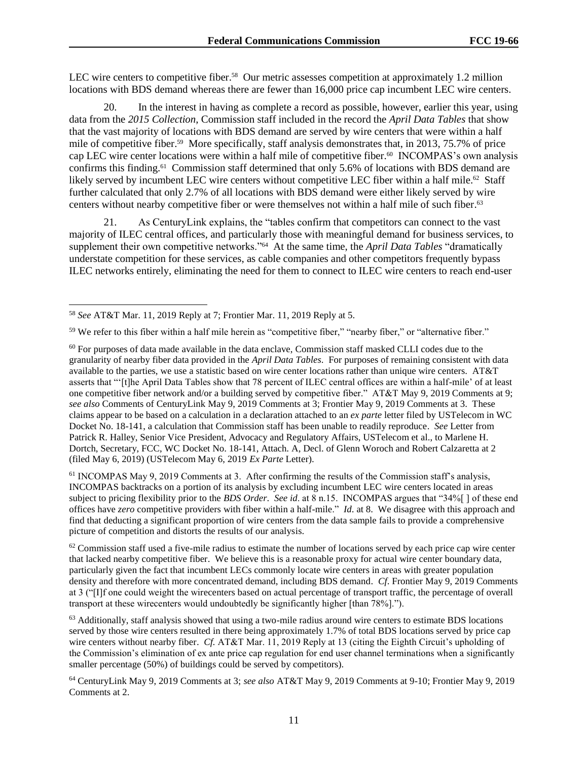LEC wire centers to competitive fiber.[58] Our metric assesses competition at approximately 1.2 million locations with BDS demand whereas there are fewer than 16,000 price cap incumbent LEC wire centers.

20. In the interest in having as complete a record as possible, however, earlier this year, using data from the *2015 Collection*, Commission staff included in the record the *April Data Tables* that show that the vast majority of locations with BDS demand are served by wire centers that were within a half mile of competitive fiber.[59] More specifically, staff analysis demonstrates that, in 2013, 75.7% of price cap LEC wire center locations were within a half mile of competitive fiber.[60] INCOMPAS's own analysis confirms this finding.[61] Commission staff determined that only 5.6% of locations with BDS demand are likely served by incumbent LEC wire centers without competitive LEC fiber within a half mile.[62] Staff further calculated that only 2.7% of all locations with BDS demand were either likely served by wire centers without nearby competitive fiber or were themselves not within a half mile of such fiber.[63]

21. As CenturyLink explains, the "tables confirm that competitors can connect to the vast majority of ILEC central offices, and particularly those with meaningful demand for business services, to supplement their own competitive networks."[64] At the same time, the *April Data Tables* "dramatically understate competition for these services, as cable companies and other competitors frequently bypass ILEC networks entirely, eliminating the need for them to connect to ILEC wire centers to reach end-user

---

[58] *See* AT&T Mar. 11, 2019 Reply at 7; Frontier Mar. 11, 2019 Reply at 5.

[59] We refer to this fiber within a half mile herein as "competitive fiber," "nearby fiber," or "alternative fiber."

[60] For purposes of data made available in the data enclave, Commission staff masked CLLI codes due to the granularity of nearby fiber data provided in the *April Data Tables*. For purposes of remaining consistent with data available to the parties, we use a statistic based on wire center locations rather than unique wire centers. AT&T asserts that "'[t]he April Data Tables show that 78 percent of ILEC central offices are within a half-mile' of at least one competitive fiber network and/or a building served by competitive fiber." AT&T May 9, 2019 Comments at 9; *see also* Comments of CenturyLink May 9, 2019 Comments at 3; Frontier May 9, 2019 Comments at 3. These claims appear to be based on a calculation in a declaration attached to an *ex parte* letter filed by USTelecom in WC Docket No. 18-141, a calculation that Commission staff has been unable to readily reproduce. *See* Letter from Patrick R. Halley, Senior Vice President, Advocacy and Regulatory Affairs, USTelecom et al., to Marlene H. Dortch, Secretary, FCC, WC Docket No. 18-141, Attach. A, Decl. of Glenn Woroch and Robert Calzaretta at 2 (filed May 6, 2019) (USTelecom May 6, 2019 *Ex Parte* Letter).

[61] INCOMPAS May 9, 2019 Comments at 3. After confirming the results of the Commission staff's analysis, INCOMPAS backtracks on a portion of its analysis by excluding incumbent LEC wire centers located in areas subject to pricing flexibility prior to the *BDS Order*. *See id*. at 8 n.15. INCOMPAS argues that "34%[ ] of these end offices have *zero* competitive providers with fiber within a half-mile." *Id*. at 8. We disagree with this approach and find that deducting a significant proportion of wire centers from the data sample fails to provide a comprehensive picture of competition and distorts the results of our analysis.

[62] Commission staff used a five-mile radius to estimate the number of locations served by each price cap wire center that lacked nearby competitive fiber. We believe this is a reasonable proxy for actual wire center boundary data, particularly given the fact that incumbent LECs commonly locate wire centers in areas with greater population density and therefore with more concentrated demand, including BDS demand. *Cf*. Frontier May 9, 2019 Comments at 3 ("[I]f one could weight the wirecenters based on actual percentage of transport traffic, the percentage of overall transport at these wirecenters would undoubtedly be significantly higher [than 78%].").

[63] Additionally, staff analysis showed that using a two-mile radius around wire centers to estimate BDS locations served by those wire centers resulted in there being approximately 1.7% of total BDS locations served by price cap wire centers without nearby fiber. *Cf.* AT&T Mar. 11, 2019 Reply at 13 (citing the Eighth Circuit's upholding of the Commission's elimination of ex ante price cap regulation for end user channel terminations when a significantly smaller percentage (50%) of buildings could be served by competitors).

[64] CenturyLink May 9, 2019 Comments at 3; *see also* AT&T May 9, 2019 Comments at 9-10; Frontier May 9, 2019 Comments at 2.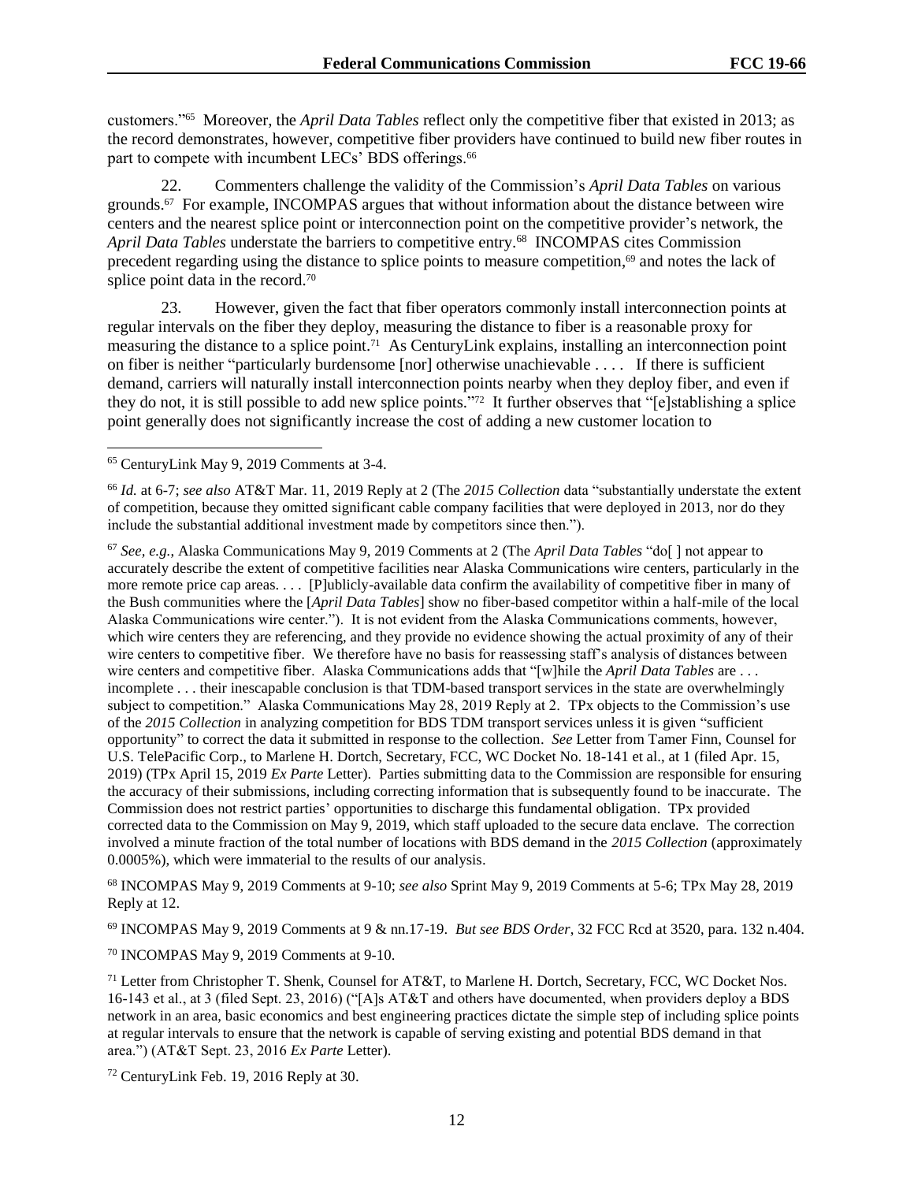customers."[65] Moreover, the *April Data Tables* reflect only the competitive fiber that existed in 2013; as the record demonstrates, however, competitive fiber providers have continued to build new fiber routes in part to compete with incumbent LECs' BDS offerings.[66]

22. Commenters challenge the validity of the Commission's *April Data Tables* on various grounds.[67] For example, INCOMPAS argues that without information about the distance between wire centers and the nearest splice point or interconnection point on the competitive provider's network, the *April Data Tables* understate the barriers to competitive entry.[68] INCOMPAS cites Commission precedent regarding using the distance to splice points to measure competition,[69] and notes the lack of splice point data in the record.[70]

23. However, given the fact that fiber operators commonly install interconnection points at regular intervals on the fiber they deploy, measuring the distance to fiber is a reasonable proxy for measuring the distance to a splice point.[71] As CenturyLink explains, installing an interconnection point on fiber is neither "particularly burdensome [nor] otherwise unachievable . . . . If there is sufficient demand, carriers will naturally install interconnection points nearby when they deploy fiber, and even if they do not, it is still possible to add new splice points."[72] It further observes that "[e]stablishing a splice point generally does not significantly increase the cost of adding a new customer location to

---

[65] CenturyLink May 9, 2019 Comments at 3-4.

[66] *Id.* at 6-7; *see also* AT&T Mar. 11, 2019 Reply at 2 (The *2015 Collection* data "substantially understate the extent of competition, because they omitted significant cable company facilities that were deployed in 2013, nor do they include the substantial additional investment made by competitors since then.").

[67] *See, e.g.,* Alaska Communications May 9, 2019 Comments at 2 (The *April Data Tables* "do[ ] not appear to accurately describe the extent of competitive facilities near Alaska Communications wire centers, particularly in the more remote price cap areas. . . . [P]ublicly-available data confirm the availability of competitive fiber in many of the Bush communities where the [*April Data Tables*] show no fiber-based competitor within a half-mile of the local Alaska Communications wire center."). It is not evident from the Alaska Communications comments, however, which wire centers they are referencing, and they provide no evidence showing the actual proximity of any of their wire centers to competitive fiber. We therefore have no basis for reassessing staff's analysis of distances between wire centers and competitive fiber. Alaska Communications adds that "[w]hile the *April Data Tables* are . . . incomplete . . . their inescapable conclusion is that TDM-based transport services in the state are overwhelmingly subject to competition." Alaska Communications May 28, 2019 Reply at 2. TPx objects to the Commission's use of the *2015 Collection* in analyzing competition for BDS TDM transport services unless it is given "sufficient opportunity" to correct the data it submitted in response to the collection. *See* Letter from Tamer Finn, Counsel for U.S. TelePacific Corp., to Marlene H. Dortch, Secretary, FCC, WC Docket No. 18-141 et al., at 1 (filed Apr. 15, 2019) (TPx April 15, 2019 *Ex Parte* Letter). Parties submitting data to the Commission are responsible for ensuring the accuracy of their submissions, including correcting information that is subsequently found to be inaccurate. The Commission does not restrict parties' opportunities to discharge this fundamental obligation. TPx provided corrected data to the Commission on May 9, 2019, which staff uploaded to the secure data enclave. The correction involved a minute fraction of the total number of locations with BDS demand in the *2015 Collection* (approximately 0.0005%), which were immaterial to the results of our analysis.

[68] INCOMPAS May 9, 2019 Comments at 9-10; *see also* Sprint May 9, 2019 Comments at 5-6; TPx May 28, 2019 Reply at 12.

[69] INCOMPAS May 9, 2019 Comments at 9 & nn.17-19. *But see BDS Order*, 32 FCC Rcd at 3520, para. 132 n.404.

[70] INCOMPAS May 9, 2019 Comments at 9-10.

[71] Letter from Christopher T. Shenk, Counsel for AT&T, to Marlene H. Dortch, Secretary, FCC, WC Docket Nos. 16-143 et al., at 3 (filed Sept. 23, 2016) ("[A]s AT&T and others have documented, when providers deploy a BDS network in an area, basic economics and best engineering practices dictate the simple step of including splice points at regular intervals to ensure that the network is capable of serving existing and potential BDS demand in that area.") (AT&T Sept. 23, 2016 *Ex Parte* Letter).

[72] CenturyLink Feb. 19, 2016 Reply at 30.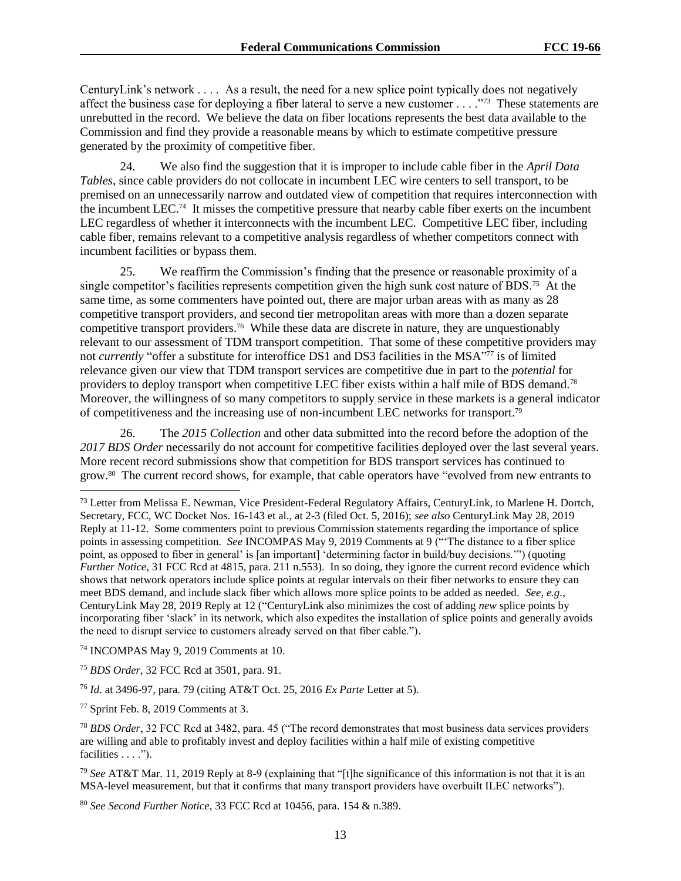CenturyLink's network . . . . As a result, the need for a new splice point typically does not negatively affect the business case for deploying a fiber lateral to serve a new customer . . . ."[73] These statements are unrebutted in the record. We believe the data on fiber locations represents the best data available to the Commission and find they provide a reasonable means by which to estimate competitive pressure generated by the proximity of competitive fiber.

24. We also find the suggestion that it is improper to include cable fiber in the *April Data Tables*, since cable providers do not collocate in incumbent LEC wire centers to sell transport, to be premised on an unnecessarily narrow and outdated view of competition that requires interconnection with the incumbent LEC.[74] It misses the competitive pressure that nearby cable fiber exerts on the incumbent LEC regardless of whether it interconnects with the incumbent LEC. Competitive LEC fiber, including cable fiber, remains relevant to a competitive analysis regardless of whether competitors connect with incumbent facilities or bypass them.

25. We reaffirm the Commission's finding that the presence or reasonable proximity of a single competitor's facilities represents competition given the high sunk cost nature of BDS.[75] At the same time, as some commenters have pointed out, there are major urban areas with as many as 28 competitive transport providers, and second tier metropolitan areas with more than a dozen separate competitive transport providers.[76] While these data are discrete in nature, they are unquestionably relevant to our assessment of TDM transport competition. That some of these competitive providers may not *currently* "offer a substitute for interoffice DS1 and DS3 facilities in the MSA"[77] is of limited relevance given our view that TDM transport services are competitive due in part to the *potential* for providers to deploy transport when competitive LEC fiber exists within a half mile of BDS demand.[78] Moreover, the willingness of so many competitors to supply service in these markets is a general indicator of competitiveness and the increasing use of non-incumbent LEC networks for transport.[79]

26. The *2015 Collection* and other data submitted into the record before the adoption of the *2017 BDS Order* necessarily do not account for competitive facilities deployed over the last several years. More recent record submissions show that competition for BDS transport services has continued to grow.[80] The current record shows, for example, that cable operators have "evolved from new entrants to

---

[73] Letter from Melissa E. Newman, Vice President-Federal Regulatory Affairs, CenturyLink, to Marlene H. Dortch, Secretary, FCC, WC Docket Nos. 16-143 et al., at 2-3 (filed Oct. 5, 2016); *see also* CenturyLink May 28, 2019 Reply at 11-12. Some commenters point to previous Commission statements regarding the importance of splice points in assessing competition. *See* INCOMPAS May 9, 2019 Comments at 9 ("'The distance to a fiber splice point, as opposed to fiber in general' is [an important] 'determining factor in build/buy decisions.'") (quoting *Further Notice*, 31 FCC Rcd at 4815, para. 211 n.553). In so doing, they ignore the current record evidence which shows that network operators include splice points at regular intervals on their fiber networks to ensure they can meet BDS demand, and include slack fiber which allows more splice points to be added as needed. *See, e.g.*, CenturyLink May 28, 2019 Reply at 12 ("CenturyLink also minimizes the cost of adding *new* splice points by incorporating fiber 'slack' in its network, which also expedites the installation of splice points and generally avoids the need to disrupt service to customers already served on that fiber cable.").

[74] INCOMPAS May 9, 2019 Comments at 10.

[75] *BDS Order*, 32 FCC Rcd at 3501, para. 91.

[76] *Id*. at 3496-97, para. 79 (citing AT&T Oct. 25, 2016 *Ex Parte* Letter at 5).

[77] Sprint Feb. 8, 2019 Comments at 3.

[78] *BDS Order*, 32 FCC Rcd at 3482, para. 45 ("The record demonstrates that most business data services providers are willing and able to profitably invest and deploy facilities within a half mile of existing competitive facilities . . . .").

[79] *See* AT&T Mar. 11, 2019 Reply at 8-9 (explaining that "[t]he significance of this information is not that it is an MSA-level measurement, but that it confirms that many transport providers have overbuilt ILEC networks").

[80] *See Second Further Notice*, 33 FCC Rcd at 10456, para. 154 & n.389.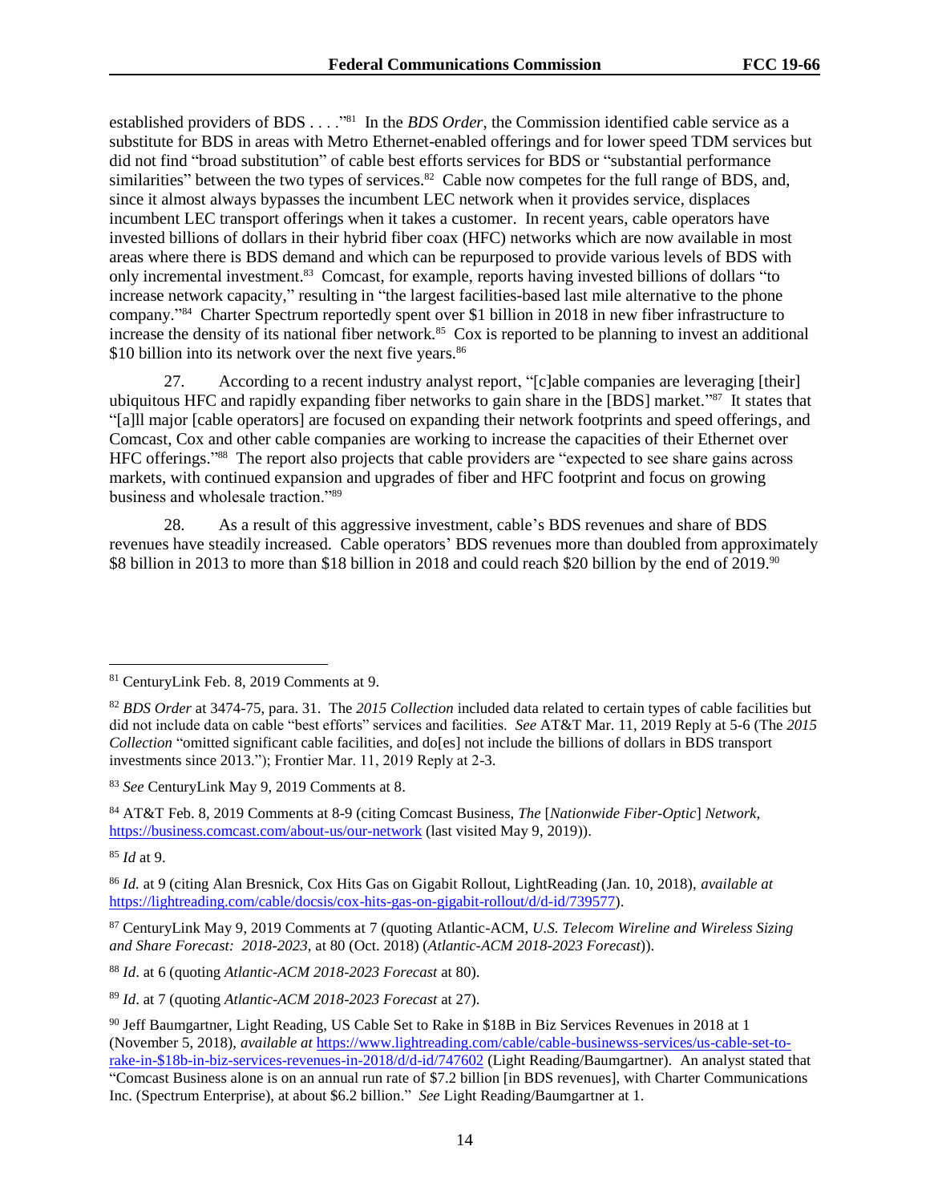established providers of BDS . . . ."[81] In the *BDS Order*, the Commission identified cable service as a substitute for BDS in areas with Metro Ethernet-enabled offerings and for lower speed TDM services but did not find "broad substitution" of cable best efforts services for BDS or "substantial performance similarities" between the two types of services.[82] Cable now competes for the full range of BDS, and, since it almost always bypasses the incumbent LEC network when it provides service, displaces incumbent LEC transport offerings when it takes a customer. In recent years, cable operators have invested billions of dollars in their hybrid fiber coax (HFC) networks which are now available in most areas where there is BDS demand and which can be repurposed to provide various levels of BDS with only incremental investment.[83] Comcast, for example, reports having invested billions of dollars "to increase network capacity," resulting in "the largest facilities-based last mile alternative to the phone company."[84] Charter Spectrum reportedly spent over $1 billion in 2018 in new fiber infrastructure to increase the density of its national fiber network.[85] Cox is reported to be planning to invest an additional $10 billion into its network over the next five years.[86]

27. According to a recent industry analyst report, "[c]able companies are leveraging [their] ubiquitous HFC and rapidly expanding fiber networks to gain share in the [BDS] market."[87] It states that "[a]ll major [cable operators] are focused on expanding their network footprints and speed offerings, and Comcast, Cox and other cable companies are working to increase the capacities of their Ethernet over HFC offerings."[88] The report also projects that cable providers are "expected to see share gains across markets, with continued expansion and upgrades of fiber and HFC footprint and focus on growing business and wholesale traction."[89]

28. As a result of this aggressive investment, cable's BDS revenues and share of BDS revenues have steadily increased. Cable operators' BDS revenues more than doubled from approximately $8 billion in 2013 to more than $18 billion in 2018 and could reach $20 billion by the end of 2019.[90]

---

[81] CenturyLink Feb. 8, 2019 Comments at 9.

[82] *BDS Order* at 3474-75, para. 31. The *2015 Collection* included data related to certain types of cable facilities but did not include data on cable "best efforts" services and facilities. *See* AT&T Mar. 11, 2019 Reply at 5-6 (The *2015 Collection* "omitted significant cable facilities, and do[es] not include the billions of dollars in BDS transport investments since 2013."); Frontier Mar. 11, 2019 Reply at 2-3.

[83] *See* CenturyLink May 9, 2019 Comments at 8.

[84] AT&T Feb. 8, 2019 Comments at 8-9 (citing Comcast Business, *The* [*Nationwide Fiber-Optic*] *Network*, https://business.comcast.com/about-us/our-network (last visited May 9, 2019)).

[85] *Id* at 9.

[86] *Id.* at 9 (citing Alan Bresnick, Cox Hits Gas on Gigabit Rollout, LightReading (Jan. 10, 2018), *available at* https://lightreading.com/cable/docsis/cox-hits-gas-on-gigabit-rollout/d/d-id/739577).

[87] CenturyLink May 9, 2019 Comments at 7 (quoting Atlantic-ACM, *U.S. Telecom Wireline and Wireless Sizing and Share Forecast: 2018-2023*, at 80 (Oct. 2018) (*Atlantic-ACM 2018-2023 Forecast*)).

[88] *Id*. at 6 (quoting *Atlantic-ACM 2018-2023 Forecast* at 80).

[89] *Id*. at 7 (quoting *Atlantic-ACM 2018-2023 Forecast* at 27).

[90] Jeff Baumgartner, Light Reading, US Cable Set to Rake in $18B in Biz Services Revenues in 2018 at 1 (November 5, 2018), *available at* https://www.lightreading.com/cable/cable-businewss-services/us-cable-set-to-rake-in-$18b-in-biz-services-revenues-in-2018/d/d-id/747602 (Light Reading/Baumgartner). An analyst stated that "Comcast Business alone is on an annual run rate of $7.2 billion [in BDS revenues], with Charter Communications Inc. (Spectrum Enterprise), at about $6.2 billion." *See* Light Reading/Baumgartner at 1.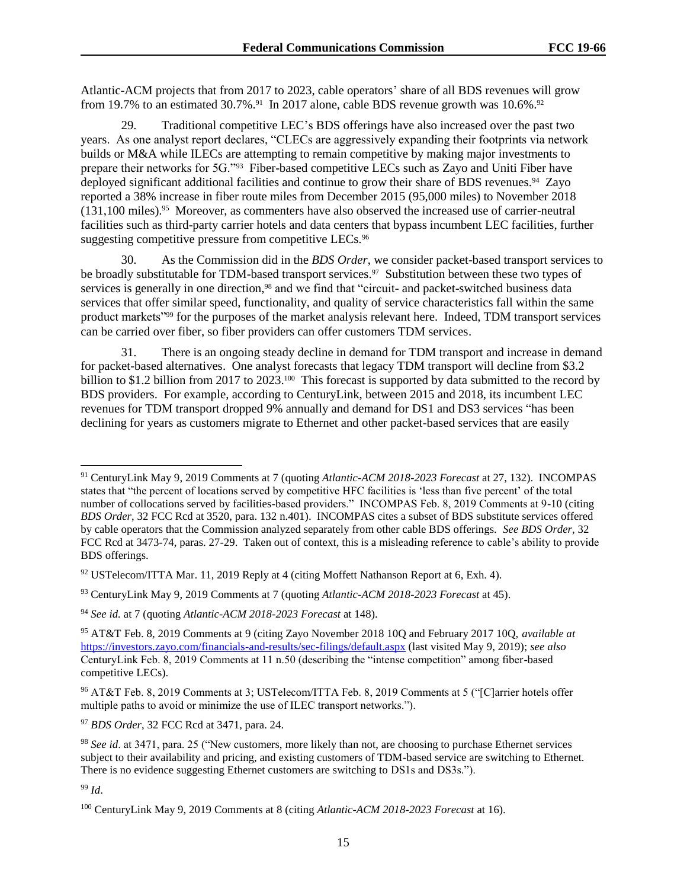Atlantic-ACM projects that from 2017 to 2023, cable operators' share of all BDS revenues will grow from 19.7% to an estimated 30.7%.[91] In 2017 alone, cable BDS revenue growth was 10.6%.[92]

29. Traditional competitive LEC's BDS offerings have also increased over the past two years. As one analyst report declares, "CLECs are aggressively expanding their footprints via network builds or M&A while ILECs are attempting to remain competitive by making major investments to prepare their networks for 5G."[93] Fiber-based competitive LECs such as Zayo and Uniti Fiber have deployed significant additional facilities and continue to grow their share of BDS revenues.[94] Zayo reported a 38% increase in fiber route miles from December 2015 (95,000 miles) to November 2018 (131,100 miles).[95] Moreover, as commenters have also observed the increased use of carrier-neutral facilities such as third-party carrier hotels and data centers that bypass incumbent LEC facilities, further suggesting competitive pressure from competitive LECs.[96]

30. As the Commission did in the *BDS Order*, we consider packet-based transport services to be broadly substitutable for TDM-based transport services.[97] Substitution between these two types of services is generally in one direction,[98] and we find that "circuit- and packet-switched business data services that offer similar speed, functionality, and quality of service characteristics fall within the same product markets"[99] for the purposes of the market analysis relevant here. Indeed, TDM transport services can be carried over fiber, so fiber providers can offer customers TDM services.

31. There is an ongoing steady decline in demand for TDM transport and increase in demand for packet-based alternatives. One analyst forecasts that legacy TDM transport will decline from $3.2 billion to $1.2 billion from 2017 to 2023.[100] This forecast is supported by data submitted to the record by BDS providers. For example, according to CenturyLink, between 2015 and 2018, its incumbent LEC revenues for TDM transport dropped 9% annually and demand for DS1 and DS3 services "has been declining for years as customers migrate to Ethernet and other packet-based services that are easily

---

[91] CenturyLink May 9, 2019 Comments at 7 (quoting *Atlantic-ACM 2018-2023 Forecast* at 27, 132). INCOMPAS states that "the percent of locations served by competitive HFC facilities is 'less than five percent' of the total number of collocations served by facilities-based providers." INCOMPAS Feb. 8, 2019 Comments at 9-10 (citing *BDS Order*, 32 FCC Rcd at 3520, para. 132 n.401). INCOMPAS cites a subset of BDS substitute services offered by cable operators that the Commission analyzed separately from other cable BDS offerings. *See BDS Order*, 32 FCC Rcd at 3473-74, paras. 27-29. Taken out of context, this is a misleading reference to cable's ability to provide BDS offerings.

[92] USTelecom/ITTA Mar. 11, 2019 Reply at 4 (citing Moffett Nathanson Report at 6, Exh. 4).

[93] CenturyLink May 9, 2019 Comments at 7 (quoting *Atlantic-ACM 2018-2023 Forecast* at 45).

[94] *See id.* at 7 (quoting *Atlantic-ACM 2018-2023 Forecast* at 148).

[95] AT&T Feb. 8, 2019 Comments at 9 (citing Zayo November 2018 10Q and February 2017 10Q, *available at* https://investors.zayo.com/financials-and-results/sec-filings/default.aspx (last visited May 9, 2019); *see also* CenturyLink Feb. 8, 2019 Comments at 11 n.50 (describing the "intense competition" among fiber-based competitive LECs).

[96] AT&T Feb. 8, 2019 Comments at 3; USTelecom/ITTA Feb. 8, 2019 Comments at 5 ("[C]arrier hotels offer multiple paths to avoid or minimize the use of ILEC transport networks.").

[97] *BDS Order*, 32 FCC Rcd at 3471, para. 24.

[98] *See id*. at 3471, para. 25 ("New customers, more likely than not, are choosing to purchase Ethernet services subject to their availability and pricing, and existing customers of TDM-based service are switching to Ethernet. There is no evidence suggesting Ethernet customers are switching to DS1s and DS3s.").

[99] *Id*.

[100] CenturyLink May 9, 2019 Comments at 8 (citing *Atlantic-ACM 2018-2023 Forecast* at 16).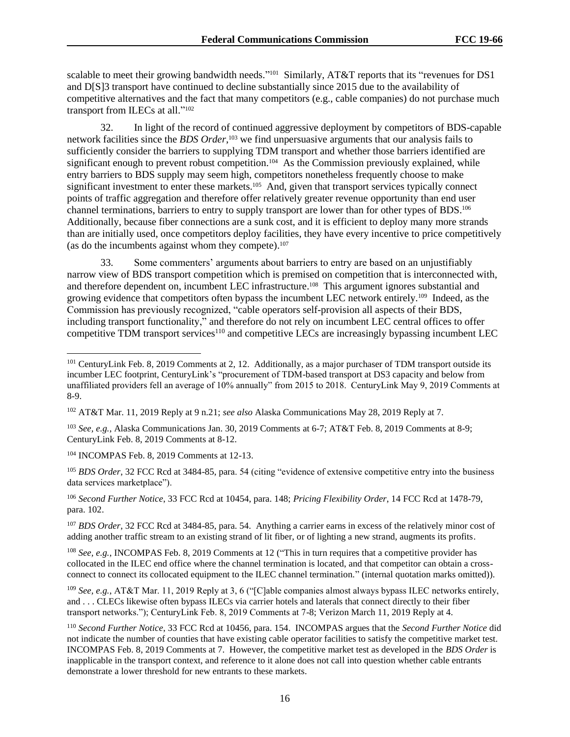scalable to meet their growing bandwidth needs."[101] Similarly, AT&T reports that its "revenues for DS1 and D[S]3 transport have continued to decline substantially since 2015 due to the availability of competitive alternatives and the fact that many competitors (e.g., cable companies) do not purchase much transport from ILECs at all."[102]

32. In light of the record of continued aggressive deployment by competitors of BDS-capable network facilities since the *BDS Order*,[103] we find unpersuasive arguments that our analysis fails to sufficiently consider the barriers to supplying TDM transport and whether those barriers identified are significant enough to prevent robust competition.[104] As the Commission previously explained, while entry barriers to BDS supply may seem high, competitors nonetheless frequently choose to make significant investment to enter these markets.[105] And, given that transport services typically connect points of traffic aggregation and therefore offer relatively greater revenue opportunity than end user channel terminations, barriers to entry to supply transport are lower than for other types of BDS.[106] Additionally, because fiber connections are a sunk cost, and it is efficient to deploy many more strands than are initially used, once competitors deploy facilities, they have every incentive to price competitively (as do the incumbents against whom they compete).[107]

33. Some commenters' arguments about barriers to entry are based on an unjustifiably narrow view of BDS transport competition which is premised on competition that is interconnected with, and therefore dependent on, incumbent LEC infrastructure.[108] This argument ignores substantial and growing evidence that competitors often bypass the incumbent LEC network entirely.[109] Indeed, as the Commission has previously recognized, "cable operators self-provision all aspects of their BDS, including transport functionality," and therefore do not rely on incumbent LEC central offices to offer competitive TDM transport services[110] and competitive LECs are increasingly bypassing incumbent LEC

---

[101] CenturyLink Feb. 8, 2019 Comments at 2, 12. Additionally, as a major purchaser of TDM transport outside its incumber LEC footprint, CenturyLink's "procurement of TDM-based transport at DS3 capacity and below from unaffiliated providers fell an average of 10% annually" from 2015 to 2018. CenturyLink May 9, 2019 Comments at 8-9.

[102] AT&T Mar. 11, 2019 Reply at 9 n.21; *see also* Alaska Communications May 28, 2019 Reply at 7.

[103] *See, e.g.*, Alaska Communications Jan. 30, 2019 Comments at 6-7; AT&T Feb. 8, 2019 Comments at 8-9; CenturyLink Feb. 8, 2019 Comments at 8-12.

[104] INCOMPAS Feb. 8, 2019 Comments at 12-13.

[105] *BDS Order*, 32 FCC Rcd at 3484-85, para. 54 (citing "evidence of extensive competitive entry into the business data services marketplace").

[106] *Second Further Notice*, 33 FCC Rcd at 10454, para. 148; *Pricing Flexibility Order*, 14 FCC Rcd at 1478-79, para. 102.

[107] *BDS Order*, 32 FCC Rcd at 3484-85, para. 54. Anything a carrier earns in excess of the relatively minor cost of adding another traffic stream to an existing strand of lit fiber, or of lighting a new strand, augments its profits.

[108] *See, e.g.*, INCOMPAS Feb. 8, 2019 Comments at 12 ("This in turn requires that a competitive provider has collocated in the ILEC end office where the channel termination is located, and that competitor can obtain a cross-connect to connect its collocated equipment to the ILEC channel termination." (internal quotation marks omitted)).

[109] *See, e.g.*, AT&T Mar. 11, 2019 Reply at 3, 6 ("[C]able companies almost always bypass ILEC networks entirely, and . . . CLECs likewise often bypass ILECs via carrier hotels and laterals that connect directly to their fiber transport networks."); CenturyLink Feb. 8, 2019 Comments at 7-8; Verizon March 11, 2019 Reply at 4.

[110] *Second Further Notice*, 33 FCC Rcd at 10456, para. 154. INCOMPAS argues that the *Second Further Notice* did not indicate the number of counties that have existing cable operator facilities to satisfy the competitive market test. INCOMPAS Feb. 8, 2019 Comments at 7. However, the competitive market test as developed in the *BDS Order* is inapplicable in the transport context, and reference to it alone does not call into question whether cable entrants demonstrate a lower threshold for new entrants to these markets.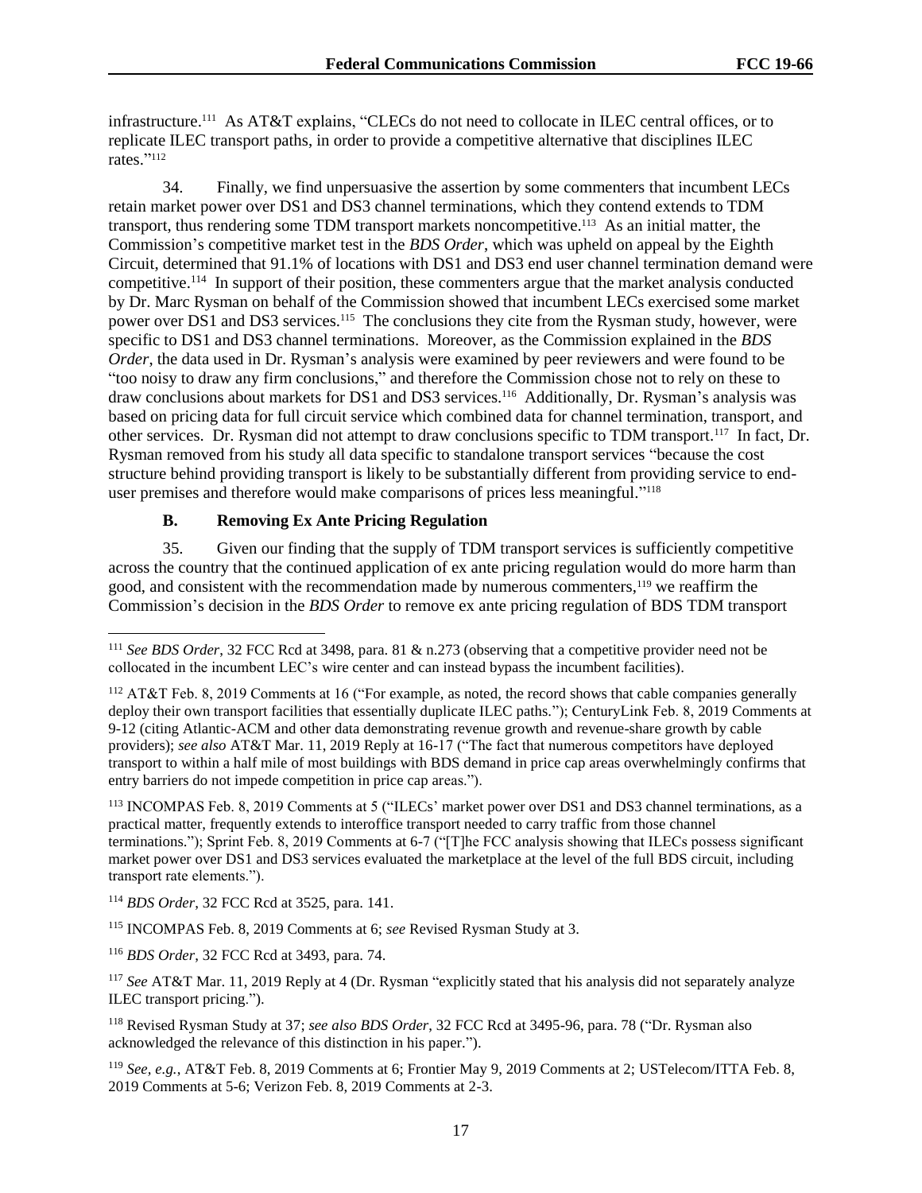infrastructure.[111] As AT&T explains, "CLECs do not need to collocate in ILEC central offices, or to replicate ILEC transport paths, in order to provide a competitive alternative that disciplines ILEC rates."[112]

34. Finally, we find unpersuasive the assertion by some commenters that incumbent LECs retain market power over DS1 and DS3 channel terminations, which they contend extends to TDM transport, thus rendering some TDM transport markets noncompetitive.[113] As an initial matter, the Commission's competitive market test in the *BDS Order*, which was upheld on appeal by the Eighth Circuit, determined that 91.1% of locations with DS1 and DS3 end user channel termination demand were competitive.[114] In support of their position, these commenters argue that the market analysis conducted by Dr. Marc Rysman on behalf of the Commission showed that incumbent LECs exercised some market power over DS1 and DS3 services.[115] The conclusions they cite from the Rysman study, however, were specific to DS1 and DS3 channel terminations. Moreover, as the Commission explained in the *BDS Order*, the data used in Dr. Rysman's analysis were examined by peer reviewers and were found to be "too noisy to draw any firm conclusions," and therefore the Commission chose not to rely on these to draw conclusions about markets for DS1 and DS3 services.[116] Additionally, Dr. Rysman's analysis was based on pricing data for full circuit service which combined data for channel termination, transport, and other services. Dr. Rysman did not attempt to draw conclusions specific to TDM transport.[117] In fact, Dr. Rysman removed from his study all data specific to standalone transport services "because the cost structure behind providing transport is likely to be substantially different from providing service to end-user premises and therefore would make comparisons of prices less meaningful."[118]

### B. Removing Ex Ante Pricing Regulation

35. Given our finding that the supply of TDM transport services is sufficiently competitive across the country that the continued application of ex ante pricing regulation would do more harm than good, and consistent with the recommendation made by numerous commenters,[119] we reaffirm the Commission's decision in the *BDS Order* to remove ex ante pricing regulation of BDS TDM transport

---

[111] *See BDS Order*, 32 FCC Rcd at 3498, para. 81 & n.273 (observing that a competitive provider need not be collocated in the incumbent LEC's wire center and can instead bypass the incumbent facilities).

[112] AT&T Feb. 8, 2019 Comments at 16 ("For example, as noted, the record shows that cable companies generally deploy their own transport facilities that essentially duplicate ILEC paths."); CenturyLink Feb. 8, 2019 Comments at 9-12 (citing Atlantic-ACM and other data demonstrating revenue growth and revenue-share growth by cable providers); *see also* AT&T Mar. 11, 2019 Reply at 16-17 ("The fact that numerous competitors have deployed transport to within a half mile of most buildings with BDS demand in price cap areas overwhelmingly confirms that entry barriers do not impede competition in price cap areas.").

[113] INCOMPAS Feb. 8, 2019 Comments at 5 ("ILECs' market power over DS1 and DS3 channel terminations, as a practical matter, frequently extends to interoffice transport needed to carry traffic from those channel terminations."); Sprint Feb. 8, 2019 Comments at 6-7 ("[T]he FCC analysis showing that ILECs possess significant market power over DS1 and DS3 services evaluated the marketplace at the level of the full BDS circuit, including transport rate elements.").

[114] *BDS Order*, 32 FCC Rcd at 3525, para. 141.

[115] INCOMPAS Feb. 8, 2019 Comments at 6; *see* Revised Rysman Study at 3.

[116] *BDS Order*, 32 FCC Rcd at 3493, para. 74.

[117] *See* AT&T Mar. 11, 2019 Reply at 4 (Dr. Rysman "explicitly stated that his analysis did not separately analyze ILEC transport pricing.").

[118] Revised Rysman Study at 37; *see also BDS Order*, 32 FCC Rcd at 3495-96, para. 78 ("Dr. Rysman also acknowledged the relevance of this distinction in his paper.").

[119] *See, e.g.*, AT&T Feb. 8, 2019 Comments at 6; Frontier May 9, 2019 Comments at 2; USTelecom/ITTA Feb. 8, 2019 Comments at 5-6; Verizon Feb. 8, 2019 Comments at 2-3.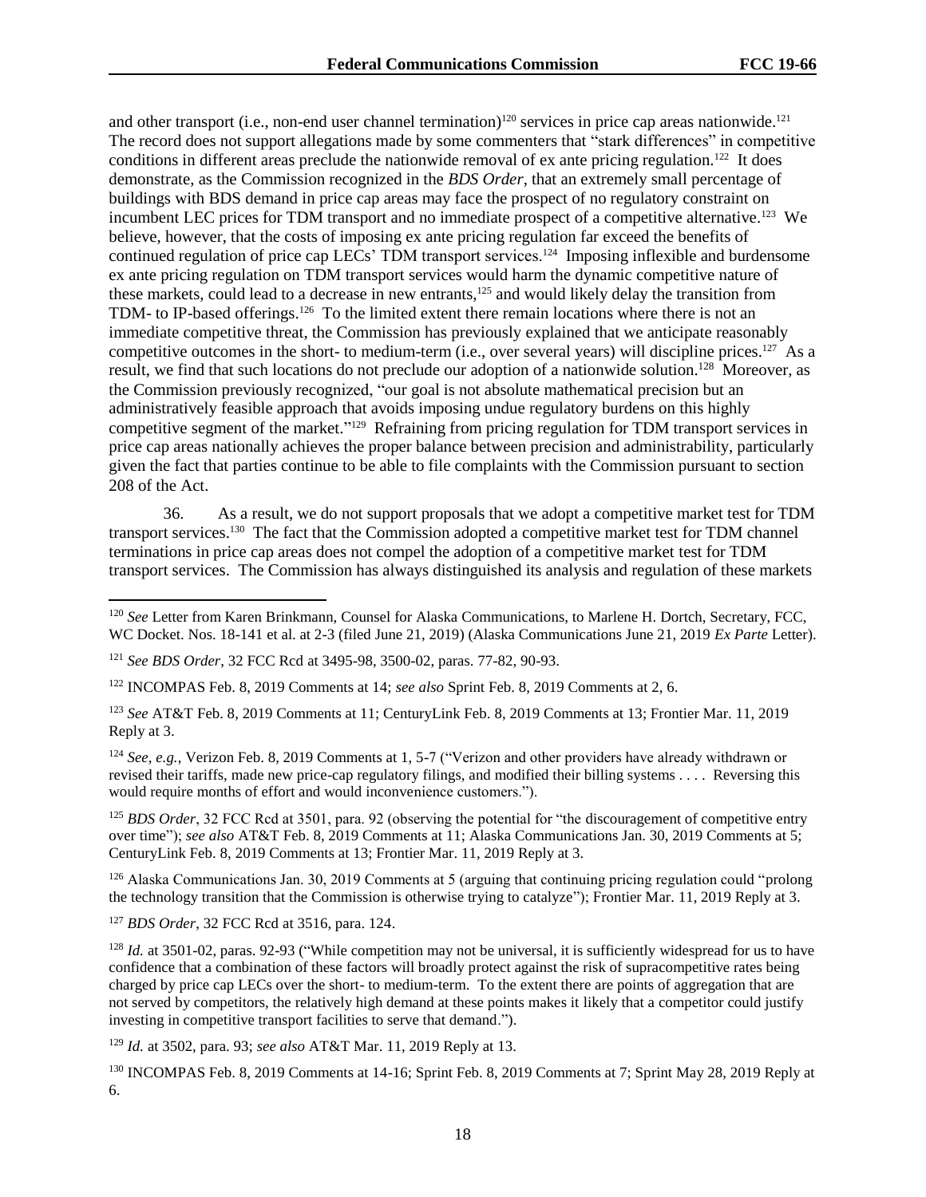and other transport (i.e., non-end user channel termination)[120] services in price cap areas nationwide.[121] The record does not support allegations made by some commenters that "stark differences" in competitive conditions in different areas preclude the nationwide removal of ex ante pricing regulation.[122] It does demonstrate, as the Commission recognized in the *BDS Order*, that an extremely small percentage of buildings with BDS demand in price cap areas may face the prospect of no regulatory constraint on incumbent LEC prices for TDM transport and no immediate prospect of a competitive alternative.[123] We believe, however, that the costs of imposing ex ante pricing regulation far exceed the benefits of continued regulation of price cap LECs' TDM transport services.[124] Imposing inflexible and burdensome ex ante pricing regulation on TDM transport services would harm the dynamic competitive nature of these markets, could lead to a decrease in new entrants,[125] and would likely delay the transition from TDM- to IP-based offerings.[126] To the limited extent there remain locations where there is not an immediate competitive threat, the Commission has previously explained that we anticipate reasonably competitive outcomes in the short- to medium-term (i.e., over several years) will discipline prices.[127] As a result, we find that such locations do not preclude our adoption of a nationwide solution.[128] Moreover, as the Commission previously recognized, "our goal is not absolute mathematical precision but an administratively feasible approach that avoids imposing undue regulatory burdens on this highly competitive segment of the market."[129] Refraining from pricing regulation for TDM transport services in price cap areas nationally achieves the proper balance between precision and administrability, particularly given the fact that parties continue to be able to file complaints with the Commission pursuant to section 208 of the Act.

36. As a result, we do not support proposals that we adopt a competitive market test for TDM transport services.[130] The fact that the Commission adopted a competitive market test for TDM channel terminations in price cap areas does not compel the adoption of a competitive market test for TDM transport services. The Commission has always distinguished its analysis and regulation of these markets

---

[120] *See* Letter from Karen Brinkmann, Counsel for Alaska Communications, to Marlene H. Dortch, Secretary, FCC, WC Docket. Nos. 18-141 et al. at 2-3 (filed June 21, 2019) (Alaska Communications June 21, 2019 *Ex Parte* Letter).

[121] *See BDS Order*, 32 FCC Rcd at 3495-98, 3500-02, paras. 77-82, 90-93.

[122] INCOMPAS Feb. 8, 2019 Comments at 14; *see also* Sprint Feb. 8, 2019 Comments at 2, 6.

[123] *See* AT&T Feb. 8, 2019 Comments at 11; CenturyLink Feb. 8, 2019 Comments at 13; Frontier Mar. 11, 2019 Reply at 3.

[124] *See, e.g.*, Verizon Feb. 8, 2019 Comments at 1, 5-7 ("Verizon and other providers have already withdrawn or revised their tariffs, made new price-cap regulatory filings, and modified their billing systems . . . . Reversing this would require months of effort and would inconvenience customers.").

[125] *BDS Order*, 32 FCC Rcd at 3501, para. 92 (observing the potential for "the discouragement of competitive entry over time"); *see also* AT&T Feb. 8, 2019 Comments at 11; Alaska Communications Jan. 30, 2019 Comments at 5; CenturyLink Feb. 8, 2019 Comments at 13; Frontier Mar. 11, 2019 Reply at 3.

[126] Alaska Communications Jan. 30, 2019 Comments at 5 (arguing that continuing pricing regulation could "prolong the technology transition that the Commission is otherwise trying to catalyze"); Frontier Mar. 11, 2019 Reply at 3.

[127] *BDS Order*, 32 FCC Rcd at 3516, para. 124.

[128] *Id.* at 3501-02, paras. 92-93 ("While competition may not be universal, it is sufficiently widespread for us to have confidence that a combination of these factors will broadly protect against the risk of supracompetitive rates being charged by price cap LECs over the short- to medium-term. To the extent there are points of aggregation that are not served by competitors, the relatively high demand at these points makes it likely that a competitor could justify investing in competitive transport facilities to serve that demand.").

[129] *Id.* at 3502, para. 93; *see also* AT&T Mar. 11, 2019 Reply at 13.

[130] INCOMPAS Feb. 8, 2019 Comments at 14-16; Sprint Feb. 8, 2019 Comments at 7; Sprint May 28, 2019 Reply at 6.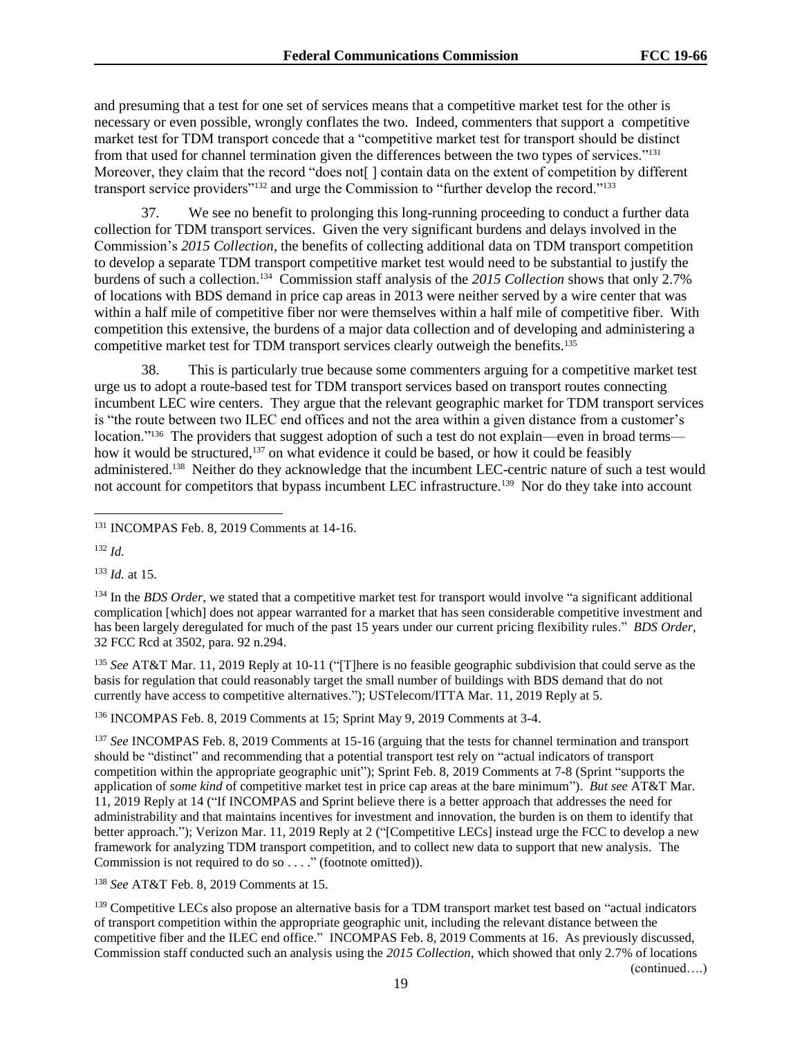and presuming that a test for one set of services means that a competitive market test for the other is necessary or even possible, wrongly conflates the two. Indeed, commenters that support a competitive market test for TDM transport concede that a "competitive market test for transport should be distinct from that used for channel termination given the differences between the two types of services."[131] Moreover, they claim that the record "does not[ ] contain data on the extent of competition by different transport service providers"[132] and urge the Commission to "further develop the record."[133]

37. We see no benefit to prolonging this long-running proceeding to conduct a further data collection for TDM transport services. Given the very significant burdens and delays involved in the Commission's *2015 Collection*, the benefits of collecting additional data on TDM transport competition to develop a separate TDM transport competitive market test would need to be substantial to justify the burdens of such a collection.[134] Commission staff analysis of the *2015 Collection* shows that only 2.7% of locations with BDS demand in price cap areas in 2013 were neither served by a wire center that was within a half mile of competitive fiber nor were themselves within a half mile of competitive fiber. With competition this extensive, the burdens of a major data collection and of developing and administering a competitive market test for TDM transport services clearly outweigh the benefits.[135]

38. This is particularly true because some commenters arguing for a competitive market test urge us to adopt a route-based test for TDM transport services based on transport routes connecting incumbent LEC wire centers. They argue that the relevant geographic market for TDM transport services is "the route between two ILEC end offices and not the area within a given distance from a customer's location."[136] The providers that suggest adoption of such a test do not explain—even in broad terms—how it would be structured,[137] on what evidence it could be based, or how it could be feasibly administered.[138] Neither do they acknowledge that the incumbent LEC-centric nature of such a test would not account for competitors that bypass incumbent LEC infrastructure.[139] Nor do they take into account

---

[131] INCOMPAS Feb. 8, 2019 Comments at 14-16.

[132] *Id.*

[133] *Id.* at 15.

[134] In the *BDS Order*, we stated that a competitive market test for transport would involve "a significant additional complication [which] does not appear warranted for a market that has seen considerable competitive investment and has been largely deregulated for much of the past 15 years under our current pricing flexibility rules." *BDS Order*, 32 FCC Rcd at 3502, para. 92 n.294.

[135] *See* AT&T Mar. 11, 2019 Reply at 10-11 ("[T]here is no feasible geographic subdivision that could serve as the basis for regulation that could reasonably target the small number of buildings with BDS demand that do not currently have access to competitive alternatives."); USTelecom/ITTA Mar. 11, 2019 Reply at 5.

[136] INCOMPAS Feb. 8, 2019 Comments at 15; Sprint May 9, 2019 Comments at 3-4.

[137] *See* INCOMPAS Feb. 8, 2019 Comments at 15-16 (arguing that the tests for channel termination and transport should be "distinct" and recommending that a potential transport test rely on "actual indicators of transport competition within the appropriate geographic unit"); Sprint Feb. 8, 2019 Comments at 7-8 (Sprint "supports the application of *some kind* of competitive market test in price cap areas at the bare minimum"). *But see* AT&T Mar. 11, 2019 Reply at 14 ("If INCOMPAS and Sprint believe there is a better approach that addresses the need for administrability and that maintains incentives for investment and innovation, the burden is on them to identify that better approach."); Verizon Mar. 11, 2019 Reply at 2 ("[Competitive LECs] instead urge the FCC to develop a new framework for analyzing TDM transport competition, and to collect new data to support that new analysis. The Commission is not required to do so . . . ." (footnote omitted)).

[138] *See* AT&T Feb. 8, 2019 Comments at 15.

[139] Competitive LECs also propose an alternative basis for a TDM transport market test based on "actual indicators of transport competition within the appropriate geographic unit, including the relevant distance between the competitive fiber and the ILEC end office." INCOMPAS Feb. 8, 2019 Comments at 16. As previously discussed, Commission staff conducted such an analysis using the *2015 Collection*, which showed that only 2.7% of locations (continued….)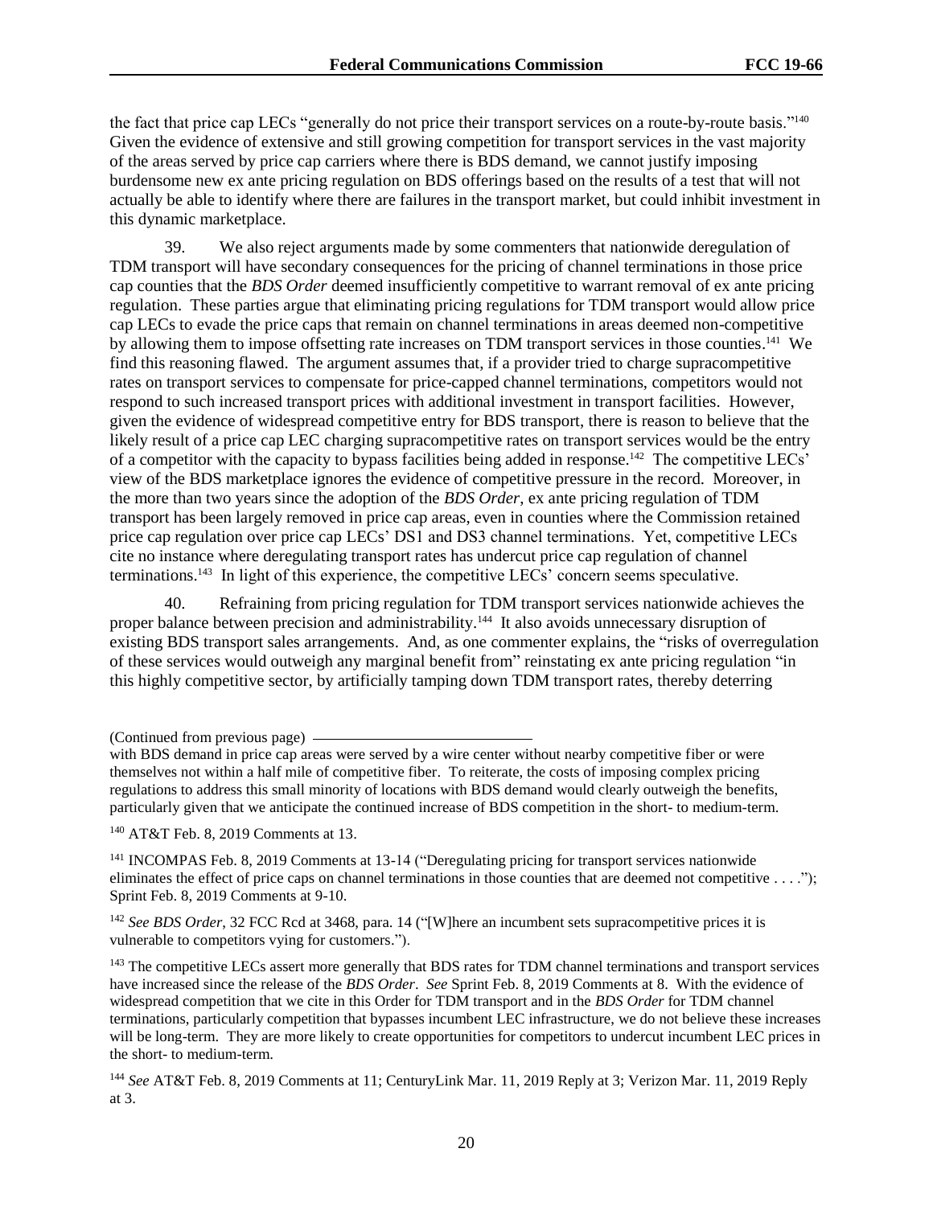the fact that price cap LECs "generally do not price their transport services on a route-by-route basis."[140] Given the evidence of extensive and still growing competition for transport services in the vast majority of the areas served by price cap carriers where there is BDS demand, we cannot justify imposing burdensome new ex ante pricing regulation on BDS offerings based on the results of a test that will not actually be able to identify where there are failures in the transport market, but could inhibit investment in this dynamic marketplace.

39. We also reject arguments made by some commenters that nationwide deregulation of TDM transport will have secondary consequences for the pricing of channel terminations in those price cap counties that the *BDS Order* deemed insufficiently competitive to warrant removal of ex ante pricing regulation. These parties argue that eliminating pricing regulations for TDM transport would allow price cap LECs to evade the price caps that remain on channel terminations in areas deemed non-competitive by allowing them to impose offsetting rate increases on TDM transport services in those counties.[141] We find this reasoning flawed. The argument assumes that, if a provider tried to charge supracompetitive rates on transport services to compensate for price-capped channel terminations, competitors would not respond to such increased transport prices with additional investment in transport facilities. However, given the evidence of widespread competitive entry for BDS transport, there is reason to believe that the likely result of a price cap LEC charging supracompetitive rates on transport services would be the entry of a competitor with the capacity to bypass facilities being added in response.[142] The competitive LECs' view of the BDS marketplace ignores the evidence of competitive pressure in the record. Moreover, in the more than two years since the adoption of the *BDS Order*, ex ante pricing regulation of TDM transport has been largely removed in price cap areas, even in counties where the Commission retained price cap regulation over price cap LECs' DS1 and DS3 channel terminations. Yet, competitive LECs cite no instance where deregulating transport rates has undercut price cap regulation of channel terminations.[143] In light of this experience, the competitive LECs' concern seems speculative.

40. Refraining from pricing regulation for TDM transport services nationwide achieves the proper balance between precision and administrability.[144] It also avoids unnecessary disruption of existing BDS transport sales arrangements. And, as one commenter explains, the "risks of overregulation of these services would outweigh any marginal benefit from" reinstating ex ante pricing regulation "in this highly competitive sector, by artificially tamping down TDM transport rates, thereby deterring

---

(Continued from previous page)
with BDS demand in price cap areas were served by a wire center without nearby competitive fiber or were themselves not within a half mile of competitive fiber. To reiterate, the costs of imposing complex pricing regulations to address this small minority of locations with BDS demand would clearly outweigh the benefits, particularly given that we anticipate the continued increase of BDS competition in the short- to medium-term.

[140] AT&T Feb. 8, 2019 Comments at 13.

[141] INCOMPAS Feb. 8, 2019 Comments at 13-14 ("Deregulating pricing for transport services nationwide eliminates the effect of price caps on channel terminations in those counties that are deemed not competitive . . . ."); Sprint Feb. 8, 2019 Comments at 9-10.

[142] *See BDS Order*, 32 FCC Rcd at 3468, para. 14 ("[W]here an incumbent sets supracompetitive prices it is vulnerable to competitors vying for customers.").

[143] The competitive LECs assert more generally that BDS rates for TDM channel terminations and transport services have increased since the release of the *BDS Order*. *See* Sprint Feb. 8, 2019 Comments at 8. With the evidence of widespread competition that we cite in this Order for TDM transport and in the *BDS Order* for TDM channel terminations, particularly competition that bypasses incumbent LEC infrastructure, we do not believe these increases will be long-term. They are more likely to create opportunities for competitors to undercut incumbent LEC prices in the short- to medium-term.

[144] *See* AT&T Feb. 8, 2019 Comments at 11; CenturyLink Mar. 11, 2019 Reply at 3; Verizon Mar. 11, 2019 Reply at 3.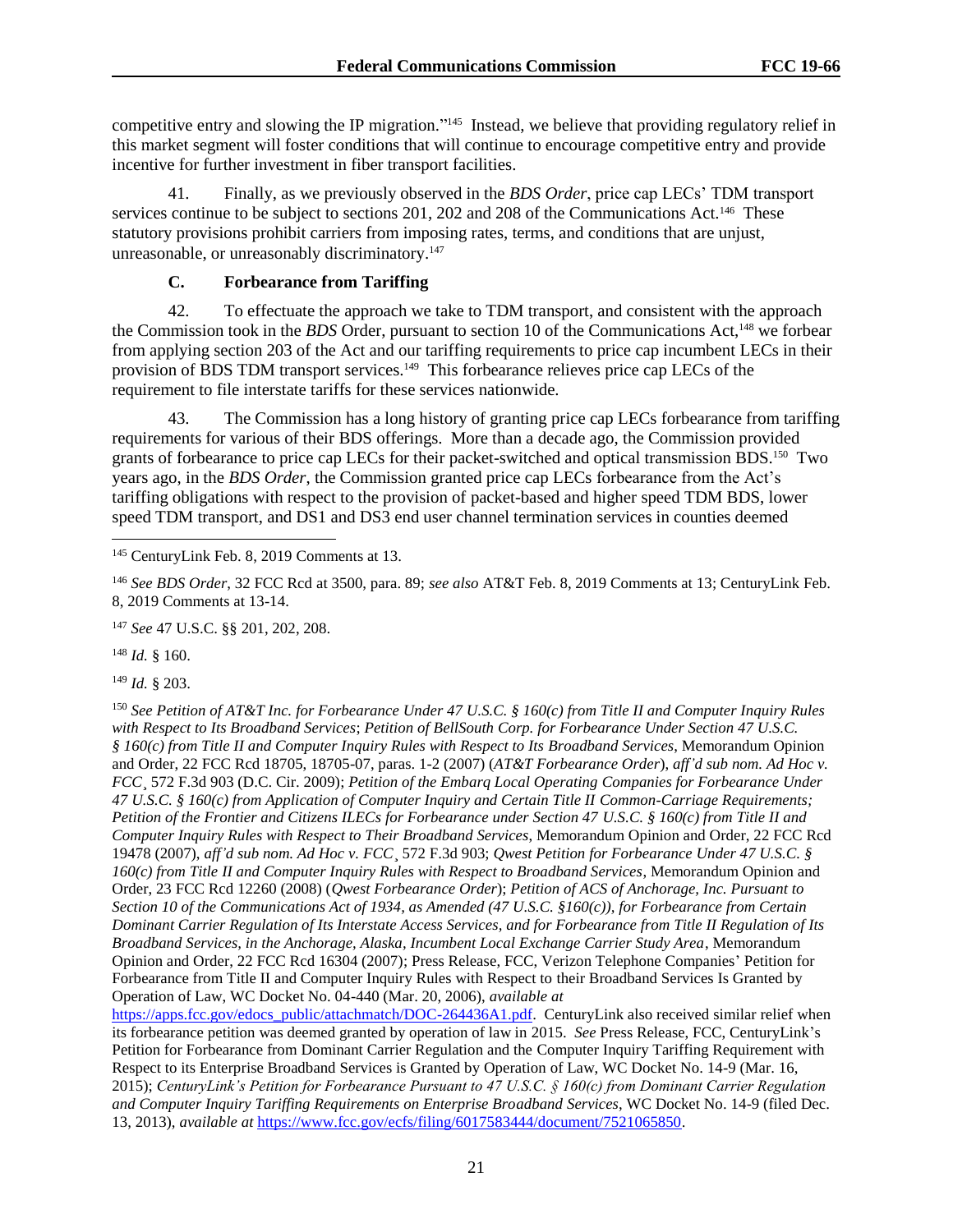competitive entry and slowing the IP migration."[145] Instead, we believe that providing regulatory relief in this market segment will foster conditions that will continue to encourage competitive entry and provide incentive for further investment in fiber transport facilities.

41. Finally, as we previously observed in the *BDS Order*, price cap LECs' TDM transport services continue to be subject to sections 201, 202 and 208 of the Communications Act.[146] These statutory provisions prohibit carriers from imposing rates, terms, and conditions that are unjust, unreasonable, or unreasonably discriminatory.[147]

### C. Forbearance from Tariffing

42. To effectuate the approach we take to TDM transport, and consistent with the approach the Commission took in the *BDS* Order, pursuant to section 10 of the Communications Act,[148] we forbear from applying section 203 of the Act and our tariffing requirements to price cap incumbent LECs in their provision of BDS TDM transport services.[149] This forbearance relieves price cap LECs of the requirement to file interstate tariffs for these services nationwide.

43. The Commission has a long history of granting price cap LECs forbearance from tariffing requirements for various of their BDS offerings. More than a decade ago, the Commission provided grants of forbearance to price cap LECs for their packet-switched and optical transmission BDS.[150] Two years ago, in the *BDS Order*, the Commission granted price cap LECs forbearance from the Act's tariffing obligations with respect to the provision of packet-based and higher speed TDM BDS, lower speed TDM transport, and DS1 and DS3 end user channel termination services in counties deemed

---

[145] CenturyLink Feb. 8, 2019 Comments at 13.

[146] *See BDS Order*, 32 FCC Rcd at 3500, para. 89; *see also* AT&T Feb. 8, 2019 Comments at 13; CenturyLink Feb. 8, 2019 Comments at 13-14.

[147] *See* 47 U.S.C. §§ 201, 202, 208.

[148] *Id.* § 160.

[149] *Id.* § 203.

[150] *See Petition of AT&T Inc. for Forbearance Under 47 U.S.C. § 160(c) from Title II and Computer Inquiry Rules with Respect to Its Broadband Services*; *Petition of BellSouth Corp. for Forbearance Under Section 47 U.S.C. § 160(c) from Title II and Computer Inquiry Rules with Respect to Its Broadband Services*, Memorandum Opinion and Order, 22 FCC Rcd 18705, 18705-07, paras. 1-2 (2007) (*AT&T Forbearance Order*), *aff'd sub nom. Ad Hoc v. FCC*¸ 572 F.3d 903 (D.C. Cir. 2009); *Petition of the Embarq Local Operating Companies for Forbearance Under 47 U.S.C. § 160(c) from Application of Computer Inquiry and Certain Title II Common-Carriage Requirements; Petition of the Frontier and Citizens ILECs for Forbearance under Section 47 U.S.C. § 160(c) from Title II and Computer Inquiry Rules with Respect to Their Broadband Services*, Memorandum Opinion and Order, 22 FCC Rcd 19478 (2007), *aff'd sub nom. Ad Hoc v. FCC*¸ 572 F.3d 903; *Qwest Petition for Forbearance Under 47 U.S.C. § 160(c) from Title II and Computer Inquiry Rules with Respect to Broadband Services*, Memorandum Opinion and Order, 23 FCC Rcd 12260 (2008) (*Qwest Forbearance Order*); *Petition of ACS of Anchorage, Inc. Pursuant to Section 10 of the Communications Act of 1934, as Amended (47 U.S.C. §160(c)), for Forbearance from Certain Dominant Carrier Regulation of Its Interstate Access Services, and for Forbearance from Title II Regulation of Its Broadband Services, in the Anchorage, Alaska, Incumbent Local Exchange Carrier Study Area*, Memorandum Opinion and Order, 22 FCC Rcd 16304 (2007); Press Release, FCC, Verizon Telephone Companies' Petition for Forbearance from Title II and Computer Inquiry Rules with Respect to their Broadband Services Is Granted by Operation of Law, WC Docket No. 04-440 (Mar. 20, 2006), *available at* https://apps.fcc.gov/edocs_public/attachmatch/DOC-264436A1.pdf. CenturyLink also received similar relief when its forbearance petition was deemed granted by operation of law in 2015. *See* Press Release, FCC, CenturyLink's Petition for Forbearance from Dominant Carrier Regulation and the Computer Inquiry Tariffing Requirement with Respect to its Enterprise Broadband Services is Granted by Operation of Law, WC Docket No. 14-9 (Mar. 16, 2015); *CenturyLink's Petition for Forbearance Pursuant to 47 U.S.C. § 160(c) from Dominant Carrier Regulation and Computer Inquiry Tariffing Requirements on Enterprise Broadband Services*, WC Docket No. 14-9 (filed Dec. 13, 2013), *available at* https://www.fcc.gov/ecfs/filing/6017583444/document/7521065850.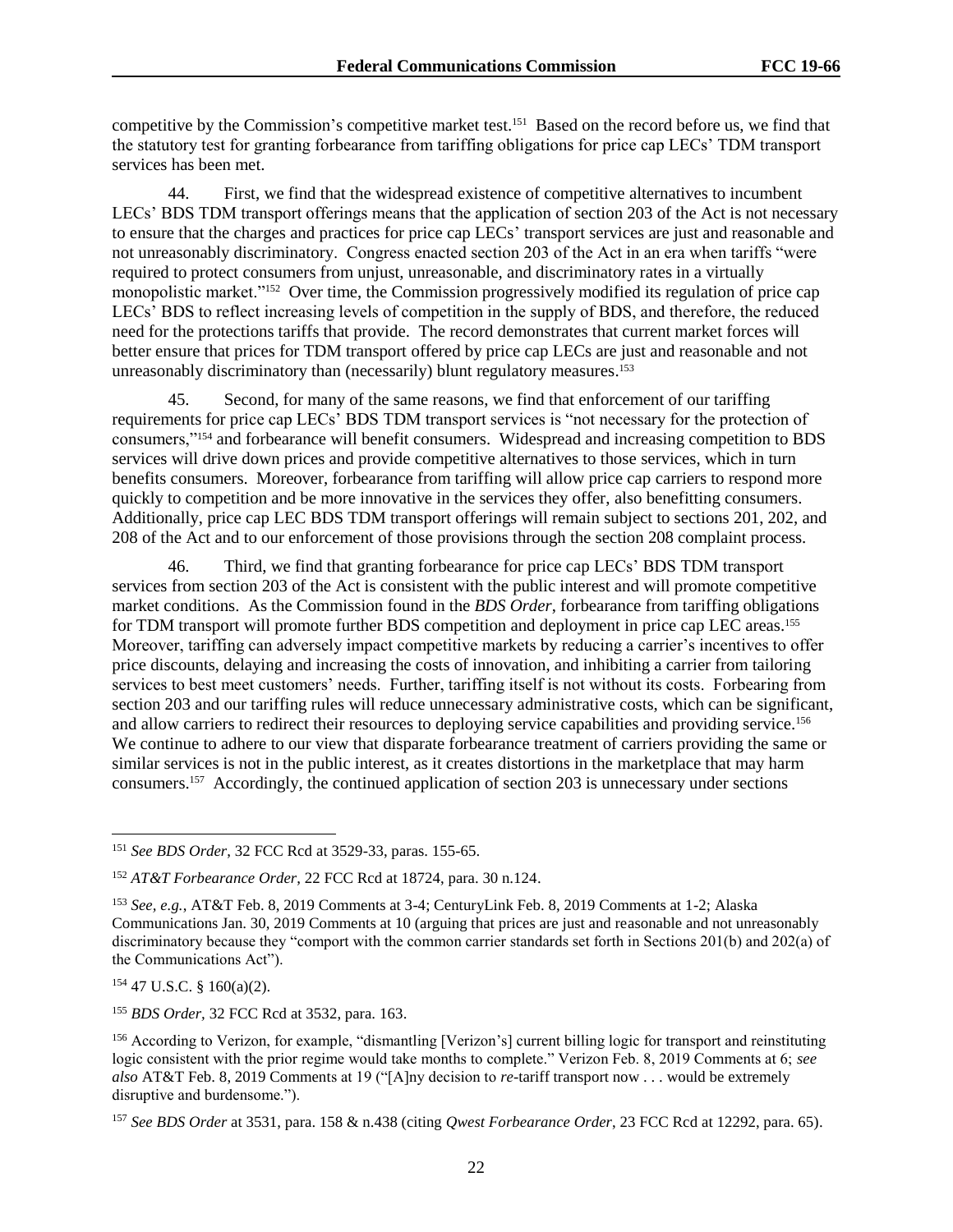competitive by the Commission's competitive market test.[151] Based on the record before us, we find that the statutory test for granting forbearance from tariffing obligations for price cap LECs' TDM transport services has been met.

44. First, we find that the widespread existence of competitive alternatives to incumbent LECs' BDS TDM transport offerings means that the application of section 203 of the Act is not necessary to ensure that the charges and practices for price cap LECs' transport services are just and reasonable and not unreasonably discriminatory. Congress enacted section 203 of the Act in an era when tariffs "were required to protect consumers from unjust, unreasonable, and discriminatory rates in a virtually monopolistic market."[152] Over time, the Commission progressively modified its regulation of price cap LECs' BDS to reflect increasing levels of competition in the supply of BDS, and therefore, the reduced need for the protections tariffs that provide. The record demonstrates that current market forces will better ensure that prices for TDM transport offered by price cap LECs are just and reasonable and not unreasonably discriminatory than (necessarily) blunt regulatory measures.[153]

45. Second, for many of the same reasons, we find that enforcement of our tariffing requirements for price cap LECs' BDS TDM transport services is "not necessary for the protection of consumers,"[154] and forbearance will benefit consumers. Widespread and increasing competition to BDS services will drive down prices and provide competitive alternatives to those services, which in turn benefits consumers. Moreover, forbearance from tariffing will allow price cap carriers to respond more quickly to competition and be more innovative in the services they offer, also benefitting consumers. Additionally, price cap LEC BDS TDM transport offerings will remain subject to sections 201, 202, and 208 of the Act and to our enforcement of those provisions through the section 208 complaint process.

46. Third, we find that granting forbearance for price cap LECs' BDS TDM transport services from section 203 of the Act is consistent with the public interest and will promote competitive market conditions. As the Commission found in the *BDS Order*, forbearance from tariffing obligations for TDM transport will promote further BDS competition and deployment in price cap LEC areas.[155] Moreover, tariffing can adversely impact competitive markets by reducing a carrier's incentives to offer price discounts, delaying and increasing the costs of innovation, and inhibiting a carrier from tailoring services to best meet customers' needs. Further, tariffing itself is not without its costs. Forbearing from section 203 and our tariffing rules will reduce unnecessary administrative costs, which can be significant, and allow carriers to redirect their resources to deploying service capabilities and providing service.[156] We continue to adhere to our view that disparate forbearance treatment of carriers providing the same or similar services is not in the public interest, as it creates distortions in the marketplace that may harm consumers.[157] Accordingly, the continued application of section 203 is unnecessary under sections

---

[151] *See BDS Order*, 32 FCC Rcd at 3529-33, paras. 155-65.

[152] *AT&T Forbearance Order*, 22 FCC Rcd at 18724, para. 30 n.124.

[153] *See, e.g.*, AT&T Feb. 8, 2019 Comments at 3-4; CenturyLink Feb. 8, 2019 Comments at 1-2; Alaska Communications Jan. 30, 2019 Comments at 10 (arguing that prices are just and reasonable and not unreasonably discriminatory because they "comport with the common carrier standards set forth in Sections 201(b) and 202(a) of the Communications Act").

[154] 47 U.S.C. § 160(a)(2).

[155] *BDS Order*, 32 FCC Rcd at 3532, para. 163.

[156] According to Verizon, for example, "dismantling [Verizon's] current billing logic for transport and reinstituting logic consistent with the prior regime would take months to complete." Verizon Feb. 8, 2019 Comments at 6; *see also* AT&T Feb. 8, 2019 Comments at 19 ("[A]ny decision to *re*-tariff transport now . . . would be extremely disruptive and burdensome.").

[157] *See BDS Order* at 3531, para. 158 & n.438 (citing *Qwest Forbearance Order*, 23 FCC Rcd at 12292, para. 65).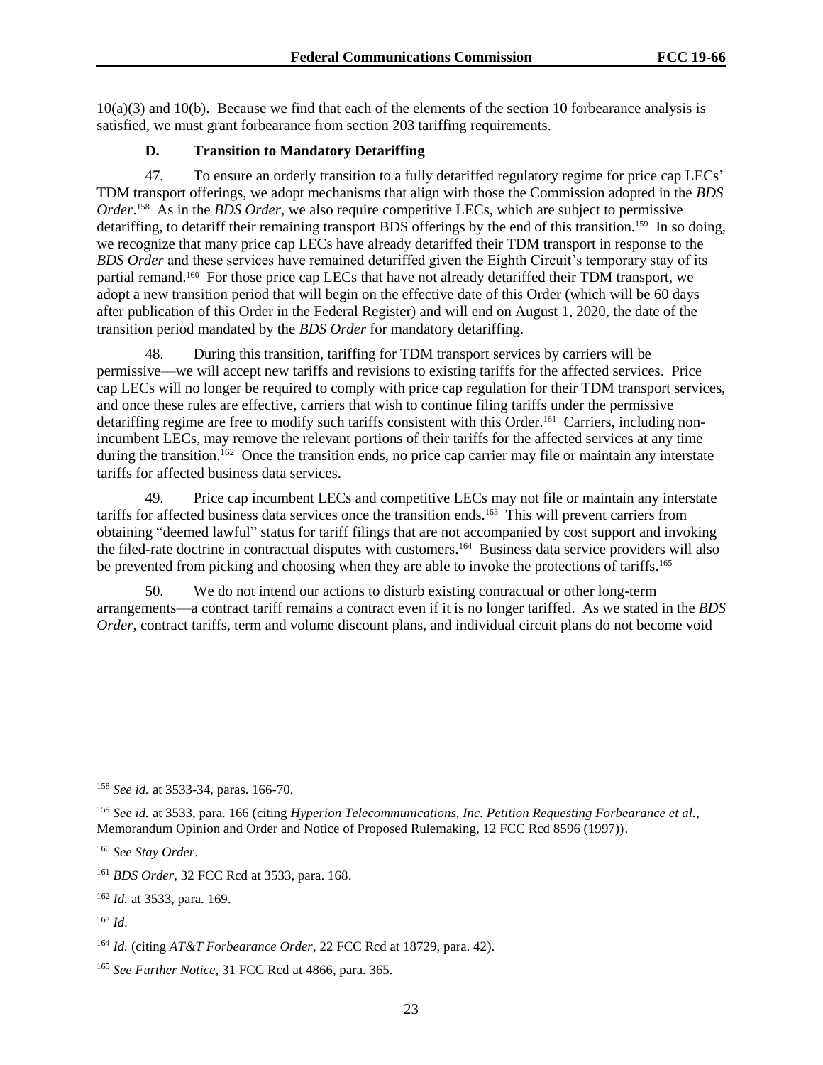10(a)(3) and 10(b). Because we find that each of the elements of the section 10 forbearance analysis is satisfied, we must grant forbearance from section 203 tariffing requirements.

### D. Transition to Mandatory Detariffing

47. To ensure an orderly transition to a fully detariffed regulatory regime for price cap LECs' TDM transport offerings, we adopt mechanisms that align with those the Commission adopted in the *BDS Order*.[158] As in the *BDS Order*, we also require competitive LECs, which are subject to permissive detariffing, to detariff their remaining transport BDS offerings by the end of this transition.[159] In so doing, we recognize that many price cap LECs have already detariffed their TDM transport in response to the *BDS Order* and these services have remained detariffed given the Eighth Circuit's temporary stay of its partial remand.[160] For those price cap LECs that have not already detariffed their TDM transport, we adopt a new transition period that will begin on the effective date of this Order (which will be 60 days after publication of this Order in the Federal Register) and will end on August 1, 2020, the date of the transition period mandated by the *BDS Order* for mandatory detariffing.

48. During this transition, tariffing for TDM transport services by carriers will be permissive—we will accept new tariffs and revisions to existing tariffs for the affected services. Price cap LECs will no longer be required to comply with price cap regulation for their TDM transport services, and once these rules are effective, carriers that wish to continue filing tariffs under the permissive detariffing regime are free to modify such tariffs consistent with this Order.[161] Carriers, including non-incumbent LECs, may remove the relevant portions of their tariffs for the affected services at any time during the transition.[162] Once the transition ends, no price cap carrier may file or maintain any interstate tariffs for affected business data services.

49. Price cap incumbent LECs and competitive LECs may not file or maintain any interstate tariffs for affected business data services once the transition ends.[163] This will prevent carriers from obtaining "deemed lawful" status for tariff filings that are not accompanied by cost support and invoking the filed-rate doctrine in contractual disputes with customers.[164] Business data service providers will also be prevented from picking and choosing when they are able to invoke the protections of tariffs.[165]

50. We do not intend our actions to disturb existing contractual or other long-term arrangements—a contract tariff remains a contract even if it is no longer tariffed. As we stated in the *BDS Order*, contract tariffs, term and volume discount plans, and individual circuit plans do not become void

---

[158] *See id.* at 3533-34, paras. 166-70.

[159] *See id.* at 3533, para. 166 (citing *Hyperion Telecommunications, Inc. Petition Requesting Forbearance et al.*, Memorandum Opinion and Order and Notice of Proposed Rulemaking, 12 FCC Rcd 8596 (1997)).

[160] *See Stay Order*.

[161] *BDS Order*, 32 FCC Rcd at 3533, para. 168.

[162] *Id.* at 3533, para. 169.

[163] *Id*.

[164] *Id.* (citing *AT&T Forbearance Order*, 22 FCC Rcd at 18729, para. 42).

[165] *See Further Notice*, 31 FCC Rcd at 4866, para. 365.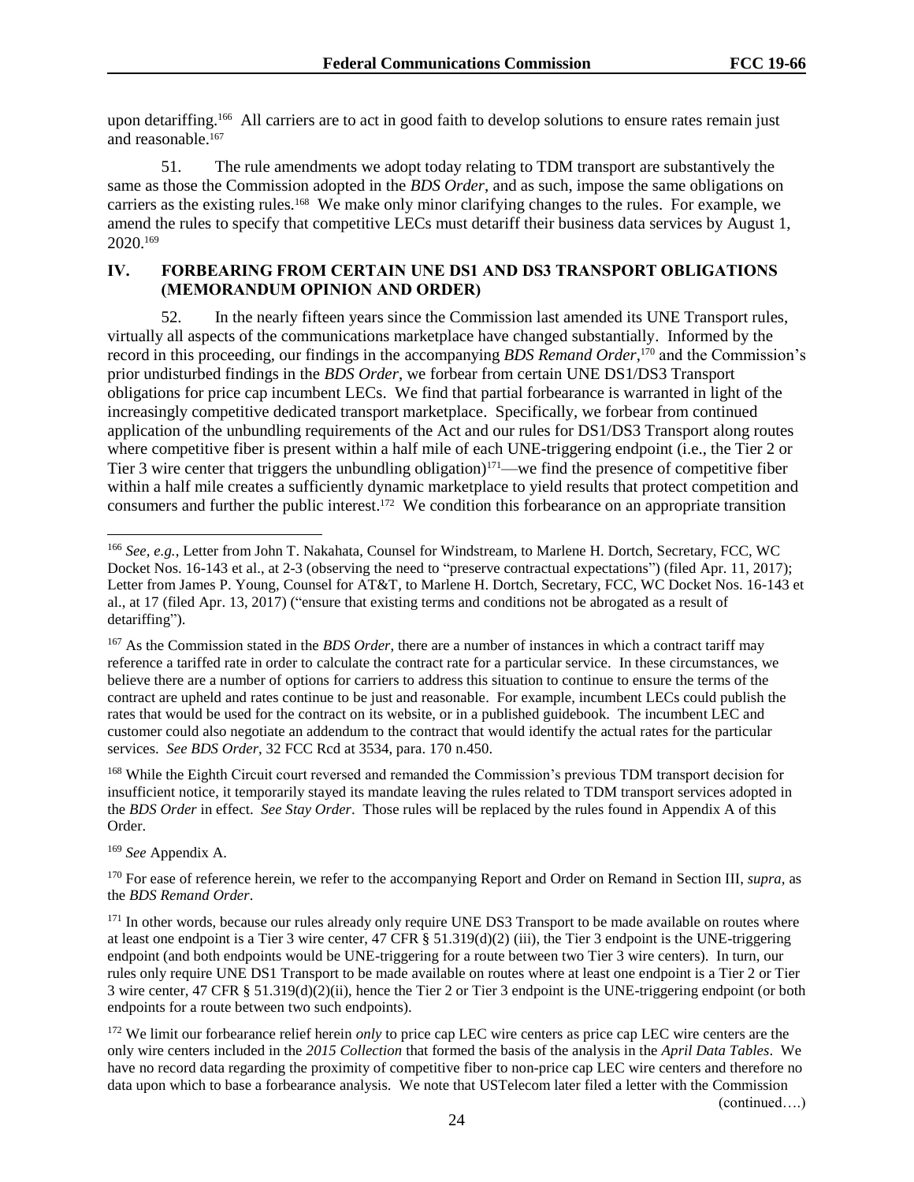upon detariffing.[166] All carriers are to act in good faith to develop solutions to ensure rates remain just and reasonable.[167]

51. The rule amendments we adopt today relating to TDM transport are substantively the same as those the Commission adopted in the *BDS Order*, and as such, impose the same obligations on carriers as the existing rules.[168] We make only minor clarifying changes to the rules. For example, we amend the rules to specify that competitive LECs must detariff their business data services by August 1, 2020.[169]

## IV. FORBEARING FROM CERTAIN UNE DS1 AND DS3 TRANSPORT OBLIGATIONS (MEMORANDUM OPINION AND ORDER)

52. In the nearly fifteen years since the Commission last amended its UNE Transport rules, virtually all aspects of the communications marketplace have changed substantially. Informed by the record in this proceeding, our findings in the accompanying *BDS Remand Order*,[170] and the Commission's prior undisturbed findings in the *BDS Order*, we forbear from certain UNE DS1/DS3 Transport obligations for price cap incumbent LECs. We find that partial forbearance is warranted in light of the increasingly competitive dedicated transport marketplace. Specifically, we forbear from continued application of the unbundling requirements of the Act and our rules for DS1/DS3 Transport along routes where competitive fiber is present within a half mile of each UNE-triggering endpoint (i.e., the Tier 2 or Tier 3 wire center that triggers the unbundling obligation)[171]—we find the presence of competitive fiber within a half mile creates a sufficiently dynamic marketplace to yield results that protect competition and consumers and further the public interest.[172] We condition this forbearance on an appropriate transition

---

[166] *See, e.g.*, Letter from John T. Nakahata, Counsel for Windstream, to Marlene H. Dortch, Secretary, FCC, WC Docket Nos. 16-143 et al., at 2-3 (observing the need to "preserve contractual expectations") (filed Apr. 11, 2017); Letter from James P. Young, Counsel for AT&T, to Marlene H. Dortch, Secretary, FCC, WC Docket Nos. 16-143 et al., at 17 (filed Apr. 13, 2017) ("ensure that existing terms and conditions not be abrogated as a result of detariffing").

[167] As the Commission stated in the *BDS Order*, there are a number of instances in which a contract tariff may reference a tariffed rate in order to calculate the contract rate for a particular service. In these circumstances, we believe there are a number of options for carriers to address this situation to continue to ensure the terms of the contract are upheld and rates continue to be just and reasonable. For example, incumbent LECs could publish the rates that would be used for the contract on its website, or in a published guidebook. The incumbent LEC and customer could also negotiate an addendum to the contract that would identify the actual rates for the particular services. *See BDS Order*, 32 FCC Rcd at 3534, para. 170 n.450.

[168] While the Eighth Circuit court reversed and remanded the Commission's previous TDM transport decision for insufficient notice, it temporarily stayed its mandate leaving the rules related to TDM transport services adopted in the *BDS Order* in effect. *See Stay Order*. Those rules will be replaced by the rules found in Appendix A of this Order.

[169] *See* Appendix A.

[170] For ease of reference herein, we refer to the accompanying Report and Order on Remand in Section III, *supra*, as the *BDS Remand Order*.

[171] In other words, because our rules already only require UNE DS3 Transport to be made available on routes where at least one endpoint is a Tier 3 wire center, 47 CFR § 51.319(d)(2) (iii), the Tier 3 endpoint is the UNE-triggering endpoint (and both endpoints would be UNE-triggering for a route between two Tier 3 wire centers). In turn, our rules only require UNE DS1 Transport to be made available on routes where at least one endpoint is a Tier 2 or Tier 3 wire center, 47 CFR § 51.319(d)(2)(ii), hence the Tier 2 or Tier 3 endpoint is the UNE-triggering endpoint (or both endpoints for a route between two such endpoints).

[172] We limit our forbearance relief herein *only* to price cap LEC wire centers as price cap LEC wire centers are the only wire centers included in the *2015 Collection* that formed the basis of the analysis in the *April Data Tables*. We have no record data regarding the proximity of competitive fiber to non-price cap LEC wire centers and therefore no data upon which to base a forbearance analysis. We note that USTelecom later filed a letter with the Commission

(continued….)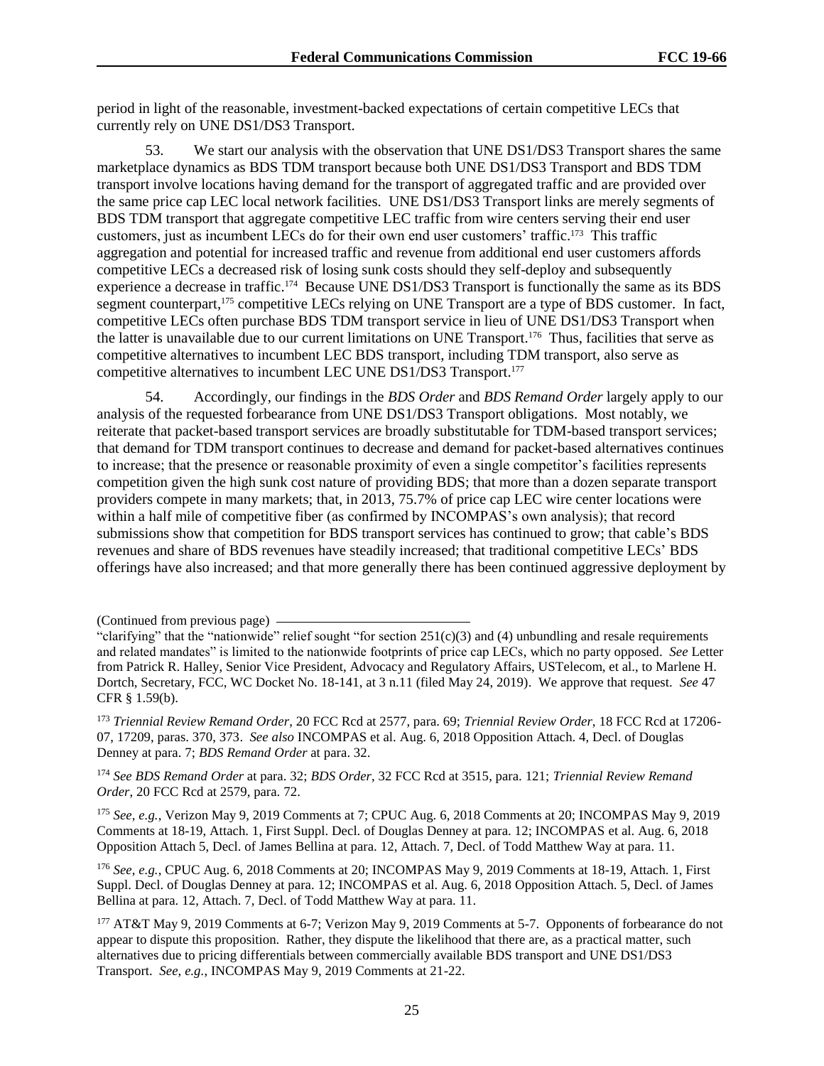period in light of the reasonable, investment-backed expectations of certain competitive LECs that currently rely on UNE DS1/DS3 Transport.

53. We start our analysis with the observation that UNE DS1/DS3 Transport shares the same marketplace dynamics as BDS TDM transport because both UNE DS1/DS3 Transport and BDS TDM transport involve locations having demand for the transport of aggregated traffic and are provided over the same price cap LEC local network facilities. UNE DS1/DS3 Transport links are merely segments of BDS TDM transport that aggregate competitive LEC traffic from wire centers serving their end user customers, just as incumbent LECs do for their own end user customers' traffic.[173] This traffic aggregation and potential for increased traffic and revenue from additional end user customers affords competitive LECs a decreased risk of losing sunk costs should they self-deploy and subsequently experience a decrease in traffic.[174] Because UNE DS1/DS3 Transport is functionally the same as its BDS segment counterpart,[175] competitive LECs relying on UNE Transport are a type of BDS customer. In fact, competitive LECs often purchase BDS TDM transport service in lieu of UNE DS1/DS3 Transport when the latter is unavailable due to our current limitations on UNE Transport.[176] Thus, facilities that serve as competitive alternatives to incumbent LEC BDS transport, including TDM transport, also serve as competitive alternatives to incumbent LEC UNE DS1/DS3 Transport.[177]

54. Accordingly, our findings in the *BDS Order* and *BDS Remand Order* largely apply to our analysis of the requested forbearance from UNE DS1/DS3 Transport obligations. Most notably, we reiterate that packet-based transport services are broadly substitutable for TDM-based transport services; that demand for TDM transport continues to decrease and demand for packet-based alternatives continues to increase; that the presence or reasonable proximity of even a single competitor's facilities represents competition given the high sunk cost nature of providing BDS; that more than a dozen separate transport providers compete in many markets; that, in 2013, 75.7% of price cap LEC wire center locations were within a half mile of competitive fiber (as confirmed by INCOMPAS's own analysis); that record submissions show that competition for BDS transport services has continued to grow; that cable's BDS revenues and share of BDS revenues have steadily increased; that traditional competitive LECs' BDS offerings have also increased; and that more generally there has been continued aggressive deployment by

---

(Continued from previous page)

"clarifying" that the "nationwide" relief sought "for section 251(c)(3) and (4) unbundling and resale requirements and related mandates" is limited to the nationwide footprints of price cap LECs, which no party opposed. *See* Letter from Patrick R. Halley, Senior Vice President, Advocacy and Regulatory Affairs, USTelecom, et al., to Marlene H. Dortch, Secretary, FCC, WC Docket No. 18-141, at 3 n.11 (filed May 24, 2019). We approve that request. *See* 47 CFR § 1.59(b).

[173] *Triennial Review Remand Order*, 20 FCC Rcd at 2577, para. 69; *Triennial Review Order*, 18 FCC Rcd at 17206-07, 17209, paras. 370, 373. *See also* INCOMPAS et al. Aug. 6, 2018 Opposition Attach. 4, Decl. of Douglas Denney at para. 7; *BDS Remand Order* at para. 32.

[174] *See BDS Remand Order* at para. 32; *BDS Order*, 32 FCC Rcd at 3515, para. 121; *Triennial Review Remand Order*, 20 FCC Rcd at 2579, para. 72.

[175] *See, e.g.*, Verizon May 9, 2019 Comments at 7; CPUC Aug. 6, 2018 Comments at 20; INCOMPAS May 9, 2019 Comments at 18-19, Attach. 1, First Suppl. Decl. of Douglas Denney at para. 12; INCOMPAS et al. Aug. 6, 2018 Opposition Attach 5, Decl. of James Bellina at para. 12, Attach. 7, Decl. of Todd Matthew Way at para. 11.

[176] *See, e.g.*, CPUC Aug. 6, 2018 Comments at 20; INCOMPAS May 9, 2019 Comments at 18-19, Attach. 1, First Suppl. Decl. of Douglas Denney at para. 12; INCOMPAS et al. Aug. 6, 2018 Opposition Attach. 5, Decl. of James Bellina at para. 12, Attach. 7, Decl. of Todd Matthew Way at para. 11.

[177] AT&T May 9, 2019 Comments at 6-7; Verizon May 9, 2019 Comments at 5-7. Opponents of forbearance do not appear to dispute this proposition. Rather, they dispute the likelihood that there are, as a practical matter, such alternatives due to pricing differentials between commercially available BDS transport and UNE DS1/DS3 Transport. *See, e.g.*, INCOMPAS May 9, 2019 Comments at 21-22.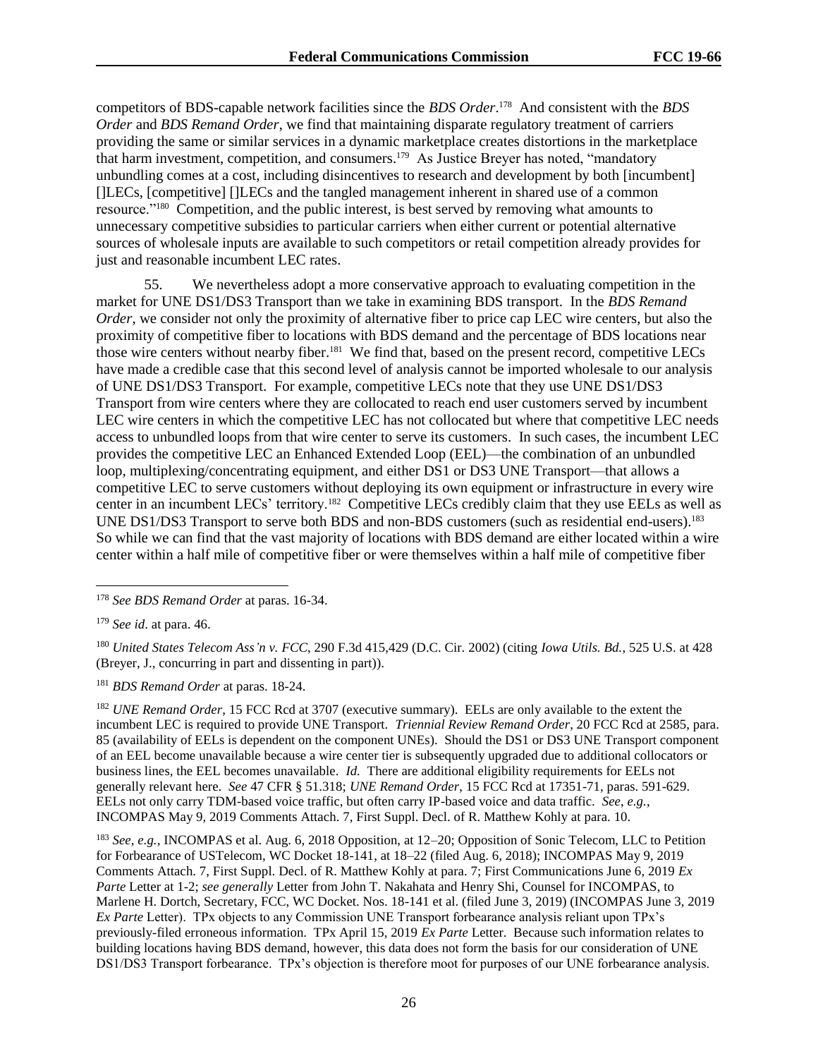competitors of BDS-capable network facilities since the *BDS Order*.[178] And consistent with the *BDS Order* and *BDS Remand Order*, we find that maintaining disparate regulatory treatment of carriers providing the same or similar services in a dynamic marketplace creates distortions in the marketplace that harm investment, competition, and consumers.[179] As Justice Breyer has noted, "mandatory unbundling comes at a cost, including disincentives to research and development by both [incumbent] []LECs, [competitive] []LECs and the tangled management inherent in shared use of a common resource."[180] Competition, and the public interest, is best served by removing what amounts to unnecessary competitive subsidies to particular carriers when either current or potential alternative sources of wholesale inputs are available to such competitors or retail competition already provides for just and reasonable incumbent LEC rates.

55. We nevertheless adopt a more conservative approach to evaluating competition in the market for UNE DS1/DS3 Transport than we take in examining BDS transport. In the *BDS Remand Order*, we consider not only the proximity of alternative fiber to price cap LEC wire centers, but also the proximity of competitive fiber to locations with BDS demand and the percentage of BDS locations near those wire centers without nearby fiber.[181] We find that, based on the present record, competitive LECs have made a credible case that this second level of analysis cannot be imported wholesale to our analysis of UNE DS1/DS3 Transport. For example, competitive LECs note that they use UNE DS1/DS3 Transport from wire centers where they are collocated to reach end user customers served by incumbent LEC wire centers in which the competitive LEC has not collocated but where that competitive LEC needs access to unbundled loops from that wire center to serve its customers. In such cases, the incumbent LEC provides the competitive LEC an Enhanced Extended Loop (EEL)—the combination of an unbundled loop, multiplexing/concentrating equipment, and either DS1 or DS3 UNE Transport—that allows a competitive LEC to serve customers without deploying its own equipment or infrastructure in every wire center in an incumbent LECs' territory.[182] Competitive LECs credibly claim that they use EELs as well as UNE DS1/DS3 Transport to serve both BDS and non-BDS customers (such as residential end-users).[183] So while we can find that the vast majority of locations with BDS demand are either located within a wire center within a half mile of competitive fiber or were themselves within a half mile of competitive fiber

---

[178] *See BDS Remand Order* at paras. 16-34.

[179] *See id*. at para. 46.

[180] *United States Telecom Ass'n v. FCC*, 290 F.3d 415,429 (D.C. Cir. 2002) (citing *Iowa Utils. Bd.*, 525 U.S. at 428 (Breyer, J., concurring in part and dissenting in part)).

[181] *BDS Remand Order* at paras. 18-24.

[182] *UNE Remand Order*, 15 FCC Rcd at 3707 (executive summary). EELs are only available to the extent the incumbent LEC is required to provide UNE Transport. *Triennial Review Remand Order*, 20 FCC Rcd at 2585, para. 85 (availability of EELs is dependent on the component UNEs). Should the DS1 or DS3 UNE Transport component of an EEL become unavailable because a wire center tier is subsequently upgraded due to additional collocators or business lines, the EEL becomes unavailable. *Id.* There are additional eligibility requirements for EELs not generally relevant here. *See* 47 CFR § 51.318; *UNE Remand Order*, 15 FCC Rcd at 17351-71, paras. 591-629. EELs not only carry TDM-based voice traffic, but often carry IP-based voice and data traffic. *See, e.g.*, INCOMPAS May 9, 2019 Comments Attach. 7, First Suppl. Decl. of R. Matthew Kohly at para. 10.

[183] *See, e.g.*, INCOMPAS et al. Aug. 6, 2018 Opposition, at 12–20; Opposition of Sonic Telecom, LLC to Petition for Forbearance of USTelecom, WC Docket 18-141, at 18–22 (filed Aug. 6, 2018); INCOMPAS May 9, 2019 Comments Attach. 7, First Suppl. Decl. of R. Matthew Kohly at para. 7; First Communications June 6, 2019 *Ex Parte* Letter at 1-2; *see generally* Letter from John T. Nakahata and Henry Shi, Counsel for INCOMPAS, to Marlene H. Dortch, Secretary, FCC, WC Docket. Nos. 18-141 et al. (filed June 3, 2019) (INCOMPAS June 3, 2019 *Ex Parte* Letter). TPx objects to any Commission UNE Transport forbearance analysis reliant upon TPx's previously-filed erroneous information. TPx April 15, 2019 *Ex Parte* Letter. Because such information relates to building locations having BDS demand, however, this data does not form the basis for our consideration of UNE DS1/DS3 Transport forbearance. TPx's objection is therefore moot for purposes of our UNE forbearance analysis.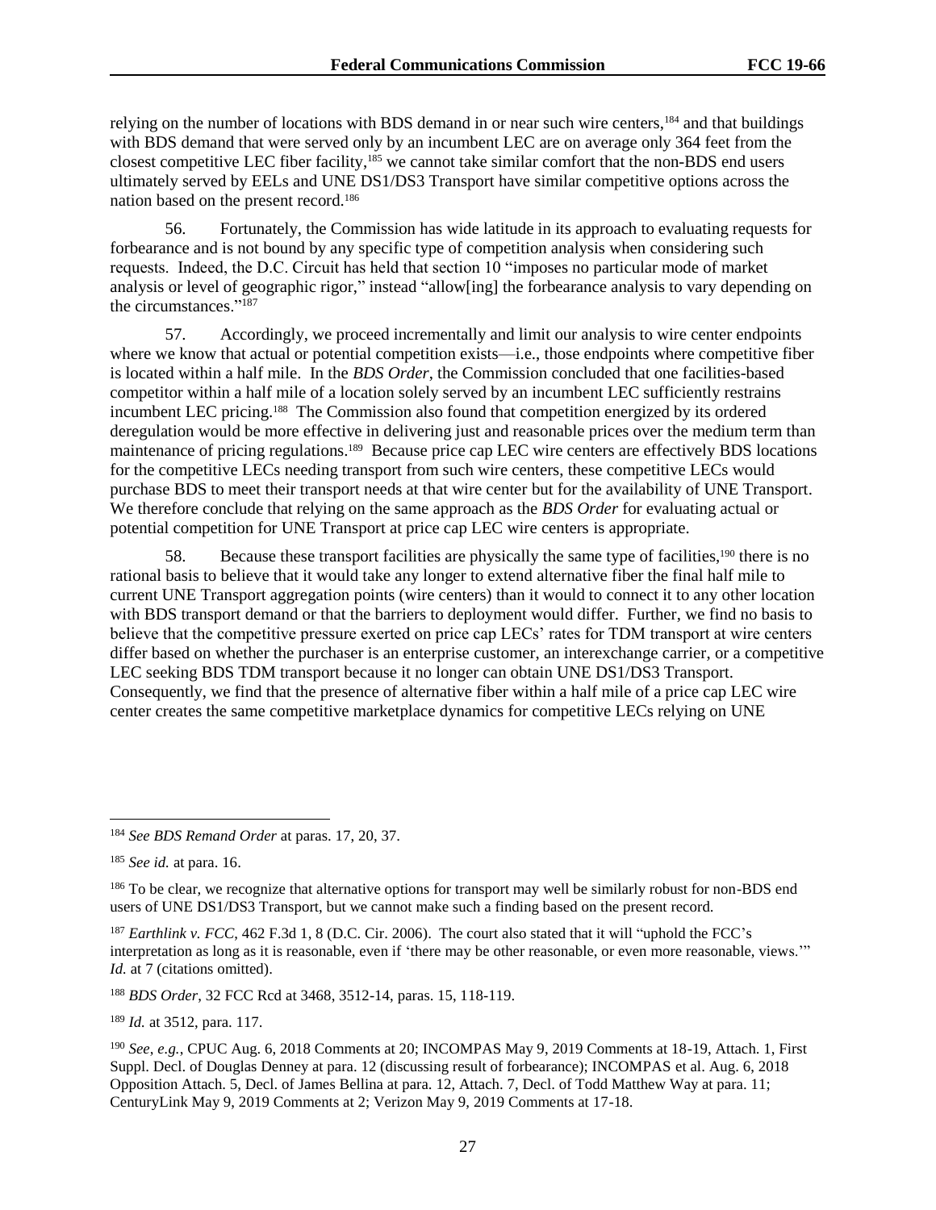relying on the number of locations with BDS demand in or near such wire centers,[184] and that buildings with BDS demand that were served only by an incumbent LEC are on average only 364 feet from the closest competitive LEC fiber facility,[185] we cannot take similar comfort that the non-BDS end users ultimately served by EELs and UNE DS1/DS3 Transport have similar competitive options across the nation based on the present record.[186]

56. Fortunately, the Commission has wide latitude in its approach to evaluating requests for forbearance and is not bound by any specific type of competition analysis when considering such requests. Indeed, the D.C. Circuit has held that section 10 "imposes no particular mode of market analysis or level of geographic rigor," instead "allow[ing] the forbearance analysis to vary depending on the circumstances."[187]

57. Accordingly, we proceed incrementally and limit our analysis to wire center endpoints where we know that actual or potential competition exists—i.e., those endpoints where competitive fiber is located within a half mile. In the *BDS Order*, the Commission concluded that one facilities-based competitor within a half mile of a location solely served by an incumbent LEC sufficiently restrains incumbent LEC pricing.[188] The Commission also found that competition energized by its ordered deregulation would be more effective in delivering just and reasonable prices over the medium term than maintenance of pricing regulations.[189] Because price cap LEC wire centers are effectively BDS locations for the competitive LECs needing transport from such wire centers, these competitive LECs would purchase BDS to meet their transport needs at that wire center but for the availability of UNE Transport. We therefore conclude that relying on the same approach as the *BDS Order* for evaluating actual or potential competition for UNE Transport at price cap LEC wire centers is appropriate.

58. Because these transport facilities are physically the same type of facilities,[190] there is no rational basis to believe that it would take any longer to extend alternative fiber the final half mile to current UNE Transport aggregation points (wire centers) than it would to connect it to any other location with BDS transport demand or that the barriers to deployment would differ. Further, we find no basis to believe that the competitive pressure exerted on price cap LECs' rates for TDM transport at wire centers differ based on whether the purchaser is an enterprise customer, an interexchange carrier, or a competitive LEC seeking BDS TDM transport because it no longer can obtain UNE DS1/DS3 Transport. Consequently, we find that the presence of alternative fiber within a half mile of a price cap LEC wire center creates the same competitive marketplace dynamics for competitive LECs relying on UNE

---

[184] *See BDS Remand Order* at paras. 17, 20, 37.

[185] *See id.* at para. 16.

[186] To be clear, we recognize that alternative options for transport may well be similarly robust for non-BDS end users of UNE DS1/DS3 Transport, but we cannot make such a finding based on the present record.

[187] *Earthlink v. FCC*, 462 F.3d 1, 8 (D.C. Cir. 2006). The court also stated that it will "uphold the FCC's interpretation as long as it is reasonable, even if 'there may be other reasonable, or even more reasonable, views.'" *Id.* at 7 (citations omitted).

[188] *BDS Order*, 32 FCC Rcd at 3468, 3512-14, paras. 15, 118-119.

[189] *Id.* at 3512, para. 117.

[190] *See, e.g.*, CPUC Aug. 6, 2018 Comments at 20; INCOMPAS May 9, 2019 Comments at 18-19, Attach. 1, First Suppl. Decl. of Douglas Denney at para. 12 (discussing result of forbearance); INCOMPAS et al. Aug. 6, 2018 Opposition Attach. 5, Decl. of James Bellina at para. 12, Attach. 7, Decl. of Todd Matthew Way at para. 11; CenturyLink May 9, 2019 Comments at 2; Verizon May 9, 2019 Comments at 17-18.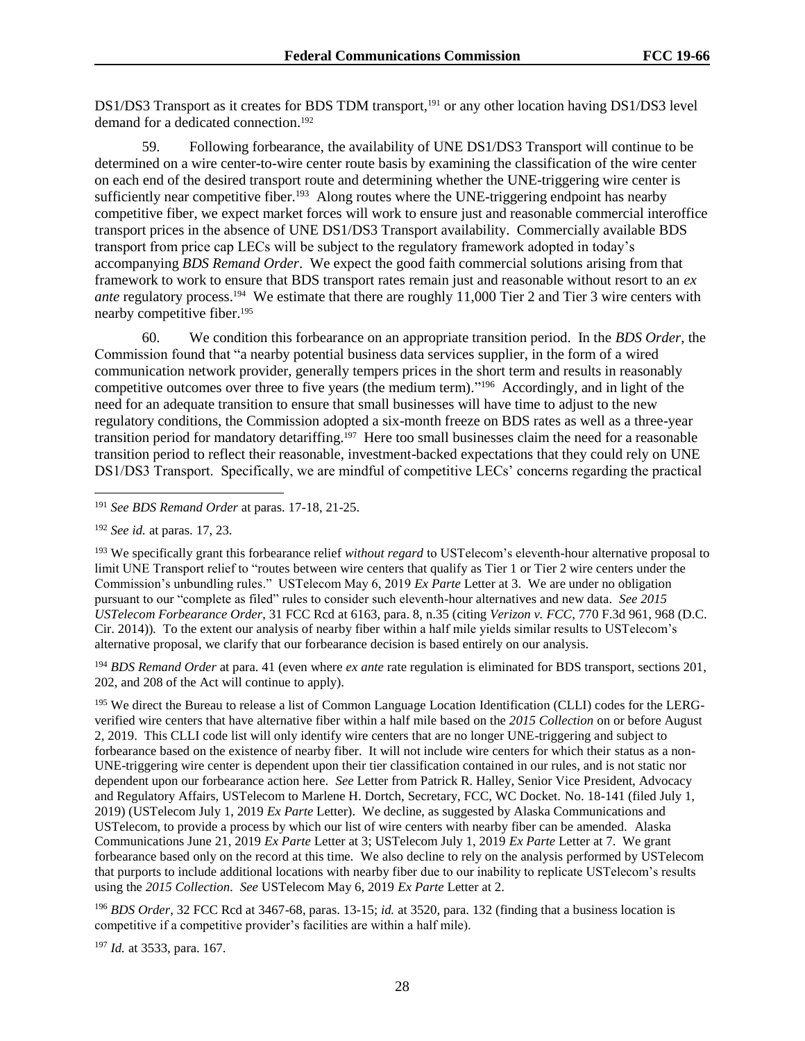DS1/DS3 Transport as it creates for BDS TDM transport,[191] or any other location having DS1/DS3 level demand for a dedicated connection.[192]

59. Following forbearance, the availability of UNE DS1/DS3 Transport will continue to be determined on a wire center-to-wire center route basis by examining the classification of the wire center on each end of the desired transport route and determining whether the UNE-triggering wire center is sufficiently near competitive fiber.[193] Along routes where the UNE-triggering endpoint has nearby competitive fiber, we expect market forces will work to ensure just and reasonable commercial interoffice transport prices in the absence of UNE DS1/DS3 Transport availability. Commercially available BDS transport from price cap LECs will be subject to the regulatory framework adopted in today's accompanying *BDS Remand Order*. We expect the good faith commercial solutions arising from that framework to work to ensure that BDS transport rates remain just and reasonable without resort to an *ex ante* regulatory process.[194] We estimate that there are roughly 11,000 Tier 2 and Tier 3 wire centers with nearby competitive fiber.[195]

60. We condition this forbearance on an appropriate transition period. In the *BDS Order*, the Commission found that "a nearby potential business data services supplier, in the form of a wired communication network provider, generally tempers prices in the short term and results in reasonably competitive outcomes over three to five years (the medium term)."[196] Accordingly, and in light of the need for an adequate transition to ensure that small businesses will have time to adjust to the new regulatory conditions, the Commission adopted a six-month freeze on BDS rates as well as a three-year transition period for mandatory detariffing.[197] Here too small businesses claim the need for a reasonable transition period to reflect their reasonable, investment-backed expectations that they could rely on UNE DS1/DS3 Transport. Specifically, we are mindful of competitive LECs' concerns regarding the practical

---

[191] *See BDS Remand Order* at paras. 17-18, 21-25.

[192] *See id.* at paras. 17, 23.

[193] We specifically grant this forbearance relief *without regard* to USTelecom's eleventh-hour alternative proposal to limit UNE Transport relief to "routes between wire centers that qualify as Tier 1 or Tier 2 wire centers under the Commission's unbundling rules." USTelecom May 6, 2019 *Ex Parte* Letter at 3. We are under no obligation pursuant to our "complete as filed" rules to consider such eleventh-hour alternatives and new data. *See 2015 USTelecom Forbearance Order*, 31 FCC Rcd at 6163, para. 8, n.35 (citing *Verizon v. FCC*, 770 F.3d 961, 968 (D.C. Cir. 2014)). To the extent our analysis of nearby fiber within a half mile yields similar results to USTelecom's alternative proposal, we clarify that our forbearance decision is based entirely on our analysis.

[194] *BDS Remand Order* at para. 41 (even where *ex ante* rate regulation is eliminated for BDS transport, sections 201, 202, and 208 of the Act will continue to apply).

[195] We direct the Bureau to release a list of Common Language Location Identification (CLLI) codes for the LERG-verified wire centers that have alternative fiber within a half mile based on the *2015 Collection* on or before August 2, 2019. This CLLI code list will only identify wire centers that are no longer UNE-triggering and subject to forbearance based on the existence of nearby fiber. It will not include wire centers for which their status as a non-UNE-triggering wire center is dependent upon their tier classification contained in our rules, and is not static nor dependent upon our forbearance action here. *See* Letter from Patrick R. Halley, Senior Vice President, Advocacy and Regulatory Affairs, USTelecom to Marlene H. Dortch, Secretary, FCC, WC Docket. No. 18-141 (filed July 1, 2019) (USTelecom July 1, 2019 *Ex Parte* Letter). We decline, as suggested by Alaska Communications and USTelecom, to provide a process by which our list of wire centers with nearby fiber can be amended. Alaska Communications June 21, 2019 *Ex Parte* Letter at 3; USTelecom July 1, 2019 *Ex Parte* Letter at 7. We grant forbearance based only on the record at this time. We also decline to rely on the analysis performed by USTelecom that purports to include additional locations with nearby fiber due to our inability to replicate USTelecom's results using the *2015 Collection*. *See* USTelecom May 6, 2019 *Ex Parte* Letter at 2.

[196] *BDS Order*, 32 FCC Rcd at 3467-68, paras. 13-15; *id.* at 3520, para. 132 (finding that a business location is competitive if a competitive provider's facilities are within a half mile).

[197] *Id.* at 3533, para. 167.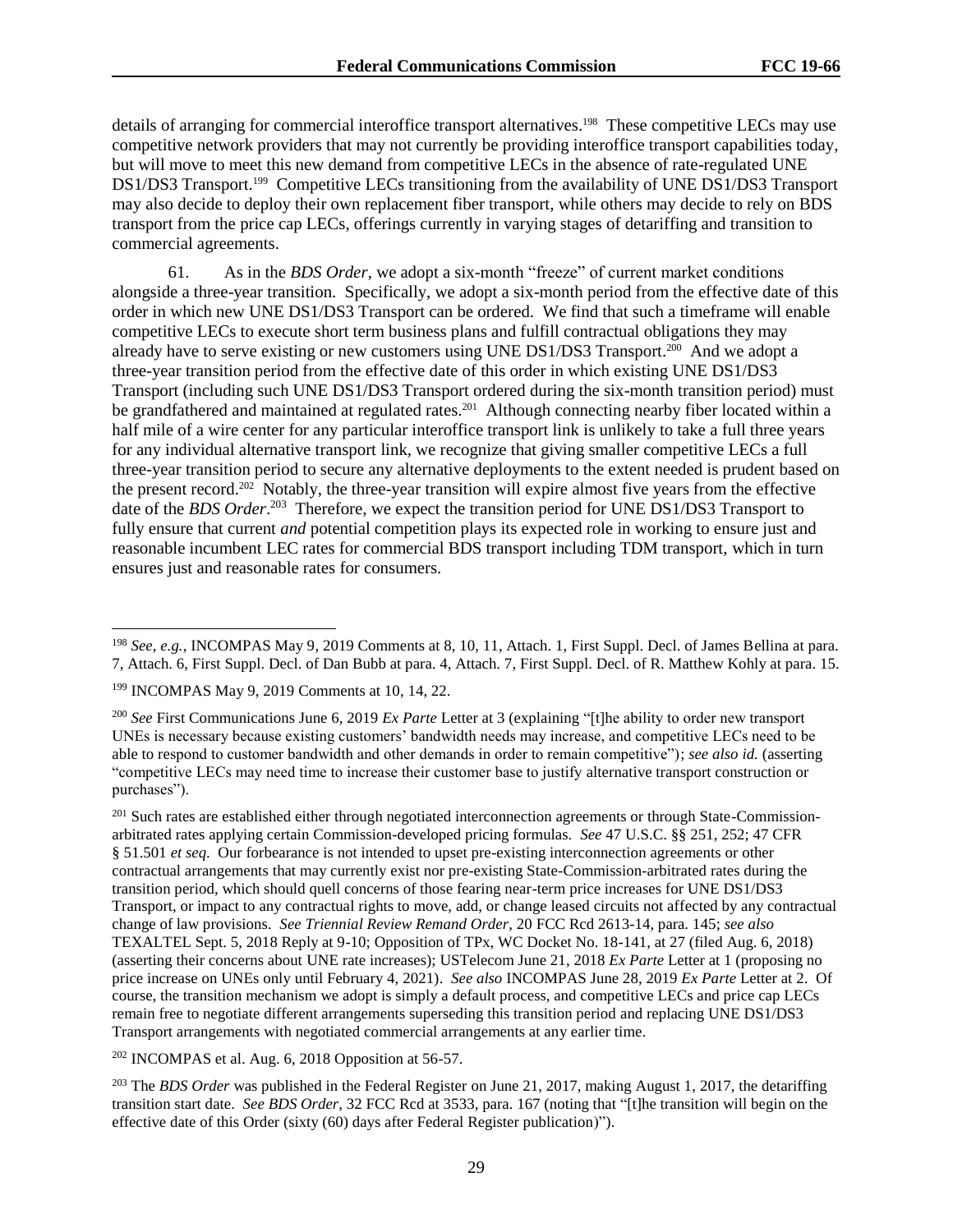details of arranging for commercial interoffice transport alternatives.[198] These competitive LECs may use competitive network providers that may not currently be providing interoffice transport capabilities today, but will move to meet this new demand from competitive LECs in the absence of rate-regulated UNE DS1/DS3 Transport.[199] Competitive LECs transitioning from the availability of UNE DS1/DS3 Transport may also decide to deploy their own replacement fiber transport, while others may decide to rely on BDS transport from the price cap LECs, offerings currently in varying stages of detariffing and transition to commercial agreements.

61. As in the *BDS Order*, we adopt a six-month "freeze" of current market conditions alongside a three-year transition. Specifically, we adopt a six-month period from the effective date of this order in which new UNE DS1/DS3 Transport can be ordered. We find that such a timeframe will enable competitive LECs to execute short term business plans and fulfill contractual obligations they may already have to serve existing or new customers using UNE DS1/DS3 Transport.[200] And we adopt a three-year transition period from the effective date of this order in which existing UNE DS1/DS3 Transport (including such UNE DS1/DS3 Transport ordered during the six-month transition period) must be grandfathered and maintained at regulated rates.[201] Although connecting nearby fiber located within a half mile of a wire center for any particular interoffice transport link is unlikely to take a full three years for any individual alternative transport link, we recognize that giving smaller competitive LECs a full three-year transition period to secure any alternative deployments to the extent needed is prudent based on the present record.[202] Notably, the three-year transition will expire almost five years from the effective date of the *BDS Order*.[203] Therefore, we expect the transition period for UNE DS1/DS3 Transport to fully ensure that current *and* potential competition plays its expected role in working to ensure just and reasonable incumbent LEC rates for commercial BDS transport including TDM transport, which in turn ensures just and reasonable rates for consumers.

---

[198] *See, e.g.*, INCOMPAS May 9, 2019 Comments at 8, 10, 11, Attach. 1, First Suppl. Decl. of James Bellina at para. 7, Attach. 6, First Suppl. Decl. of Dan Bubb at para. 4, Attach. 7, First Suppl. Decl. of R. Matthew Kohly at para. 15.

[199] INCOMPAS May 9, 2019 Comments at 10, 14, 22.

[200] *See* First Communications June 6, 2019 *Ex Parte* Letter at 3 (explaining "[t]he ability to order new transport UNEs is necessary because existing customers' bandwidth needs may increase, and competitive LECs need to be able to respond to customer bandwidth and other demands in order to remain competitive"); *see also id.* (asserting "competitive LECs may need time to increase their customer base to justify alternative transport construction or purchases").

[201] Such rates are established either through negotiated interconnection agreements or through State-Commission-arbitrated rates applying certain Commission-developed pricing formulas. *See* 47 U.S.C. §§ 251, 252; 47 CFR § 51.501 *et seq.* Our forbearance is not intended to upset pre-existing interconnection agreements or other contractual arrangements that may currently exist nor pre-existing State-Commission-arbitrated rates during the transition period, which should quell concerns of those fearing near-term price increases for UNE DS1/DS3 Transport, or impact to any contractual rights to move, add, or change leased circuits not affected by any contractual change of law provisions. *See Triennial Review Remand Order*, 20 FCC Rcd 2613-14, para. 145; *see also* TEXALTEL Sept. 5, 2018 Reply at 9-10; Opposition of TPx, WC Docket No. 18-141, at 27 (filed Aug. 6, 2018) (asserting their concerns about UNE rate increases); USTelecom June 21, 2018 *Ex Parte* Letter at 1 (proposing no price increase on UNEs only until February 4, 2021). *See also* INCOMPAS June 28, 2019 *Ex Parte* Letter at 2. Of course, the transition mechanism we adopt is simply a default process, and competitive LECs and price cap LECs remain free to negotiate different arrangements superseding this transition period and replacing UNE DS1/DS3 Transport arrangements with negotiated commercial arrangements at any earlier time.

[202] INCOMPAS et al. Aug. 6, 2018 Opposition at 56-57.

[203] The *BDS Order* was published in the Federal Register on June 21, 2017, making August 1, 2017, the detariffing transition start date. *See BDS Order*, 32 FCC Rcd at 3533, para. 167 (noting that "[t]he transition will begin on the effective date of this Order (sixty (60) days after Federal Register publication)").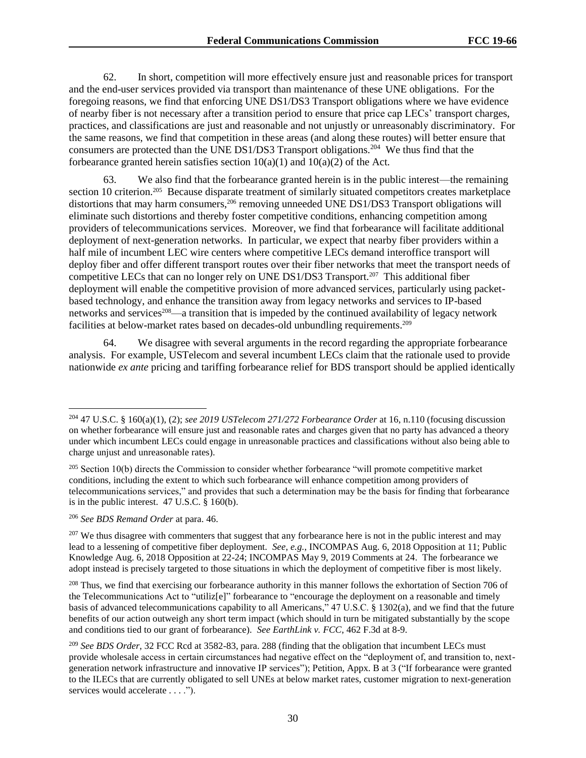62. In short, competition will more effectively ensure just and reasonable prices for transport and the end-user services provided via transport than maintenance of these UNE obligations. For the foregoing reasons, we find that enforcing UNE DS1/DS3 Transport obligations where we have evidence of nearby fiber is not necessary after a transition period to ensure that price cap LECs' transport charges, practices, and classifications are just and reasonable and not unjustly or unreasonably discriminatory. For the same reasons, we find that competition in these areas (and along these routes) will better ensure that consumers are protected than the UNE DS1/DS3 Transport obligations.[204] We thus find that the forbearance granted herein satisfies section 10(a)(1) and 10(a)(2) of the Act.

63. We also find that the forbearance granted herein is in the public interest—the remaining section 10 criterion.[205] Because disparate treatment of similarly situated competitors creates marketplace distortions that may harm consumers,[206] removing unneeded UNE DS1/DS3 Transport obligations will eliminate such distortions and thereby foster competitive conditions, enhancing competition among providers of telecommunications services. Moreover, we find that forbearance will facilitate additional deployment of next-generation networks. In particular, we expect that nearby fiber providers within a half mile of incumbent LEC wire centers where competitive LECs demand interoffice transport will deploy fiber and offer different transport routes over their fiber networks that meet the transport needs of competitive LECs that can no longer rely on UNE DS1/DS3 Transport.[207] This additional fiber deployment will enable the competitive provision of more advanced services, particularly using packet-based technology, and enhance the transition away from legacy networks and services to IP-based networks and services[208]—a transition that is impeded by the continued availability of legacy network facilities at below-market rates based on decades-old unbundling requirements.[209]

64. We disagree with several arguments in the record regarding the appropriate forbearance analysis. For example, USTelecom and several incumbent LECs claim that the rationale used to provide nationwide *ex ante* pricing and tariffing forbearance relief for BDS transport should be applied identically

---

[204] 47 U.S.C. § 160(a)(1), (2); *see 2019 USTelecom 271/272 Forbearance Order* at 16, n.110 (focusing discussion on whether forbearance will ensure just and reasonable rates and charges given that no party has advanced a theory under which incumbent LECs could engage in unreasonable practices and classifications without also being able to charge unjust and unreasonable rates).

[205] Section 10(b) directs the Commission to consider whether forbearance "will promote competitive market conditions, including the extent to which such forbearance will enhance competition among providers of telecommunications services," and provides that such a determination may be the basis for finding that forbearance is in the public interest. 47 U.S.C. § 160(b).

[206] *See BDS Remand Order* at para. 46.

[207] We thus disagree with commenters that suggest that any forbearance here is not in the public interest and may lead to a lessening of competitive fiber deployment. *See, e.g.*, INCOMPAS Aug. 6, 2018 Opposition at 11; Public Knowledge Aug. 6, 2018 Opposition at 22-24; INCOMPAS May 9, 2019 Comments at 24. The forbearance we adopt instead is precisely targeted to those situations in which the deployment of competitive fiber is most likely.

[208] Thus, we find that exercising our forbearance authority in this manner follows the exhortation of Section 706 of the Telecommunications Act to "utiliz[e]" forbearance to "encourage the deployment on a reasonable and timely basis of advanced telecommunications capability to all Americans," 47 U.S.C. § 1302(a), and we find that the future benefits of our action outweigh any short term impact (which should in turn be mitigated substantially by the scope and conditions tied to our grant of forbearance). *See EarthLink v. FCC*, 462 F.3d at 8-9.

[209] *See BDS Order*, 32 FCC Rcd at 3582-83, para. 288 (finding that the obligation that incumbent LECs must provide wholesale access in certain circumstances had negative effect on the "deployment of, and transition to, next-generation network infrastructure and innovative IP services"); Petition, Appx. B at 3 ("If forbearance were granted to the ILECs that are currently obligated to sell UNEs at below market rates, customer migration to next-generation services would accelerate . . . .").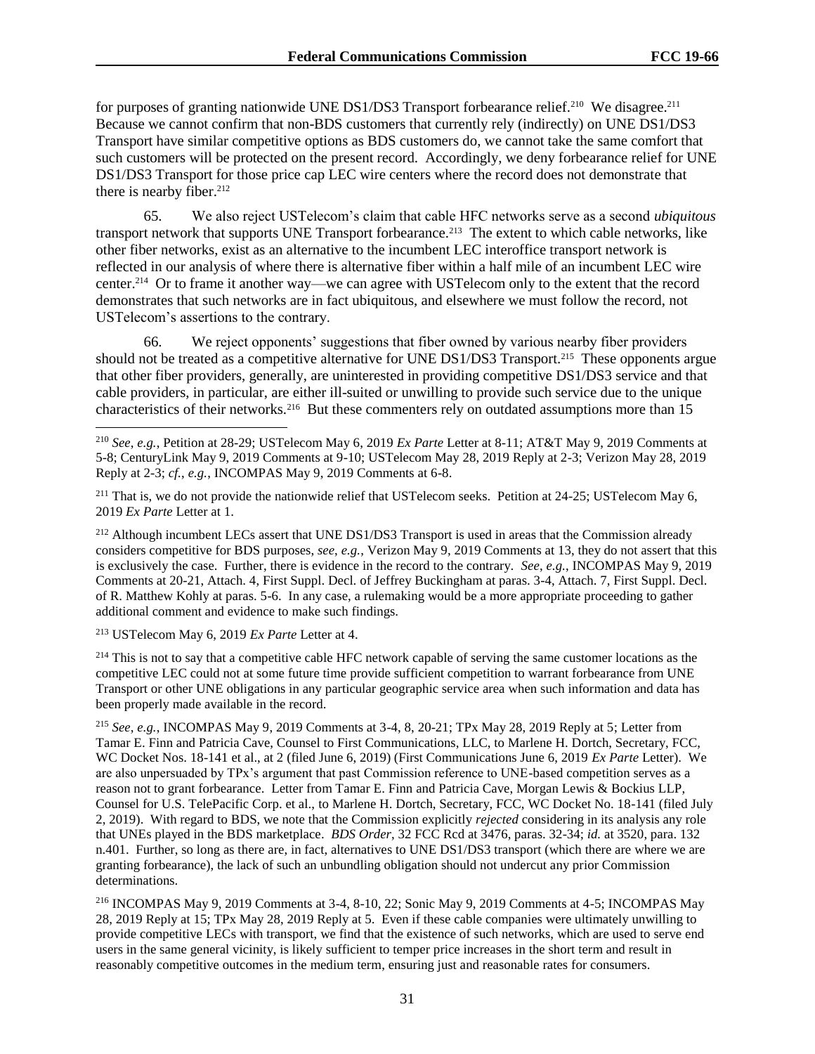for purposes of granting nationwide UNE DS1/DS3 Transport forbearance relief.[210] We disagree.[211] Because we cannot confirm that non-BDS customers that currently rely (indirectly) on UNE DS1/DS3 Transport have similar competitive options as BDS customers do, we cannot take the same comfort that such customers will be protected on the present record. Accordingly, we deny forbearance relief for UNE DS1/DS3 Transport for those price cap LEC wire centers where the record does not demonstrate that there is nearby fiber.[212]

65. We also reject USTelecom's claim that cable HFC networks serve as a second *ubiquitous* transport network that supports UNE Transport forbearance.[213] The extent to which cable networks, like other fiber networks, exist as an alternative to the incumbent LEC interoffice transport network is reflected in our analysis of where there is alternative fiber within a half mile of an incumbent LEC wire center.[214] Or to frame it another way—we can agree with USTelecom only to the extent that the record demonstrates that such networks are in fact ubiquitous, and elsewhere we must follow the record, not USTelecom's assertions to the contrary.

66. We reject opponents' suggestions that fiber owned by various nearby fiber providers should not be treated as a competitive alternative for UNE DS1/DS3 Transport.[215] These opponents argue that other fiber providers, generally, are uninterested in providing competitive DS1/DS3 service and that cable providers, in particular, are either ill-suited or unwilling to provide such service due to the unique characteristics of their networks.[216] But these commenters rely on outdated assumptions more than 15

---

[210] *See, e.g.*, Petition at 28-29; USTelecom May 6, 2019 *Ex Parte* Letter at 8-11; AT&T May 9, 2019 Comments at 5-8; CenturyLink May 9, 2019 Comments at 9-10; USTelecom May 28, 2019 Reply at 2-3; Verizon May 28, 2019 Reply at 2-3; *cf.*, *e.g.*, INCOMPAS May 9, 2019 Comments at 6-8.

[211] That is, we do not provide the nationwide relief that USTelecom seeks. Petition at 24-25; USTelecom May 6, 2019 *Ex Parte* Letter at 1.

[212] Although incumbent LECs assert that UNE DS1/DS3 Transport is used in areas that the Commission already considers competitive for BDS purposes, *see, e.g.*, Verizon May 9, 2019 Comments at 13, they do not assert that this is exclusively the case. Further, there is evidence in the record to the contrary. *See, e.g.*, INCOMPAS May 9, 2019 Comments at 20-21, Attach. 4, First Suppl. Decl. of Jeffrey Buckingham at paras. 3-4, Attach. 7, First Suppl. Decl. of R. Matthew Kohly at paras. 5-6. In any case, a rulemaking would be a more appropriate proceeding to gather additional comment and evidence to make such findings.

[213] USTelecom May 6, 2019 *Ex Parte* Letter at 4.

[214] This is not to say that a competitive cable HFC network capable of serving the same customer locations as the competitive LEC could not at some future time provide sufficient competition to warrant forbearance from UNE Transport or other UNE obligations in any particular geographic service area when such information and data has been properly made available in the record.

[215] *See, e.g.*, INCOMPAS May 9, 2019 Comments at 3-4, 8, 20-21; TPx May 28, 2019 Reply at 5; Letter from Tamar E. Finn and Patricia Cave, Counsel to First Communications, LLC, to Marlene H. Dortch, Secretary, FCC, WC Docket Nos. 18-141 et al., at 2 (filed June 6, 2019) (First Communications June 6, 2019 *Ex Parte* Letter). We are also unpersuaded by TPx's argument that past Commission reference to UNE-based competition serves as a reason not to grant forbearance. Letter from Tamar E. Finn and Patricia Cave, Morgan Lewis & Bockius LLP, Counsel for U.S. TelePacific Corp. et al., to Marlene H. Dortch, Secretary, FCC, WC Docket No. 18-141 (filed July 2, 2019). With regard to BDS, we note that the Commission explicitly *rejected* considering in its analysis any role that UNEs played in the BDS marketplace. *BDS Order*, 32 FCC Rcd at 3476, paras. 32-34; *id.* at 3520, para. 132 n.401. Further, so long as there are, in fact, alternatives to UNE DS1/DS3 transport (which there are where we are granting forbearance), the lack of such an unbundling obligation should not undercut any prior Commission determinations.

[216] INCOMPAS May 9, 2019 Comments at 3-4, 8-10, 22; Sonic May 9, 2019 Comments at 4-5; INCOMPAS May 28, 2019 Reply at 15; TPx May 28, 2019 Reply at 5. Even if these cable companies were ultimately unwilling to provide competitive LECs with transport, we find that the existence of such networks, which are used to serve end users in the same general vicinity, is likely sufficient to temper price increases in the short term and result in reasonably competitive outcomes in the medium term, ensuring just and reasonable rates for consumers.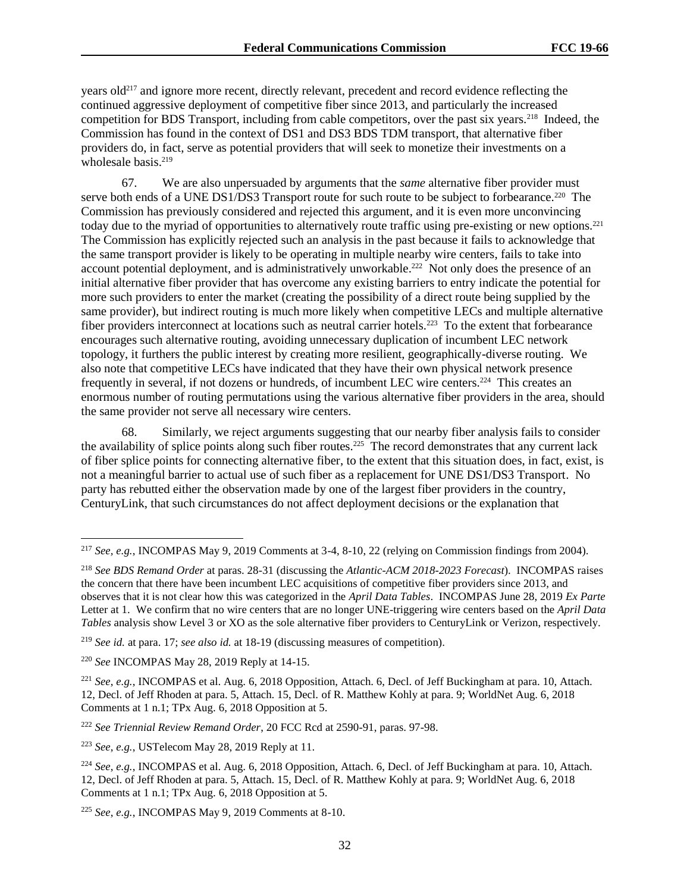years old[217] and ignore more recent, directly relevant, precedent and record evidence reflecting the continued aggressive deployment of competitive fiber since 2013, and particularly the increased competition for BDS Transport, including from cable competitors, over the past six years.[218] Indeed, the Commission has found in the context of DS1 and DS3 BDS TDM transport, that alternative fiber providers do, in fact, serve as potential providers that will seek to monetize their investments on a wholesale basis.[219]

67. We are also unpersuaded by arguments that the *same* alternative fiber provider must serve both ends of a UNE DS1/DS3 Transport route for such route to be subject to forbearance.[220] The Commission has previously considered and rejected this argument, and it is even more unconvincing today due to the myriad of opportunities to alternatively route traffic using pre-existing or new options.[221] The Commission has explicitly rejected such an analysis in the past because it fails to acknowledge that the same transport provider is likely to be operating in multiple nearby wire centers, fails to take into account potential deployment, and is administratively unworkable.[222] Not only does the presence of an initial alternative fiber provider that has overcome any existing barriers to entry indicate the potential for more such providers to enter the market (creating the possibility of a direct route being supplied by the same provider), but indirect routing is much more likely when competitive LECs and multiple alternative fiber providers interconnect at locations such as neutral carrier hotels.[223] To the extent that forbearance encourages such alternative routing, avoiding unnecessary duplication of incumbent LEC network topology, it furthers the public interest by creating more resilient, geographically-diverse routing. We also note that competitive LECs have indicated that they have their own physical network presence frequently in several, if not dozens or hundreds, of incumbent LEC wire centers.[224] This creates an enormous number of routing permutations using the various alternative fiber providers in the area, should the same provider not serve all necessary wire centers.

68. Similarly, we reject arguments suggesting that our nearby fiber analysis fails to consider the availability of splice points along such fiber routes.[225] The record demonstrates that any current lack of fiber splice points for connecting alternative fiber, to the extent that this situation does, in fact, exist, is not a meaningful barrier to actual use of such fiber as a replacement for UNE DS1/DS3 Transport. No party has rebutted either the observation made by one of the largest fiber providers in the country, CenturyLink, that such circumstances do not affect deployment decisions or the explanation that

---

[217] *See, e.g.*, INCOMPAS May 9, 2019 Comments at 3-4, 8-10, 22 (relying on Commission findings from 2004).

[218] *See BDS Remand Order* at paras. 28-31 (discussing the *Atlantic-ACM 2018-2023 Forecast*). INCOMPAS raises the concern that there have been incumbent LEC acquisitions of competitive fiber providers since 2013, and observes that it is not clear how this was categorized in the *April Data Tables*. INCOMPAS June 28, 2019 *Ex Parte* Letter at 1. We confirm that no wire centers that are no longer UNE-triggering wire centers based on the *April Data Tables* analysis show Level 3 or XO as the sole alternative fiber providers to CenturyLink or Verizon, respectively.

[219] *See id.* at para. 17; *see also id.* at 18-19 (discussing measures of competition).

[220] *See* INCOMPAS May 28, 2019 Reply at 14-15.

[221] *See, e.g.*, INCOMPAS et al. Aug. 6, 2018 Opposition, Attach. 6, Decl. of Jeff Buckingham at para. 10, Attach. 12, Decl. of Jeff Rhoden at para. 5, Attach. 15, Decl. of R. Matthew Kohly at para. 9; WorldNet Aug. 6, 2018 Comments at 1 n.1; TPx Aug. 6, 2018 Opposition at 5.

[222] *See Triennial Review Remand Order*, 20 FCC Rcd at 2590-91, paras. 97-98.

[223] *See, e.g.*, USTelecom May 28, 2019 Reply at 11.

[224] *See, e.g.*, INCOMPAS et al. Aug. 6, 2018 Opposition, Attach. 6, Decl. of Jeff Buckingham at para. 10, Attach. 12, Decl. of Jeff Rhoden at para. 5, Attach. 15, Decl. of R. Matthew Kohly at para. 9; WorldNet Aug. 6, 2018 Comments at 1 n.1; TPx Aug. 6, 2018 Opposition at 5.

[225] *See, e.g.*, INCOMPAS May 9, 2019 Comments at 8-10.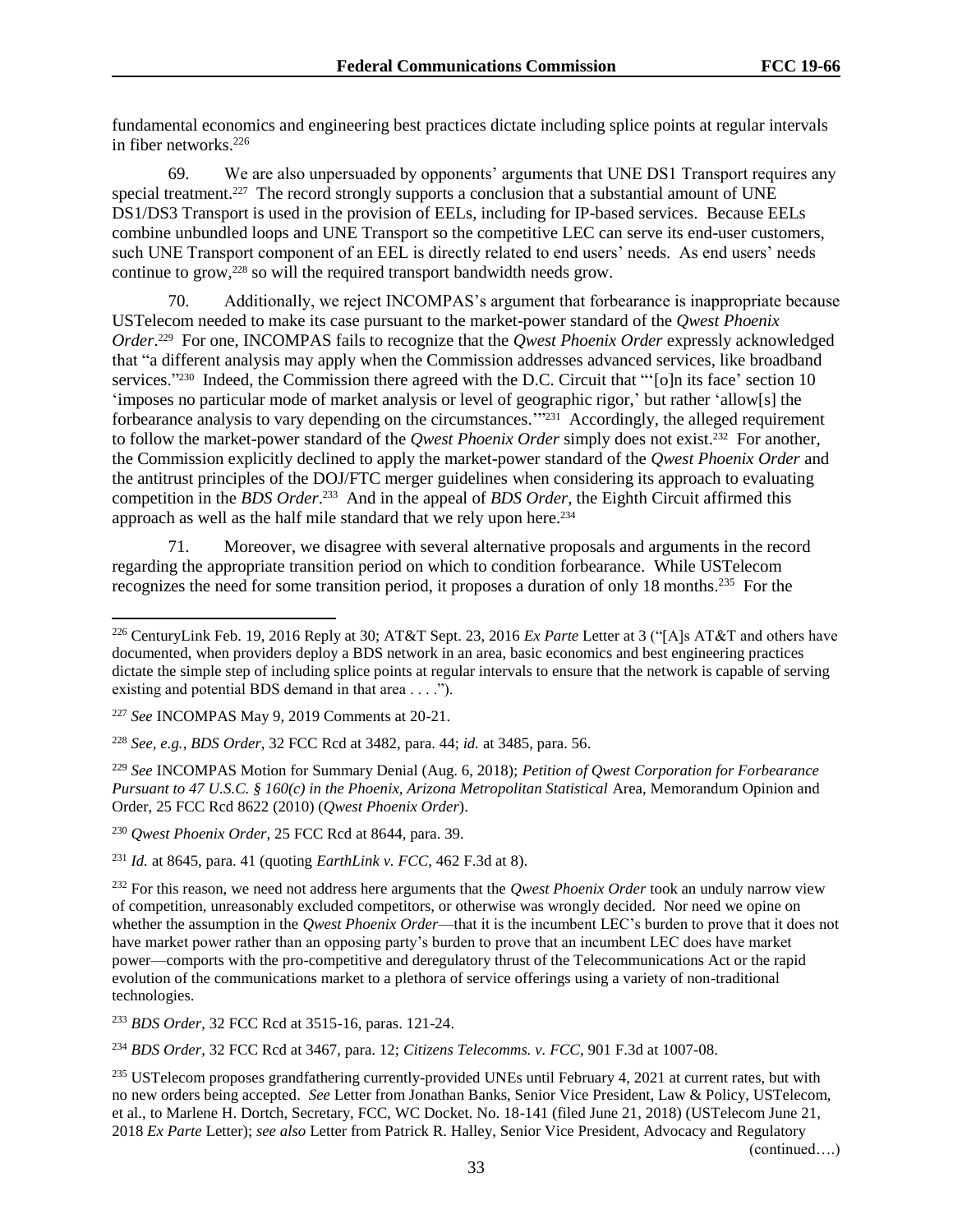fundamental economics and engineering best practices dictate including splice points at regular intervals in fiber networks.[226]

69. We are also unpersuaded by opponents' arguments that UNE DS1 Transport requires any special treatment.[227] The record strongly supports a conclusion that a substantial amount of UNE DS1/DS3 Transport is used in the provision of EELs, including for IP-based services. Because EELs combine unbundled loops and UNE Transport so the competitive LEC can serve its end-user customers, such UNE Transport component of an EEL is directly related to end users' needs. As end users' needs continue to grow,[228] so will the required transport bandwidth needs grow.

70. Additionally, we reject INCOMPAS's argument that forbearance is inappropriate because USTelecom needed to make its case pursuant to the market-power standard of the *Qwest Phoenix Order*.[229] For one, INCOMPAS fails to recognize that the *Qwest Phoenix Order* expressly acknowledged that "a different analysis may apply when the Commission addresses advanced services, like broadband services."[230] Indeed, the Commission there agreed with the D.C. Circuit that "'[o]n its face' section 10 'imposes no particular mode of market analysis or level of geographic rigor,' but rather 'allow[s] the forbearance analysis to vary depending on the circumstances.'"[231] Accordingly, the alleged requirement to follow the market-power standard of the *Qwest Phoenix Order* simply does not exist.[232] For another, the Commission explicitly declined to apply the market-power standard of the *Qwest Phoenix Order* and the antitrust principles of the DOJ/FTC merger guidelines when considering its approach to evaluating competition in the *BDS Order*.[233] And in the appeal of *BDS Order*, the Eighth Circuit affirmed this approach as well as the half mile standard that we rely upon here.[234]

71. Moreover, we disagree with several alternative proposals and arguments in the record regarding the appropriate transition period on which to condition forbearance. While USTelecom recognizes the need for some transition period, it proposes a duration of only 18 months.[235] For the

---

[226] CenturyLink Feb. 19, 2016 Reply at 30; AT&T Sept. 23, 2016 *Ex Parte* Letter at 3 ("[A]s AT&T and others have documented, when providers deploy a BDS network in an area, basic economics and best engineering practices dictate the simple step of including splice points at regular intervals to ensure that the network is capable of serving existing and potential BDS demand in that area . . . .").

[227] *See* INCOMPAS May 9, 2019 Comments at 20-21.

[228] *See, e.g.*, *BDS Order*, 32 FCC Rcd at 3482, para. 44; *id.* at 3485, para. 56.

[229] *See* INCOMPAS Motion for Summary Denial (Aug. 6, 2018); *Petition of Qwest Corporation for Forbearance Pursuant to 47 U.S.C. § 160(c) in the Phoenix, Arizona Metropolitan Statistical* Area, Memorandum Opinion and Order, 25 FCC Rcd 8622 (2010) (*Qwest Phoenix Order*).

[230] *Qwest Phoenix Order*, 25 FCC Rcd at 8644, para. 39.

[231] *Id.* at 8645, para. 41 (quoting *EarthLink v. FCC*, 462 F.3d at 8).

[232] For this reason, we need not address here arguments that the *Qwest Phoenix Order* took an unduly narrow view of competition, unreasonably excluded competitors, or otherwise was wrongly decided. Nor need we opine on whether the assumption in the *Qwest Phoenix Order*—that it is the incumbent LEC's burden to prove that it does not have market power rather than an opposing party's burden to prove that an incumbent LEC does have market power—comports with the pro-competitive and deregulatory thrust of the Telecommunications Act or the rapid evolution of the communications market to a plethora of service offerings using a variety of non-traditional technologies.

[233] *BDS Order*, 32 FCC Rcd at 3515-16, paras. 121-24.

[234] *BDS Order*, 32 FCC Rcd at 3467, para. 12; *Citizens Telecomms. v. FCC*, 901 F.3d at 1007-08.

[235] USTelecom proposes grandfathering currently-provided UNEs until February 4, 2021 at current rates, but with no new orders being accepted. *See* Letter from Jonathan Banks, Senior Vice President, Law & Policy, USTelecom, et al., to Marlene H. Dortch, Secretary, FCC, WC Docket. No. 18-141 (filed June 21, 2018) (USTelecom June 21, 2018 *Ex Parte* Letter); *see also* Letter from Patrick R. Halley, Senior Vice President, Advocacy and Regulatory

(continued….)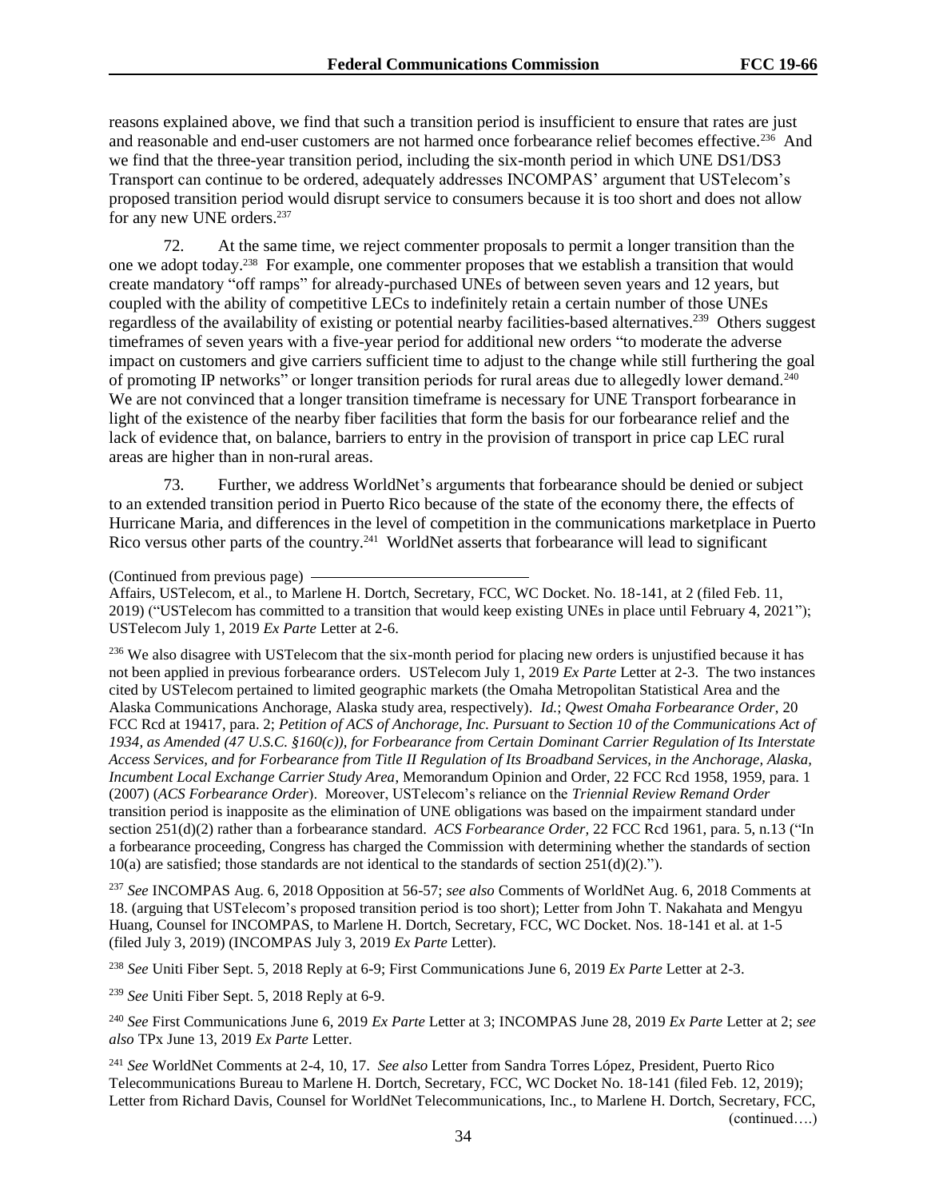reasons explained above, we find that such a transition period is insufficient to ensure that rates are just and reasonable and end-user customers are not harmed once forbearance relief becomes effective.[236] And we find that the three-year transition period, including the six-month period in which UNE DS1/DS3 Transport can continue to be ordered, adequately addresses INCOMPAS' argument that USTelecom's proposed transition period would disrupt service to consumers because it is too short and does not allow for any new UNE orders.[237]

72. At the same time, we reject commenter proposals to permit a longer transition than the one we adopt today.[238] For example, one commenter proposes that we establish a transition that would create mandatory "off ramps" for already-purchased UNEs of between seven years and 12 years, but coupled with the ability of competitive LECs to indefinitely retain a certain number of those UNEs regardless of the availability of existing or potential nearby facilities-based alternatives.[239] Others suggest timeframes of seven years with a five-year period for additional new orders "to moderate the adverse impact on customers and give carriers sufficient time to adjust to the change while still furthering the goal of promoting IP networks" or longer transition periods for rural areas due to allegedly lower demand.[240] We are not convinced that a longer transition timeframe is necessary for UNE Transport forbearance in light of the existence of the nearby fiber facilities that form the basis for our forbearance relief and the lack of evidence that, on balance, barriers to entry in the provision of transport in price cap LEC rural areas are higher than in non-rural areas.

73. Further, we address WorldNet's arguments that forbearance should be denied or subject to an extended transition period in Puerto Rico because of the state of the economy there, the effects of Hurricane Maria, and differences in the level of competition in the communications marketplace in Puerto Rico versus other parts of the country.[241] WorldNet asserts that forbearance will lead to significant

(Continued from previous page)

Affairs, USTelecom, et al., to Marlene H. Dortch, Secretary, FCC, WC Docket. No. 18-141, at 2 (filed Feb. 11, 2019) ("USTelecom has committed to a transition that would keep existing UNEs in place until February 4, 2021"); USTelecom July 1, 2019 *Ex Parte* Letter at 2-6.

[236] We also disagree with USTelecom that the six-month period for placing new orders is unjustified because it has not been applied in previous forbearance orders. USTelecom July 1, 2019 *Ex Parte* Letter at 2-3. The two instances cited by USTelecom pertained to limited geographic markets (the Omaha Metropolitan Statistical Area and the Alaska Communications Anchorage, Alaska study area, respectively). *Id.*; *Qwest Omaha Forbearance Order*, 20 FCC Rcd at 19417, para. 2; *Petition of ACS of Anchorage, Inc. Pursuant to Section 10 of the Communications Act of 1934, as Amended (47 U.S.C. §160(c)), for Forbearance from Certain Dominant Carrier Regulation of Its Interstate Access Services, and for Forbearance from Title II Regulation of Its Broadband Services, in the Anchorage, Alaska, Incumbent Local Exchange Carrier Study Area*, Memorandum Opinion and Order, 22 FCC Rcd 1958, 1959, para. 1 (2007) (*ACS Forbearance Order*). Moreover, USTelecom's reliance on the *Triennial Review Remand Order* transition period is inapposite as the elimination of UNE obligations was based on the impairment standard under section 251(d)(2) rather than a forbearance standard. *ACS Forbearance Order,* 22 FCC Rcd 1961, para. 5, n.13 ("In a forbearance proceeding, Congress has charged the Commission with determining whether the standards of section 10(a) are satisfied; those standards are not identical to the standards of section 251(d)(2).").

[237] *See* INCOMPAS Aug. 6, 2018 Opposition at 56-57; *see also* Comments of WorldNet Aug. 6, 2018 Comments at 18. (arguing that USTelecom's proposed transition period is too short); Letter from John T. Nakahata and Mengyu Huang, Counsel for INCOMPAS, to Marlene H. Dortch, Secretary, FCC, WC Docket. Nos. 18-141 et al. at 1-5 (filed July 3, 2019) (INCOMPAS July 3, 2019 *Ex Parte* Letter).

[238] *See* Uniti Fiber Sept. 5, 2018 Reply at 6-9; First Communications June 6, 2019 *Ex Parte* Letter at 2-3.

[239] *See* Uniti Fiber Sept. 5, 2018 Reply at 6-9.

[240] *See* First Communications June 6, 2019 *Ex Parte* Letter at 3; INCOMPAS June 28, 2019 *Ex Parte* Letter at 2; *see also* TPx June 13, 2019 *Ex Parte* Letter.

[241] *See* WorldNet Comments at 2-4, 10, 17. *See also* Letter from Sandra Torres López, President, Puerto Rico Telecommunications Bureau to Marlene H. Dortch, Secretary, FCC, WC Docket No. 18-141 (filed Feb. 12, 2019); Letter from Richard Davis, Counsel for WorldNet Telecommunications, Inc., to Marlene H. Dortch, Secretary, FCC,

(continued….)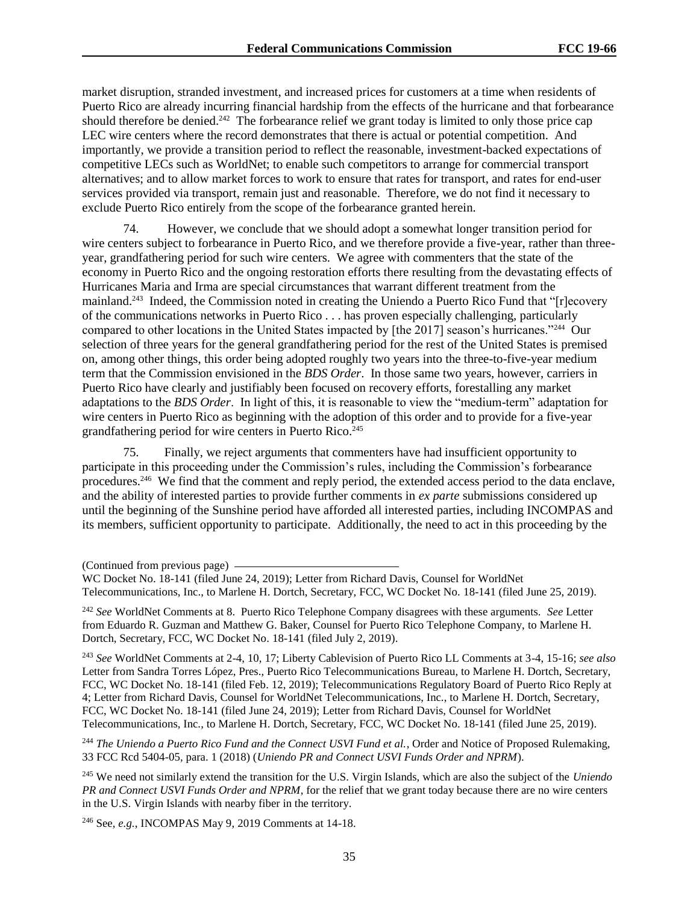market disruption, stranded investment, and increased prices for customers at a time when residents of Puerto Rico are already incurring financial hardship from the effects of the hurricane and that forbearance should therefore be denied.[242] The forbearance relief we grant today is limited to only those price cap LEC wire centers where the record demonstrates that there is actual or potential competition. And importantly, we provide a transition period to reflect the reasonable, investment-backed expectations of competitive LECs such as WorldNet; to enable such competitors to arrange for commercial transport alternatives; and to allow market forces to work to ensure that rates for transport, and rates for end-user services provided via transport, remain just and reasonable. Therefore, we do not find it necessary to exclude Puerto Rico entirely from the scope of the forbearance granted herein.

74. However, we conclude that we should adopt a somewhat longer transition period for wire centers subject to forbearance in Puerto Rico, and we therefore provide a five-year, rather than three-year, grandfathering period for such wire centers. We agree with commenters that the state of the economy in Puerto Rico and the ongoing restoration efforts there resulting from the devastating effects of Hurricanes Maria and Irma are special circumstances that warrant different treatment from the mainland.[243] Indeed, the Commission noted in creating the Uniendo a Puerto Rico Fund that "[r]ecovery of the communications networks in Puerto Rico . . . has proven especially challenging, particularly compared to other locations in the United States impacted by [the 2017] season's hurricanes."[244] Our selection of three years for the general grandfathering period for the rest of the United States is premised on, among other things, this order being adopted roughly two years into the three-to-five-year medium term that the Commission envisioned in the *BDS Order*. In those same two years, however, carriers in Puerto Rico have clearly and justifiably been focused on recovery efforts, forestalling any market adaptations to the *BDS Order*. In light of this, it is reasonable to view the "medium-term" adaptation for wire centers in Puerto Rico as beginning with the adoption of this order and to provide for a five-year grandfathering period for wire centers in Puerto Rico.[245]

75. Finally, we reject arguments that commenters have had insufficient opportunity to participate in this proceeding under the Commission's rules, including the Commission's forbearance procedures.[246] We find that the comment and reply period, the extended access period to the data enclave, and the ability of interested parties to provide further comments in *ex parte* submissions considered up until the beginning of the Sunshine period have afforded all interested parties, including INCOMPAS and its members, sufficient opportunity to participate. Additionally, the need to act in this proceeding by the

(Continued from previous page)
WC Docket No. 18-141 (filed June 24, 2019); Letter from Richard Davis, Counsel for WorldNet Telecommunications, Inc., to Marlene H. Dortch, Secretary, FCC, WC Docket No. 18-141 (filed June 25, 2019).

[242] *See* WorldNet Comments at 8. Puerto Rico Telephone Company disagrees with these arguments. *See* Letter from Eduardo R. Guzman and Matthew G. Baker, Counsel for Puerto Rico Telephone Company, to Marlene H. Dortch, Secretary, FCC, WC Docket No. 18-141 (filed July 2, 2019).

[243] *See* WorldNet Comments at 2-4, 10, 17; Liberty Cablevision of Puerto Rico LL Comments at 3-4, 15-16; *see also* Letter from Sandra Torres López, Pres., Puerto Rico Telecommunications Bureau, to Marlene H. Dortch, Secretary, FCC, WC Docket No. 18-141 (filed Feb. 12, 2019); Telecommunications Regulatory Board of Puerto Rico Reply at 4; Letter from Richard Davis, Counsel for WorldNet Telecommunications, Inc., to Marlene H. Dortch, Secretary, FCC, WC Docket No. 18-141 (filed June 24, 2019); Letter from Richard Davis, Counsel for WorldNet Telecommunications, Inc., to Marlene H. Dortch, Secretary, FCC, WC Docket No. 18-141 (filed June 25, 2019).

[244] *The Uniendo a Puerto Rico Fund and the Connect USVI Fund et al.*, Order and Notice of Proposed Rulemaking, 33 FCC Rcd 5404-05, para. 1 (2018) (*Uniendo PR and Connect USVI Funds Order and NPRM*).

[245] We need not similarly extend the transition for the U.S. Virgin Islands, which are also the subject of the *Uniendo PR and Connect USVI Funds Order and NPRM*, for the relief that we grant today because there are no wire centers in the U.S. Virgin Islands with nearby fiber in the territory.

[246] See, *e.g.*, INCOMPAS May 9, 2019 Comments at 14-18.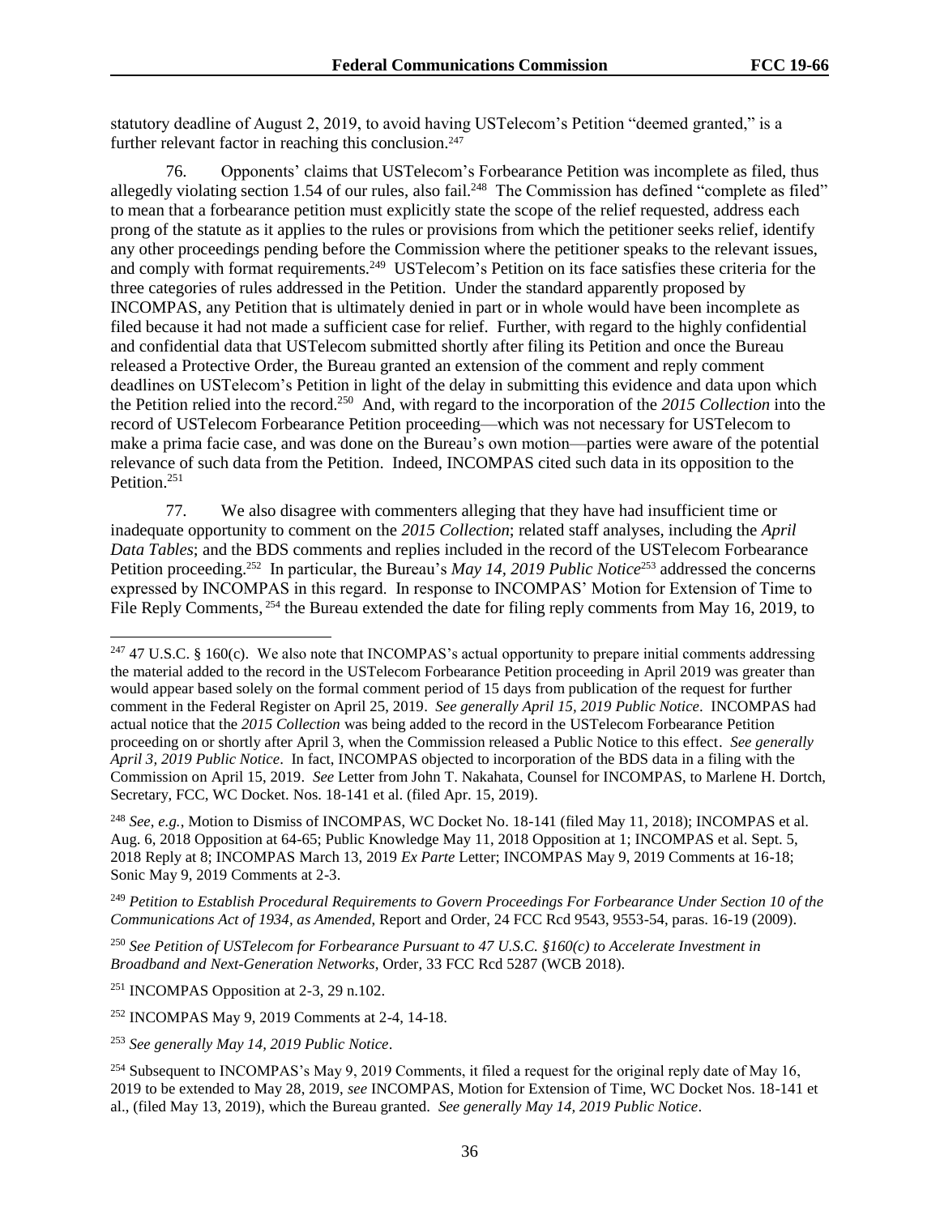statutory deadline of August 2, 2019, to avoid having USTelecom's Petition "deemed granted," is a further relevant factor in reaching this conclusion.[247]

76. Opponents' claims that USTelecom's Forbearance Petition was incomplete as filed, thus allegedly violating section 1.54 of our rules, also fail.[248] The Commission has defined "complete as filed" to mean that a forbearance petition must explicitly state the scope of the relief requested, address each prong of the statute as it applies to the rules or provisions from which the petitioner seeks relief, identify any other proceedings pending before the Commission where the petitioner speaks to the relevant issues, and comply with format requirements.[249] USTelecom's Petition on its face satisfies these criteria for the three categories of rules addressed in the Petition. Under the standard apparently proposed by INCOMPAS, any Petition that is ultimately denied in part or in whole would have been incomplete as filed because it had not made a sufficient case for relief. Further, with regard to the highly confidential and confidential data that USTelecom submitted shortly after filing its Petition and once the Bureau released a Protective Order, the Bureau granted an extension of the comment and reply comment deadlines on USTelecom's Petition in light of the delay in submitting this evidence and data upon which the Petition relied into the record.[250] And, with regard to the incorporation of the *2015 Collection* into the record of USTelecom Forbearance Petition proceeding—which was not necessary for USTelecom to make a prima facie case, and was done on the Bureau's own motion—parties were aware of the potential relevance of such data from the Petition. Indeed, INCOMPAS cited such data in its opposition to the Petition.[251]

77. We also disagree with commenters alleging that they have had insufficient time or inadequate opportunity to comment on the *2015 Collection*; related staff analyses, including the *April Data Tables*; and the BDS comments and replies included in the record of the USTelecom Forbearance Petition proceeding.[252] In particular, the Bureau's *May 14, 2019 Public Notice*[253] addressed the concerns expressed by INCOMPAS in this regard. In response to INCOMPAS' Motion for Extension of Time to File Reply Comments,[254] the Bureau extended the date for filing reply comments from May 16, 2019, to

---

[247] 47 U.S.C. § 160(c). We also note that INCOMPAS's actual opportunity to prepare initial comments addressing the material added to the record in the USTelecom Forbearance Petition proceeding in April 2019 was greater than would appear based solely on the formal comment period of 15 days from publication of the request for further comment in the Federal Register on April 25, 2019. *See generally April 15, 2019 Public Notice*. INCOMPAS had actual notice that the *2015 Collection* was being added to the record in the USTelecom Forbearance Petition proceeding on or shortly after April 3, when the Commission released a Public Notice to this effect. *See generally April 3, 2019 Public Notice*. In fact, INCOMPAS objected to incorporation of the BDS data in a filing with the Commission on April 15, 2019. *See* Letter from John T. Nakahata, Counsel for INCOMPAS, to Marlene H. Dortch, Secretary, FCC, WC Docket. Nos. 18-141 et al. (filed Apr. 15, 2019).

[248] *See, e.g.*, Motion to Dismiss of INCOMPAS, WC Docket No. 18-141 (filed May 11, 2018); INCOMPAS et al. Aug. 6, 2018 Opposition at 64-65; Public Knowledge May 11, 2018 Opposition at 1; INCOMPAS et al. Sept. 5, 2018 Reply at 8; INCOMPAS March 13, 2019 *Ex Parte* Letter; INCOMPAS May 9, 2019 Comments at 16-18; Sonic May 9, 2019 Comments at 2-3.

[249] *Petition to Establish Procedural Requirements to Govern Proceedings For Forbearance Under Section 10 of the Communications Act of 1934, as Amended*, Report and Order, 24 FCC Rcd 9543, 9553-54, paras. 16-19 (2009).

[250] *See Petition of USTelecom for Forbearance Pursuant to 47 U.S.C. §160(c) to Accelerate Investment in Broadband and Next-Generation Networks*, Order, 33 FCC Rcd 5287 (WCB 2018).

[251] INCOMPAS Opposition at 2-3, 29 n.102.

[252] INCOMPAS May 9, 2019 Comments at 2-4, 14-18.

[253] *See generally May 14, 2019 Public Notice*.

[254] Subsequent to INCOMPAS's May 9, 2019 Comments, it filed a request for the original reply date of May 16, 2019 to be extended to May 28, 2019, *see* INCOMPAS, Motion for Extension of Time, WC Docket Nos. 18-141 et al., (filed May 13, 2019), which the Bureau granted. *See generally May 14, 2019 Public Notice*.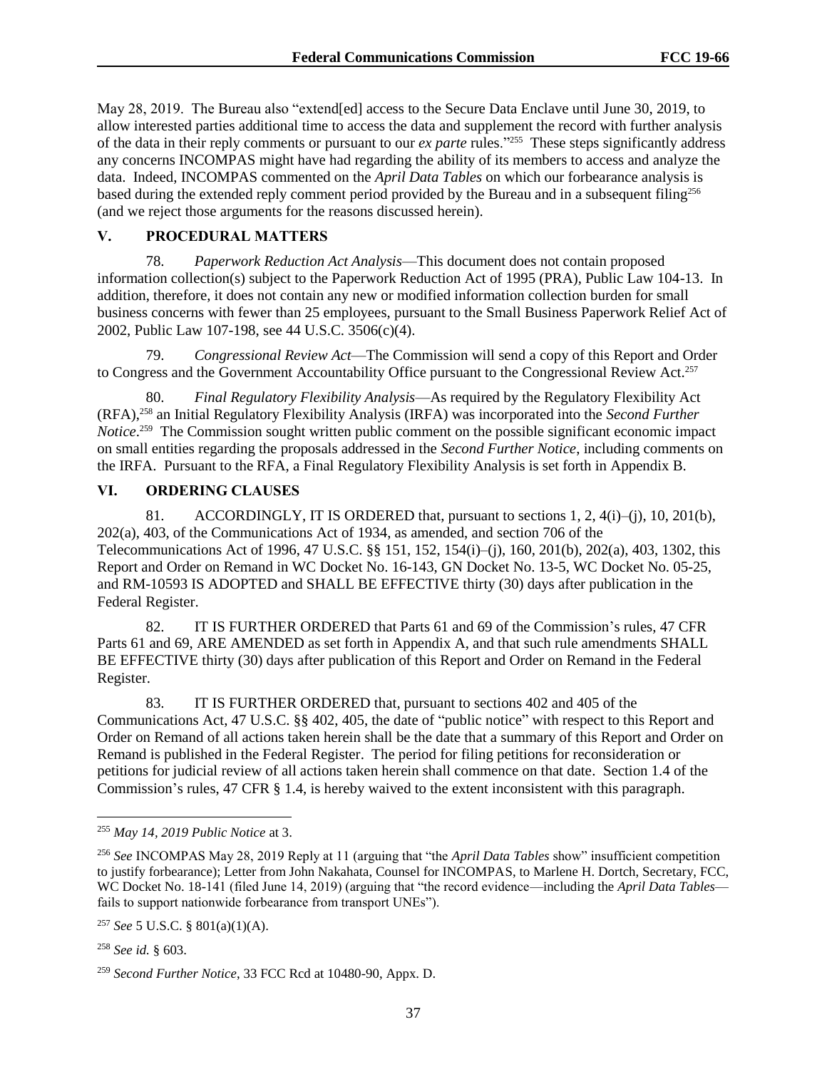May 28, 2019. The Bureau also "extend[ed] access to the Secure Data Enclave until June 30, 2019, to allow interested parties additional time to access the data and supplement the record with further analysis of the data in their reply comments or pursuant to our *ex parte* rules."[255] These steps significantly address any concerns INCOMPAS might have had regarding the ability of its members to access and analyze the data. Indeed, INCOMPAS commented on the *April Data Tables* on which our forbearance analysis is based during the extended reply comment period provided by the Bureau and in a subsequent filing[256] (and we reject those arguments for the reasons discussed herein).

## V. PROCEDURAL MATTERS

78. *Paperwork Reduction Act Analysis*—This document does not contain proposed information collection(s) subject to the Paperwork Reduction Act of 1995 (PRA), Public Law 104-13. In addition, therefore, it does not contain any new or modified information collection burden for small business concerns with fewer than 25 employees, pursuant to the Small Business Paperwork Relief Act of 2002, Public Law 107-198, see 44 U.S.C. 3506(c)(4).

79. *Congressional Review Act*—The Commission will send a copy of this Report and Order to Congress and the Government Accountability Office pursuant to the Congressional Review Act.[257]

80. *Final Regulatory Flexibility Analysis*—As required by the Regulatory Flexibility Act (RFA),[258] an Initial Regulatory Flexibility Analysis (IRFA) was incorporated into the *Second Further Notice*.[259] The Commission sought written public comment on the possible significant economic impact on small entities regarding the proposals addressed in the *Second Further Notice*, including comments on the IRFA. Pursuant to the RFA, a Final Regulatory Flexibility Analysis is set forth in Appendix B.

## VI. ORDERING CLAUSES

81. ACCORDINGLY, IT IS ORDERED that, pursuant to sections 1, 2, 4(i)–(j), 10, 201(b), 202(a), 403, of the Communications Act of 1934, as amended, and section 706 of the Telecommunications Act of 1996, 47 U.S.C. §§ 151, 152, 154(i)–(j), 160, 201(b), 202(a), 403, 1302, this Report and Order on Remand in WC Docket No. 16-143, GN Docket No. 13-5, WC Docket No. 05-25, and RM-10593 IS ADOPTED and SHALL BE EFFECTIVE thirty (30) days after publication in the Federal Register.

82. IT IS FURTHER ORDERED that Parts 61 and 69 of the Commission's rules, 47 CFR Parts 61 and 69, ARE AMENDED as set forth in Appendix A, and that such rule amendments SHALL BE EFFECTIVE thirty (30) days after publication of this Report and Order on Remand in the Federal Register.

83. IT IS FURTHER ORDERED that, pursuant to sections 402 and 405 of the Communications Act, 47 U.S.C. §§ 402, 405, the date of "public notice" with respect to this Report and Order on Remand of all actions taken herein shall be the date that a summary of this Report and Order on Remand is published in the Federal Register. The period for filing petitions for reconsideration or petitions for judicial review of all actions taken herein shall commence on that date. Section 1.4 of the Commission's rules, 47 CFR § 1.4, is hereby waived to the extent inconsistent with this paragraph.

---

[255] *May 14, 2019 Public Notice* at 3.

[256] *See* INCOMPAS May 28, 2019 Reply at 11 (arguing that "the *April Data Tables* show" insufficient competition to justify forbearance); Letter from John Nakahata, Counsel for INCOMPAS, to Marlene H. Dortch, Secretary, FCC, WC Docket No. 18-141 (filed June 14, 2019) (arguing that "the record evidence—including the *April Data Tables*—fails to support nationwide forbearance from transport UNEs").

[257] *See* 5 U.S.C. § 801(a)(1)(A).

[258] *See id.* § 603.

[259] *Second Further Notice*, 33 FCC Rcd at 10480-90, Appx. D.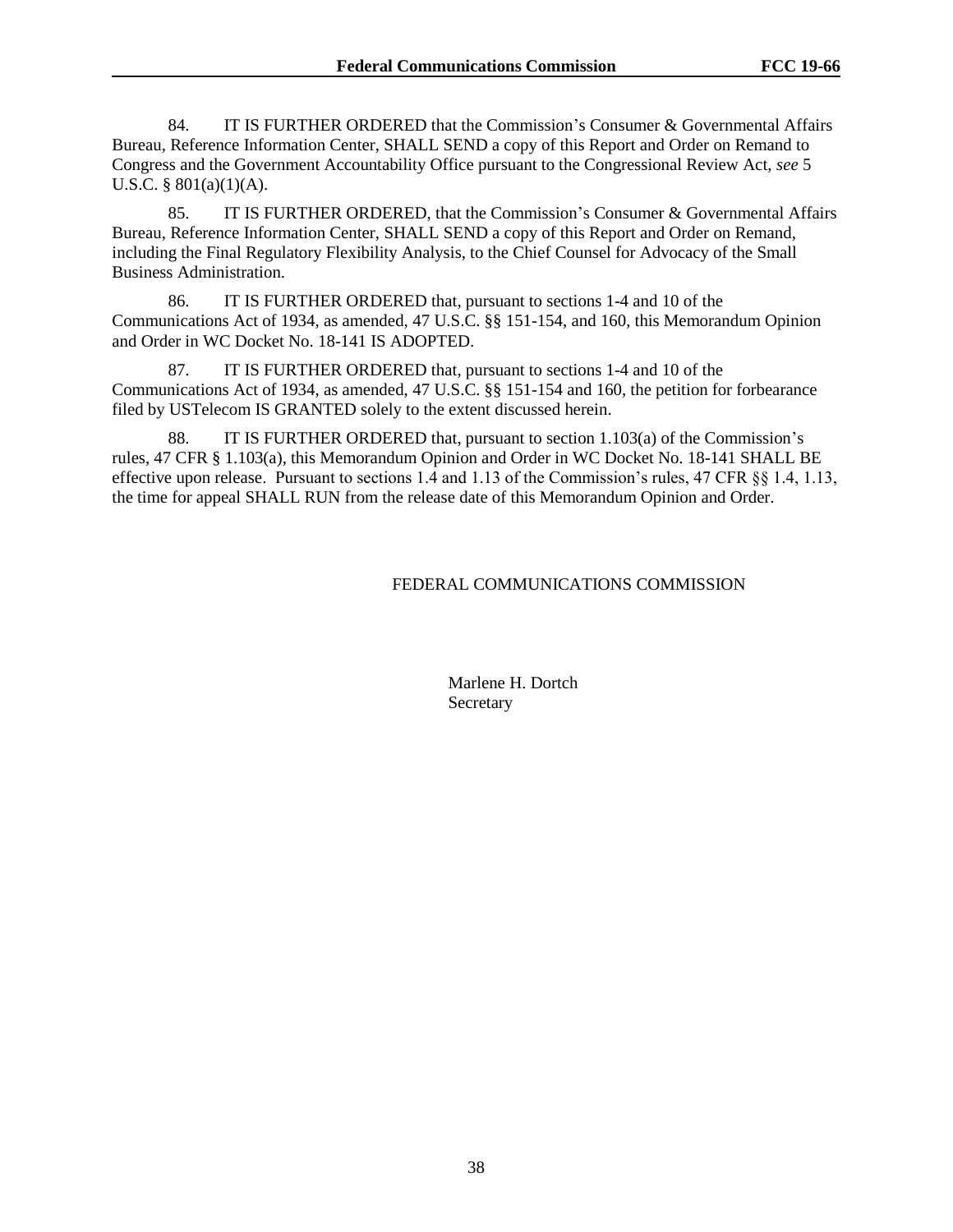84. IT IS FURTHER ORDERED that the Commission's Consumer & Governmental Affairs Bureau, Reference Information Center, SHALL SEND a copy of this Report and Order on Remand to Congress and the Government Accountability Office pursuant to the Congressional Review Act, *see* 5 U.S.C. § 801(a)(1)(A).

85. IT IS FURTHER ORDERED, that the Commission's Consumer & Governmental Affairs Bureau, Reference Information Center, SHALL SEND a copy of this Report and Order on Remand, including the Final Regulatory Flexibility Analysis, to the Chief Counsel for Advocacy of the Small Business Administration.

86. IT IS FURTHER ORDERED that, pursuant to sections 1-4 and 10 of the Communications Act of 1934, as amended, 47 U.S.C. §§ 151-154, and 160, this Memorandum Opinion and Order in WC Docket No. 18-141 IS ADOPTED.

87. IT IS FURTHER ORDERED that, pursuant to sections 1-4 and 10 of the Communications Act of 1934, as amended, 47 U.S.C. §§ 151-154 and 160, the petition for forbearance filed by USTelecom IS GRANTED solely to the extent discussed herein.

88. IT IS FURTHER ORDERED that, pursuant to section 1.103(a) of the Commission's rules, 47 CFR § 1.103(a), this Memorandum Opinion and Order in WC Docket No. 18-141 SHALL BE effective upon release. Pursuant to sections 1.4 and 1.13 of the Commission's rules, 47 CFR §§ 1.4, 1.13, the time for appeal SHALL RUN from the release date of this Memorandum Opinion and Order.

FEDERAL COMMUNICATIONS COMMISSION

Marlene H. Dortch
Secretary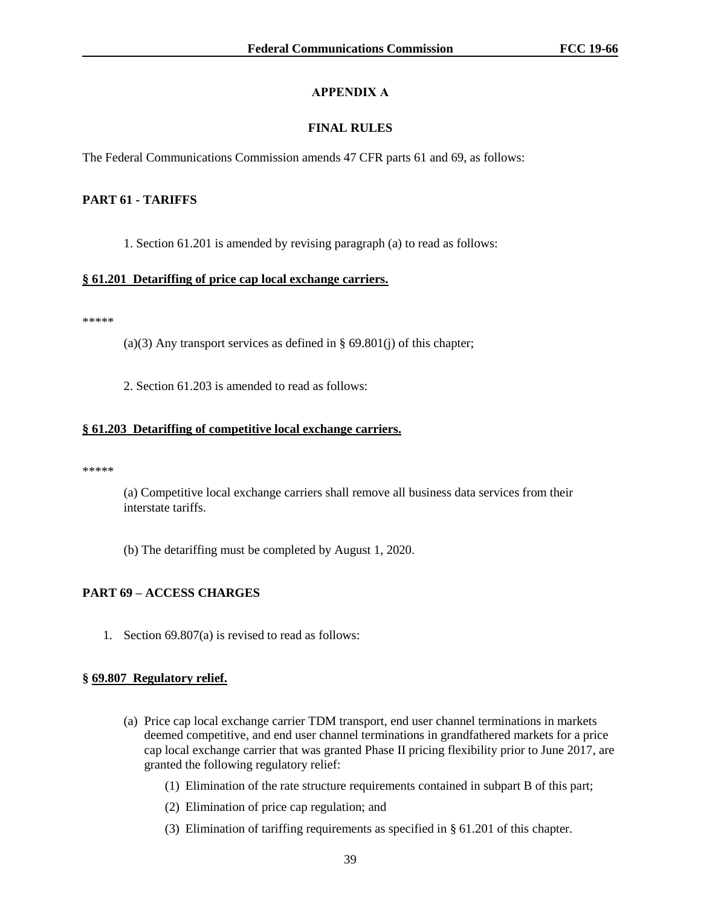# APPENDIX A

## FINAL RULES

The Federal Communications Commission amends 47 CFR parts 61 and 69, as follows:

**PART 61 - TARIFFS**

1. Section 61.201 is amended by revising paragraph (a) to read as follows:

**§ 61.201 Detariffing of price cap local exchange carriers.**

*****

(a)(3) Any transport services as defined in § 69.801(j) of this chapter;

2. Section 61.203 is amended to read as follows:

**§ 61.203 Detariffing of competitive local exchange carriers.**

*****

(a) Competitive local exchange carriers shall remove all business data services from their interstate tariffs.

(b) The detariffing must be completed by August 1, 2020.

**PART 69 – ACCESS CHARGES**

1. Section 69.807(a) is revised to read as follows:

**§ 69.807 Regulatory relief.**

(a) Price cap local exchange carrier TDM transport, end user channel terminations in markets deemed competitive, and end user channel terminations in grandfathered markets for a price cap local exchange carrier that was granted Phase II pricing flexibility prior to June 2017, are granted the following regulatory relief:

(1) Elimination of the rate structure requirements contained in subpart B of this part;

(2) Elimination of price cap regulation; and

(3) Elimination of tariffing requirements as specified in § 61.201 of this chapter.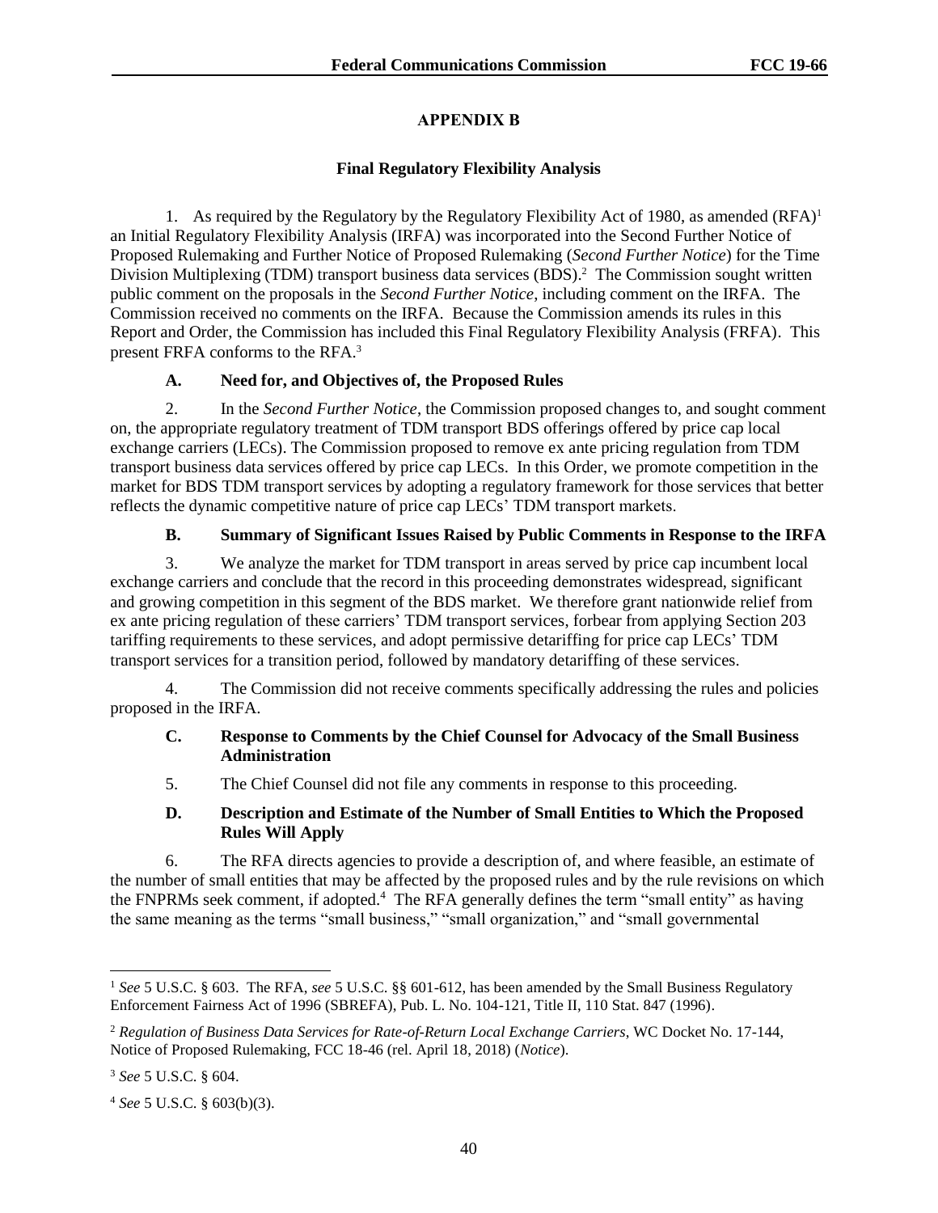## APPENDIX B

### Final Regulatory Flexibility Analysis

1. As required by the Regulatory by the Regulatory Flexibility Act of 1980, as amended (RFA)[1] an Initial Regulatory Flexibility Analysis (IRFA) was incorporated into the Second Further Notice of Proposed Rulemaking and Further Notice of Proposed Rulemaking (*Second Further Notice*) for the Time Division Multiplexing (TDM) transport business data services (BDS).[2] The Commission sought written public comment on the proposals in the *Second Further Notice*, including comment on the IRFA. The Commission received no comments on the IRFA. Because the Commission amends its rules in this Report and Order, the Commission has included this Final Regulatory Flexibility Analysis (FRFA). This present FRFA conforms to the RFA.[3]

#### A. Need for, and Objectives of, the Proposed Rules

2. In the *Second Further Notice*, the Commission proposed changes to, and sought comment on, the appropriate regulatory treatment of TDM transport BDS offerings offered by price cap local exchange carriers (LECs). The Commission proposed to remove ex ante pricing regulation from TDM transport business data services offered by price cap LECs. In this Order, we promote competition in the market for BDS TDM transport services by adopting a regulatory framework for those services that better reflects the dynamic competitive nature of price cap LECs' TDM transport markets.

#### B. Summary of Significant Issues Raised by Public Comments in Response to the IRFA

3. We analyze the market for TDM transport in areas served by price cap incumbent local exchange carriers and conclude that the record in this proceeding demonstrates widespread, significant and growing competition in this segment of the BDS market. We therefore grant nationwide relief from ex ante pricing regulation of these carriers' TDM transport services, forbear from applying Section 203 tariffing requirements to these services, and adopt permissive detariffing for price cap LECs' TDM transport services for a transition period, followed by mandatory detariffing of these services.

4. The Commission did not receive comments specifically addressing the rules and policies proposed in the IRFA.

#### C. Response to Comments by the Chief Counsel for Advocacy of the Small Business Administration

5. The Chief Counsel did not file any comments in response to this proceeding.

#### D. Description and Estimate of the Number of Small Entities to Which the Proposed Rules Will Apply

6. The RFA directs agencies to provide a description of, and where feasible, an estimate of the number of small entities that may be affected by the proposed rules and by the rule revisions on which the FNPRMs seek comment, if adopted.[4] The RFA generally defines the term "small entity" as having the same meaning as the terms "small business," "small organization," and "small governmental

---

[1] *See* 5 U.S.C. § 603. The RFA, *see* 5 U.S.C. §§ 601-612, has been amended by the Small Business Regulatory Enforcement Fairness Act of 1996 (SBREFA), Pub. L. No. 104-121, Title II, 110 Stat. 847 (1996).

[2] *Regulation of Business Data Services for Rate-of-Return Local Exchange Carriers*, WC Docket No. 17-144, Notice of Proposed Rulemaking, FCC 18-46 (rel. April 18, 2018) (*Notice*).

[3] *See* 5 U.S.C. § 604.

[4] *See* 5 U.S.C. § 603(b)(3).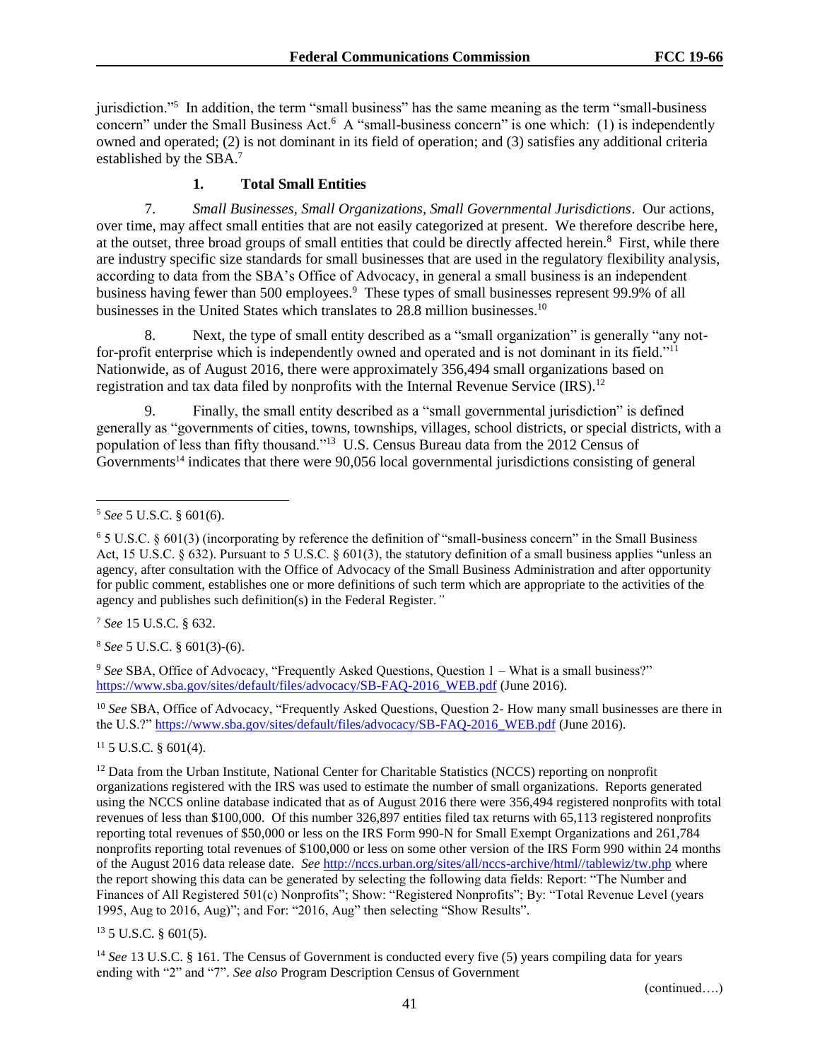jurisdiction."[5] In addition, the term "small business" has the same meaning as the term "small-business concern" under the Small Business Act.[6] A "small-business concern" is one which: (1) is independently owned and operated; (2) is not dominant in its field of operation; and (3) satisfies any additional criteria established by the SBA.[7]

### 1. Total Small Entities

7. *Small Businesses, Small Organizations, Small Governmental Jurisdictions*. Our actions, over time, may affect small entities that are not easily categorized at present. We therefore describe here, at the outset, three broad groups of small entities that could be directly affected herein.[8] First, while there are industry specific size standards for small businesses that are used in the regulatory flexibility analysis, according to data from the SBA's Office of Advocacy, in general a small business is an independent business having fewer than 500 employees.[9] These types of small businesses represent 99.9% of all businesses in the United States which translates to 28.8 million businesses.[10]

8. Next, the type of small entity described as a "small organization" is generally "any not-for-profit enterprise which is independently owned and operated and is not dominant in its field."[11] Nationwide, as of August 2016, there were approximately 356,494 small organizations based on registration and tax data filed by nonprofits with the Internal Revenue Service (IRS).[12]

9. Finally, the small entity described as a "small governmental jurisdiction" is defined generally as "governments of cities, towns, townships, villages, school districts, or special districts, with a population of less than fifty thousand."[13] U.S. Census Bureau data from the 2012 Census of Governments[14] indicates that there were 90,056 local governmental jurisdictions consisting of general

---

[5] *See* 5 U.S.C. § 601(6).

[6] 5 U.S.C. § 601(3) (incorporating by reference the definition of "small-business concern" in the Small Business Act, 15 U.S.C. § 632). Pursuant to 5 U.S.C. § 601(3), the statutory definition of a small business applies "unless an agency, after consultation with the Office of Advocacy of the Small Business Administration and after opportunity for public comment, establishes one or more definitions of such term which are appropriate to the activities of the agency and publishes such definition(s) in the Federal Register."

[7] *See* 15 U.S.C. § 632.

[8] *See* 5 U.S.C. § 601(3)-(6).

[9] *See* SBA, Office of Advocacy, "Frequently Asked Questions, Question 1 – What is a small business?" https://www.sba.gov/sites/default/files/advocacy/SB-FAQ-2016_WEB.pdf (June 2016).

[10] *See* SBA, Office of Advocacy, "Frequently Asked Questions, Question 2- How many small businesses are there in the U.S.?" https://www.sba.gov/sites/default/files/advocacy/SB-FAQ-2016_WEB.pdf (June 2016).

[11] 5 U.S.C. § 601(4).

[12] Data from the Urban Institute, National Center for Charitable Statistics (NCCS) reporting on nonprofit organizations registered with the IRS was used to estimate the number of small organizations. Reports generated using the NCCS online database indicated that as of August 2016 there were 356,494 registered nonprofits with total revenues of less than $100,000. Of this number 326,897 entities filed tax returns with 65,113 registered nonprofits reporting total revenues of $50,000 or less on the IRS Form 990-N for Small Exempt Organizations and 261,784 nonprofits reporting total revenues of $100,000 or less on some other version of the IRS Form 990 within 24 months of the August 2016 data release date. *See* http://nccs.urban.org/sites/all/nccs-archive/html//tablewiz/tw.php where the report showing this data can be generated by selecting the following data fields: Report: "The Number and Finances of All Registered 501(c) Nonprofits"; Show: "Registered Nonprofits"; By: "Total Revenue Level (years 1995, Aug to 2016, Aug)"; and For: "2016, Aug" then selecting "Show Results".

[13] 5 U.S.C. § 601(5).

[14] *See* 13 U.S.C. § 161. The Census of Government is conducted every five (5) years compiling data for years ending with "2" and "7". *See also* Program Description Census of Government

(continued….)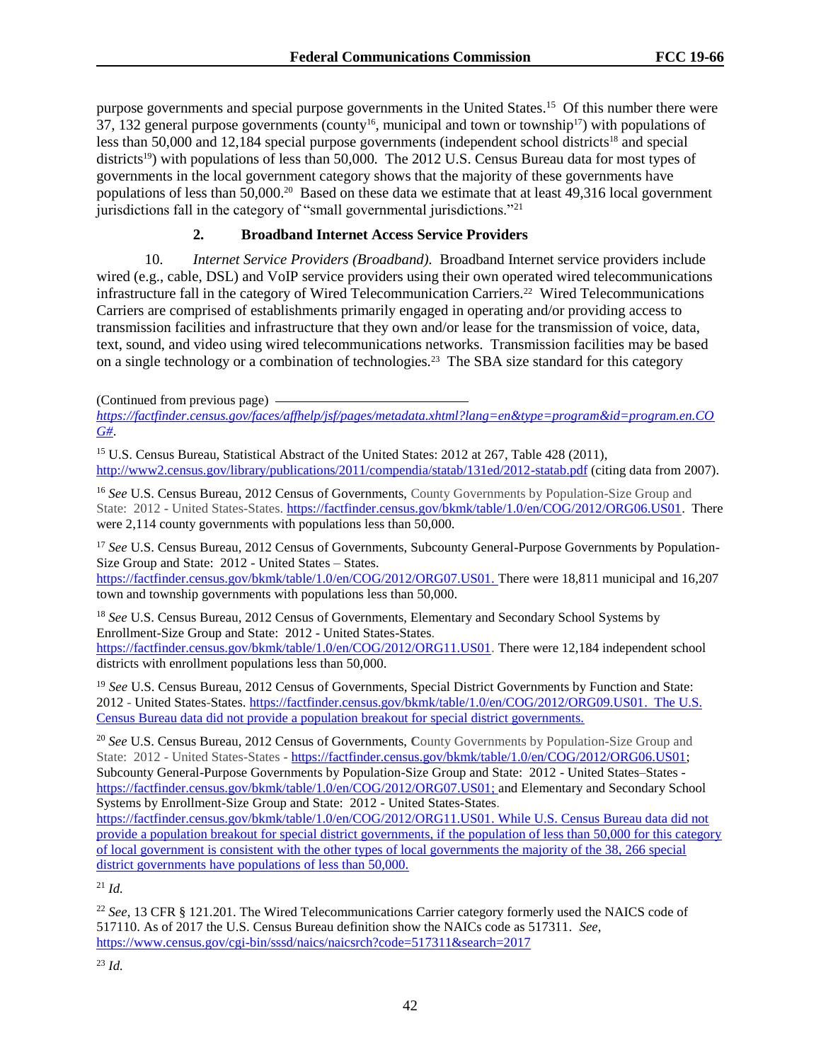purpose governments and special purpose governments in the United States.[15] Of this number there were 37, 132 general purpose governments (county[16], municipal and town or township[17]) with populations of less than 50,000 and 12,184 special purpose governments (independent school districts[18] and special districts[19]) with populations of less than 50,000. The 2012 U.S. Census Bureau data for most types of governments in the local government category shows that the majority of these governments have populations of less than 50,000.[20] Based on these data we estimate that at least 49,316 local government jurisdictions fall in the category of "small governmental jurisdictions."[21]

### 2. Broadband Internet Access Service Providers

10. *Internet Service Providers (Broadband).* Broadband Internet service providers include wired (e.g., cable, DSL) and VoIP service providers using their own operated wired telecommunications infrastructure fall in the category of Wired Telecommunication Carriers.[22] Wired Telecommunications Carriers are comprised of establishments primarily engaged in operating and/or providing access to transmission facilities and infrastructure that they own and/or lease for the transmission of voice, data, text, sound, and video using wired telecommunications networks. Transmission facilities may be based on a single technology or a combination of technologies.[23] The SBA size standard for this category

(Continued from previous page) *https://factfinder.census.gov/faces/affhelp/jsf/pages/metadata.xhtml?lang=en&type=program&id=program.en.COG#*.

[15] U.S. Census Bureau, Statistical Abstract of the United States: 2012 at 267, Table 428 (2011), http://www2.census.gov/library/publications/2011/compendia/statab/131ed/2012-statab.pdf (citing data from 2007).

[16] *See* U.S. Census Bureau, 2012 Census of Governments, County Governments by Population-Size Group and State: 2012 - United States-States. https://factfinder.census.gov/bkmk/table/1.0/en/COG/2012/ORG06.US01. There were 2,114 county governments with populations less than 50,000.

[17] *See* U.S. Census Bureau, 2012 Census of Governments, Subcounty General-Purpose Governments by Population-Size Group and State: 2012 - United States – States. https://factfinder.census.gov/bkmk/table/1.0/en/COG/2012/ORG07.US01. There were 18,811 municipal and 16,207 town and township governments with populations less than 50,000.

[18] *See* U.S. Census Bureau, 2012 Census of Governments, Elementary and Secondary School Systems by Enrollment-Size Group and State: 2012 - United States-States. https://factfinder.census.gov/bkmk/table/1.0/en/COG/2012/ORG11.US01. There were 12,184 independent school districts with enrollment populations less than 50,000.

[19] *See* U.S. Census Bureau, 2012 Census of Governments, Special District Governments by Function and State: 2012 - United States-States. https://factfinder.census.gov/bkmk/table/1.0/en/COG/2012/ORG09.US01. The U.S. Census Bureau data did not provide a population breakout for special district governments.

[20] *See* U.S. Census Bureau, 2012 Census of Governments, County Governments by Population-Size Group and State: 2012 - United States-States - https://factfinder.census.gov/bkmk/table/1.0/en/COG/2012/ORG06.US01; Subcounty General-Purpose Governments by Population-Size Group and State: 2012 - United States–States - https://factfinder.census.gov/bkmk/table/1.0/en/COG/2012/ORG07.US01; and Elementary and Secondary School Systems by Enrollment-Size Group and State: 2012 - United States-States. https://factfinder.census.gov/bkmk/table/1.0/en/COG/2012/ORG11.US01. While U.S. Census Bureau data did not provide a population breakout for special district governments, if the population of less than 50,000 for this category of local government is consistent with the other types of local governments the majority of the 38, 266 special district governments have populations of less than 50,000.

[21] *Id.*

[22] *See*, 13 CFR § 121.201. The Wired Telecommunications Carrier category formerly used the NAICS code of 517110. As of 2017 the U.S. Census Bureau definition show the NAICs code as 517311. *See*, https://www.census.gov/cgi-bin/sssd/naics/naicsrch?code=517311&search=2017

[23] *Id.*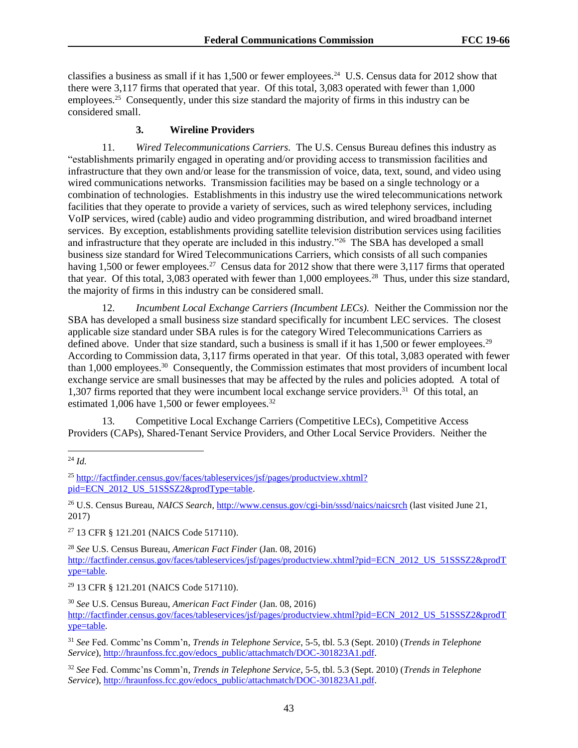classifies a business as small if it has 1,500 or fewer employees.[24] U.S. Census data for 2012 show that there were 3,117 firms that operated that year. Of this total, 3,083 operated with fewer than 1,000 employees.[25] Consequently, under this size standard the majority of firms in this industry can be considered small.

### 3. Wireline Providers

11. *Wired Telecommunications Carriers.* The U.S. Census Bureau defines this industry as "establishments primarily engaged in operating and/or providing access to transmission facilities and infrastructure that they own and/or lease for the transmission of voice, data, text, sound, and video using wired communications networks. Transmission facilities may be based on a single technology or a combination of technologies. Establishments in this industry use the wired telecommunications network facilities that they operate to provide a variety of services, such as wired telephony services, including VoIP services, wired (cable) audio and video programming distribution, and wired broadband internet services. By exception, establishments providing satellite television distribution services using facilities and infrastructure that they operate are included in this industry."[26] The SBA has developed a small business size standard for Wired Telecommunications Carriers, which consists of all such companies having 1,500 or fewer employees.[27] Census data for 2012 show that there were 3,117 firms that operated that year. Of this total, 3,083 operated with fewer than 1,000 employees.[28] Thus, under this size standard, the majority of firms in this industry can be considered small.

12. *Incumbent Local Exchange Carriers (Incumbent LECs).* Neither the Commission nor the SBA has developed a small business size standard specifically for incumbent LEC services. The closest applicable size standard under SBA rules is for the category Wired Telecommunications Carriers as defined above. Under that size standard, such a business is small if it has 1,500 or fewer employees.[29] According to Commission data, 3,117 firms operated in that year. Of this total, 3,083 operated with fewer than 1,000 employees.[30] Consequently, the Commission estimates that most providers of incumbent local exchange service are small businesses that may be affected by the rules and policies adopted. A total of 1,307 firms reported that they were incumbent local exchange service providers.[31] Of this total, an estimated 1,006 have 1,500 or fewer employees.[32]

13. Competitive Local Exchange Carriers (Competitive LECs), Competitive Access Providers (CAPs), Shared-Tenant Service Providers, and Other Local Service Providers. Neither the

---

[24] *Id.*

[25] http://factfinder.census.gov/faces/tableservices/jsf/pages/productview.xhtml?pid=ECN_2012_US_51SSSZ2&prodType=table.

[26] U.S. Census Bureau, *NAICS Search*, http://www.census.gov/cgi-bin/sssd/naics/naicsrch (last visited June 21, 2017)

[27] 13 CFR § 121.201 (NAICS Code 517110).

[28] *See* U.S. Census Bureau, *American Fact Finder* (Jan. 08, 2016) http://factfinder.census.gov/faces/tableservices/jsf/pages/productview.xhtml?pid=ECN_2012_US_51SSSZ2&prodType=table.

[29] 13 CFR § 121.201 (NAICS Code 517110).

[30] *See* U.S. Census Bureau, *American Fact Finder* (Jan. 08, 2016) http://factfinder.census.gov/faces/tableservices/jsf/pages/productview.xhtml?pid=ECN_2012_US_51SSSZ2&prodType=table.

[31] *See* Fed. Commc'ns Comm'n, *Trends in Telephone Service*, 5-5, tbl. 5.3 (Sept. 2010) (*Trends in Telephone Service*), http://hraunfoss.fcc.gov/edocs_public/attachmatch/DOC-301823A1.pdf.

[32] *See* Fed. Commc'ns Comm'n, *Trends in Telephone Service*, 5-5, tbl. 5.3 (Sept. 2010) (*Trends in Telephone Service*), http://hraunfoss.fcc.gov/edocs_public/attachmatch/DOC-301823A1.pdf.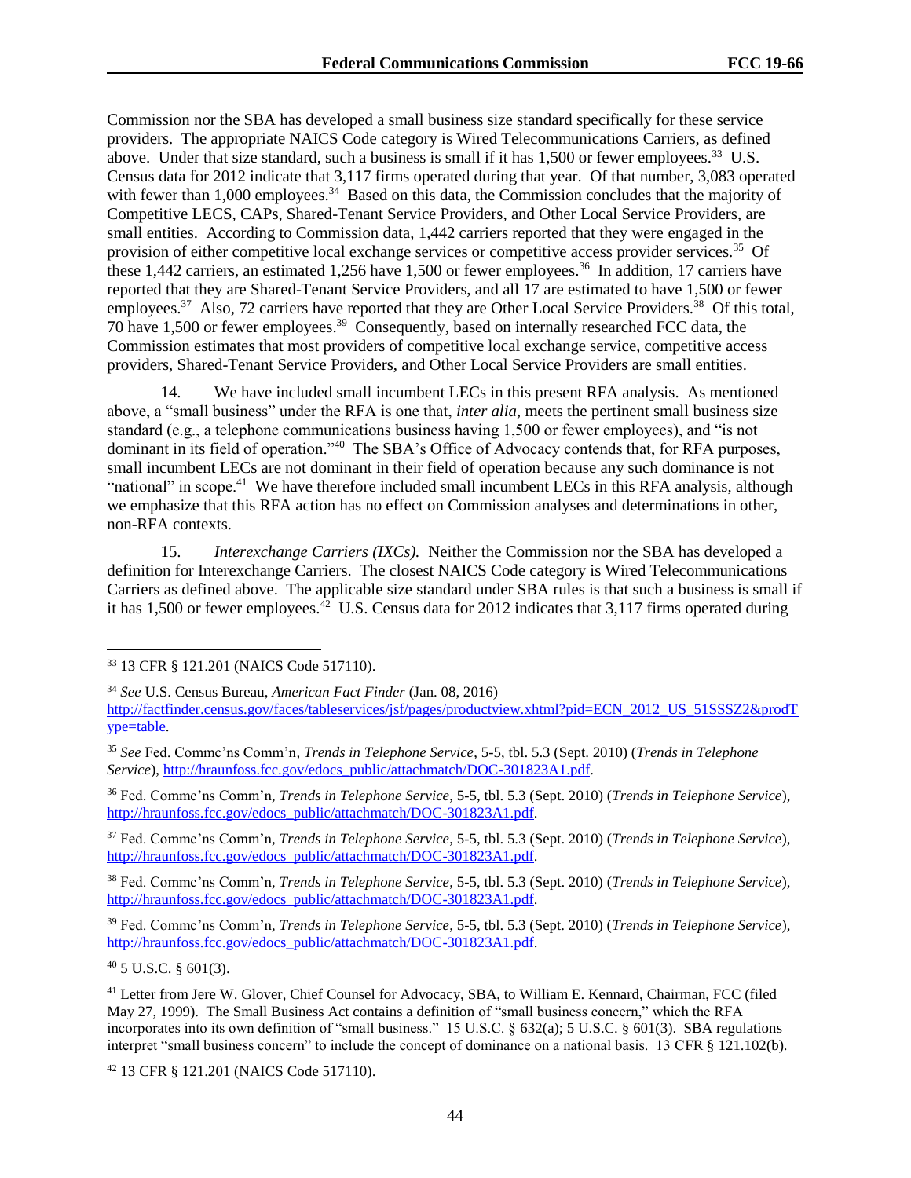Commission nor the SBA has developed a small business size standard specifically for these service providers. The appropriate NAICS Code category is Wired Telecommunications Carriers, as defined above. Under that size standard, such a business is small if it has 1,500 or fewer employees.[33] U.S. Census data for 2012 indicate that 3,117 firms operated during that year. Of that number, 3,083 operated with fewer than 1,000 employees.[34] Based on this data, the Commission concludes that the majority of Competitive LECS, CAPs, Shared-Tenant Service Providers, and Other Local Service Providers, are small entities. According to Commission data, 1,442 carriers reported that they were engaged in the provision of either competitive local exchange services or competitive access provider services.[35] Of these 1,442 carriers, an estimated 1,256 have 1,500 or fewer employees.[36] In addition, 17 carriers have reported that they are Shared-Tenant Service Providers, and all 17 are estimated to have 1,500 or fewer employees.[37] Also, 72 carriers have reported that they are Other Local Service Providers.[38] Of this total, 70 have 1,500 or fewer employees.[39] Consequently, based on internally researched FCC data, the Commission estimates that most providers of competitive local exchange service, competitive access providers, Shared-Tenant Service Providers, and Other Local Service Providers are small entities.

14. We have included small incumbent LECs in this present RFA analysis. As mentioned above, a "small business" under the RFA is one that, *inter alia*, meets the pertinent small business size standard (e.g., a telephone communications business having 1,500 or fewer employees), and "is not dominant in its field of operation."[40] The SBA's Office of Advocacy contends that, for RFA purposes, small incumbent LECs are not dominant in their field of operation because any such dominance is not "national" in scope.[41] We have therefore included small incumbent LECs in this RFA analysis, although we emphasize that this RFA action has no effect on Commission analyses and determinations in other, non-RFA contexts.

15. *Interexchange Carriers (IXCs).* Neither the Commission nor the SBA has developed a definition for Interexchange Carriers. The closest NAICS Code category is Wired Telecommunications Carriers as defined above. The applicable size standard under SBA rules is that such a business is small if it has 1,500 or fewer employees.[42] U.S. Census data for 2012 indicates that 3,117 firms operated during

---

[33] 13 CFR § 121.201 (NAICS Code 517110).

[34] *See* U.S. Census Bureau, *American Fact Finder* (Jan. 08, 2016) http://factfinder.census.gov/faces/tableservices/jsf/pages/productview.xhtml?pid=ECN_2012_US_51SSSZ2&prodType=table.

[35] *See* Fed. Commc'ns Comm'n, *Trends in Telephone Service*, 5-5, tbl. 5.3 (Sept. 2010) (*Trends in Telephone Service*), http://hraunfoss.fcc.gov/edocs_public/attachmatch/DOC-301823A1.pdf.

[36] Fed. Commc'ns Comm'n, *Trends in Telephone Service*, 5-5, tbl. 5.3 (Sept. 2010) (*Trends in Telephone Service*), http://hraunfoss.fcc.gov/edocs_public/attachmatch/DOC-301823A1.pdf.

[37] Fed. Commc'ns Comm'n, *Trends in Telephone Service*, 5-5, tbl. 5.3 (Sept. 2010) (*Trends in Telephone Service*), http://hraunfoss.fcc.gov/edocs_public/attachmatch/DOC-301823A1.pdf.

[38] Fed. Commc'ns Comm'n, *Trends in Telephone Service*, 5-5, tbl. 5.3 (Sept. 2010) (*Trends in Telephone Service*), http://hraunfoss.fcc.gov/edocs_public/attachmatch/DOC-301823A1.pdf.

[39] Fed. Commc'ns Comm'n, *Trends in Telephone Service*, 5-5, tbl. 5.3 (Sept. 2010) (*Trends in Telephone Service*), http://hraunfoss.fcc.gov/edocs_public/attachmatch/DOC-301823A1.pdf.

[40] 5 U.S.C. § 601(3).

[41] Letter from Jere W. Glover, Chief Counsel for Advocacy, SBA, to William E. Kennard, Chairman, FCC (filed May 27, 1999). The Small Business Act contains a definition of "small business concern," which the RFA incorporates into its own definition of "small business." 15 U.S.C. § 632(a); 5 U.S.C. § 601(3). SBA regulations interpret "small business concern" to include the concept of dominance on a national basis. 13 CFR § 121.102(b).

[42] 13 CFR § 121.201 (NAICS Code 517110).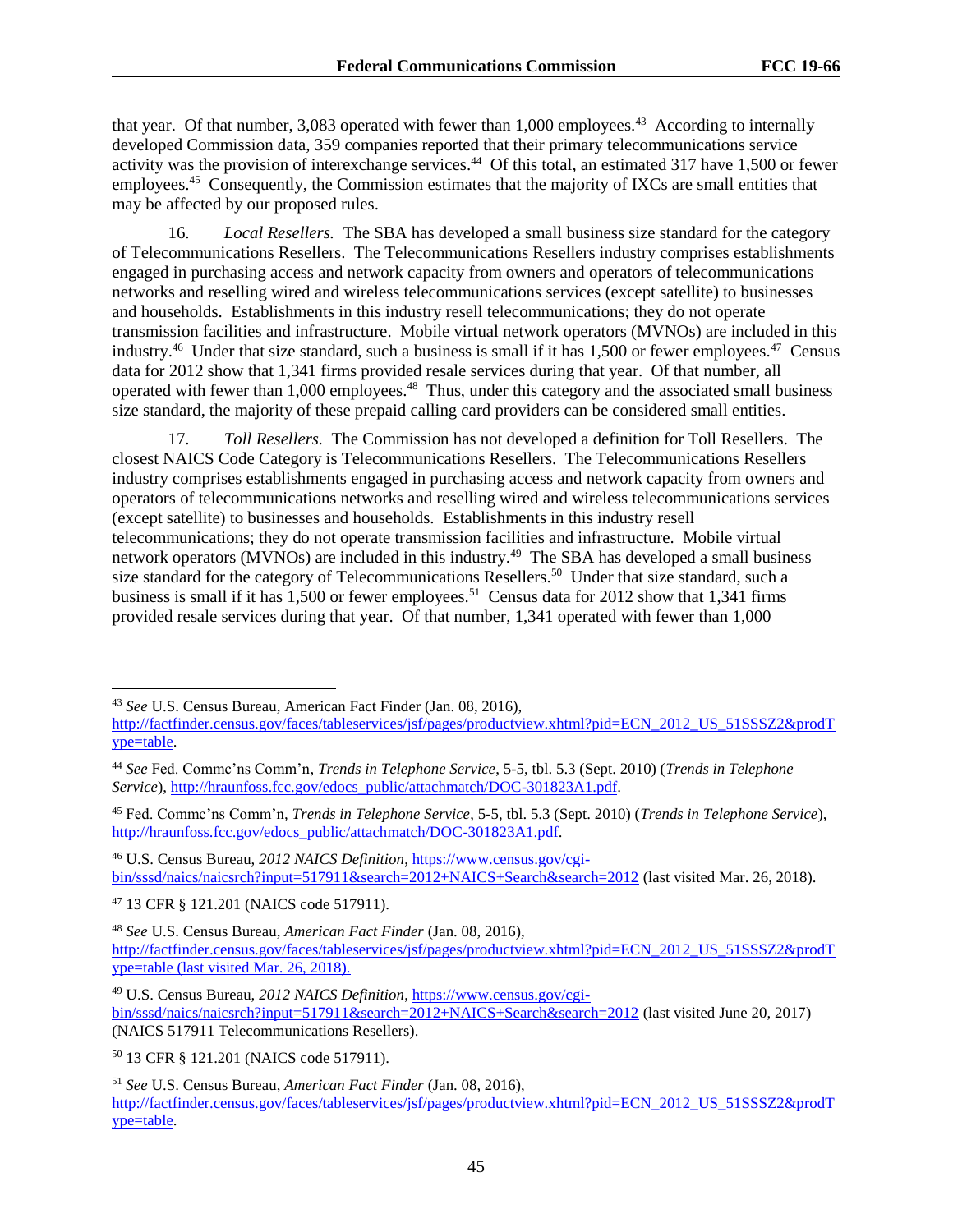that year. Of that number, 3,083 operated with fewer than 1,000 employees.[43] According to internally developed Commission data, 359 companies reported that their primary telecommunications service activity was the provision of interexchange services.[44] Of this total, an estimated 317 have 1,500 or fewer employees.[45] Consequently, the Commission estimates that the majority of IXCs are small entities that may be affected by our proposed rules.

16. *Local Resellers.* The SBA has developed a small business size standard for the category of Telecommunications Resellers. The Telecommunications Resellers industry comprises establishments engaged in purchasing access and network capacity from owners and operators of telecommunications networks and reselling wired and wireless telecommunications services (except satellite) to businesses and households. Establishments in this industry resell telecommunications; they do not operate transmission facilities and infrastructure. Mobile virtual network operators (MVNOs) are included in this industry.[46] Under that size standard, such a business is small if it has 1,500 or fewer employees.[47] Census data for 2012 show that 1,341 firms provided resale services during that year. Of that number, all operated with fewer than 1,000 employees.[48] Thus, under this category and the associated small business size standard, the majority of these prepaid calling card providers can be considered small entities.

17. *Toll Resellers.* The Commission has not developed a definition for Toll Resellers. The closest NAICS Code Category is Telecommunications Resellers. The Telecommunications Resellers industry comprises establishments engaged in purchasing access and network capacity from owners and operators of telecommunications networks and reselling wired and wireless telecommunications services (except satellite) to businesses and households. Establishments in this industry resell telecommunications; they do not operate transmission facilities and infrastructure. Mobile virtual network operators (MVNOs) are included in this industry.[49] The SBA has developed a small business size standard for the category of Telecommunications Resellers.[50] Under that size standard, such a business is small if it has 1,500 or fewer employees.[51] Census data for 2012 show that 1,341 firms provided resale services during that year. Of that number, 1,341 operated with fewer than 1,000

---

[43] *See* U.S. Census Bureau, American Fact Finder (Jan. 08, 2016), http://factfinder.census.gov/faces/tableservices/jsf/pages/productview.xhtml?pid=ECN_2012_US_51SSSZ2&prodType=table.

[44] *See* Fed. Commc'ns Comm'n, *Trends in Telephone Service*, 5-5, tbl. 5.3 (Sept. 2010) (*Trends in Telephone Service*), http://hraunfoss.fcc.gov/edocs_public/attachmatch/DOC-301823A1.pdf.

[45] Fed. Commc'ns Comm'n, *Trends in Telephone Service*, 5-5, tbl. 5.3 (Sept. 2010) (*Trends in Telephone Service*), http://hraunfoss.fcc.gov/edocs_public/attachmatch/DOC-301823A1.pdf.

[46] U.S. Census Bureau, *2012 NAICS Definition*, https://www.census.gov/cgi-bin/sssd/naics/naicsrch?input=517911&search=2012+NAICS+Search&search=2012 (last visited Mar. 26, 2018).

[47] 13 CFR § 121.201 (NAICS code 517911).

[48] *See* U.S. Census Bureau, *American Fact Finder* (Jan. 08, 2016), http://factfinder.census.gov/faces/tableservices/jsf/pages/productview.xhtml?pid=ECN_2012_US_51SSSZ2&prodType=table (last visited Mar. 26, 2018).

[49] U.S. Census Bureau, *2012 NAICS Definition*, https://www.census.gov/cgi-bin/sssd/naics/naicsrch?input=517911&search=2012+NAICS+Search&search=2012 (last visited June 20, 2017) (NAICS 517911 Telecommunications Resellers).

[50] 13 CFR § 121.201 (NAICS code 517911).

[51] *See* U.S. Census Bureau, *American Fact Finder* (Jan. 08, 2016), http://factfinder.census.gov/faces/tableservices/jsf/pages/productview.xhtml?pid=ECN_2012_US_51SSSZ2&prodType=table.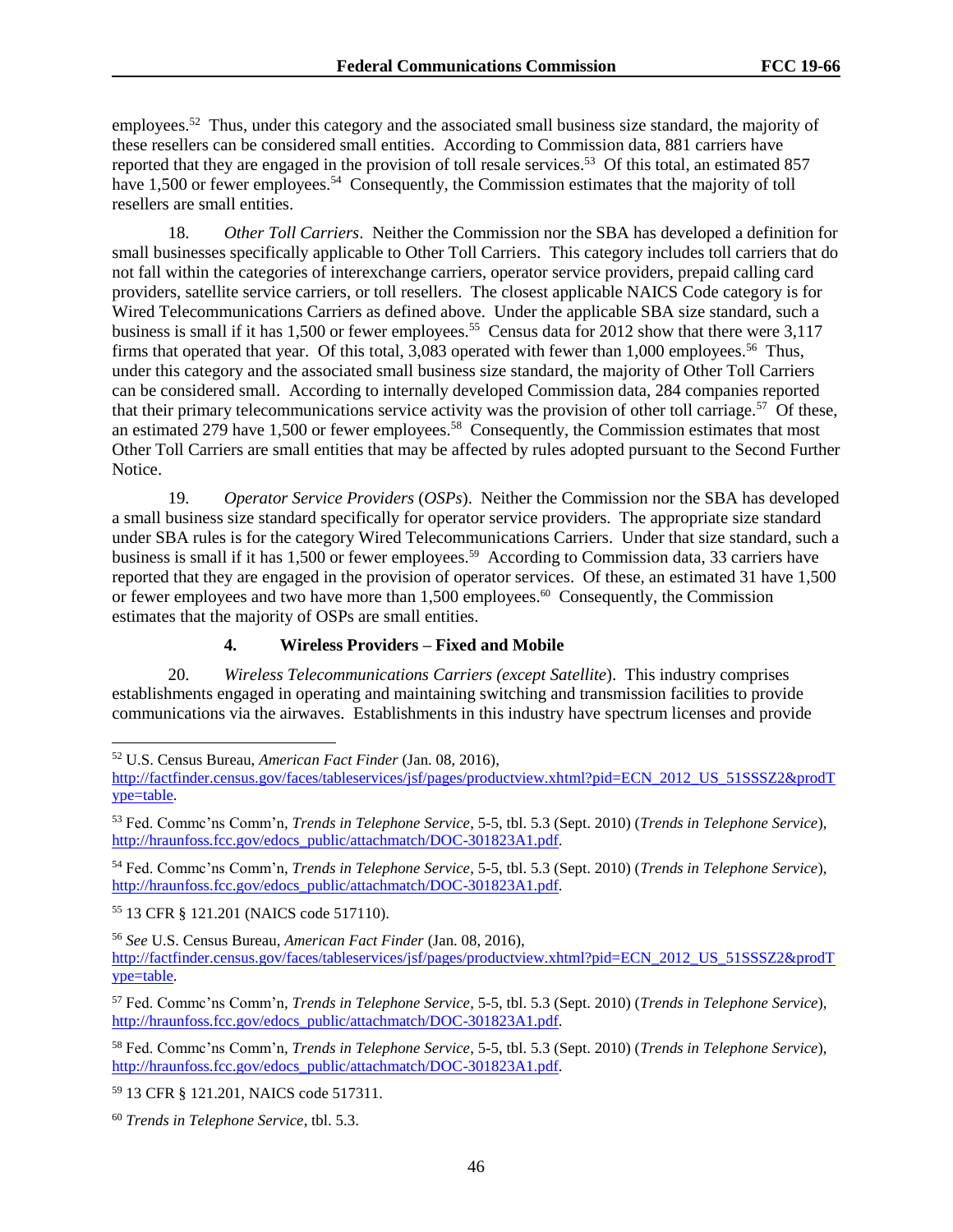employees.[52] Thus, under this category and the associated small business size standard, the majority of these resellers can be considered small entities. According to Commission data, 881 carriers have reported that they are engaged in the provision of toll resale services.[53] Of this total, an estimated 857 have 1,500 or fewer employees.[54] Consequently, the Commission estimates that the majority of toll resellers are small entities.

18. *Other Toll Carriers*. Neither the Commission nor the SBA has developed a definition for small businesses specifically applicable to Other Toll Carriers. This category includes toll carriers that do not fall within the categories of interexchange carriers, operator service providers, prepaid calling card providers, satellite service carriers, or toll resellers. The closest applicable NAICS Code category is for Wired Telecommunications Carriers as defined above. Under the applicable SBA size standard, such a business is small if it has 1,500 or fewer employees.[55] Census data for 2012 show that there were 3,117 firms that operated that year. Of this total, 3,083 operated with fewer than 1,000 employees.[56] Thus, under this category and the associated small business size standard, the majority of Other Toll Carriers can be considered small. According to internally developed Commission data, 284 companies reported that their primary telecommunications service activity was the provision of other toll carriage.[57] Of these, an estimated 279 have 1,500 or fewer employees.[58] Consequently, the Commission estimates that most Other Toll Carriers are small entities that may be affected by rules adopted pursuant to the Second Further Notice.

19. *Operator Service Providers* (*OSPs*). Neither the Commission nor the SBA has developed a small business size standard specifically for operator service providers. The appropriate size standard under SBA rules is for the category Wired Telecommunications Carriers. Under that size standard, such a business is small if it has 1,500 or fewer employees.[59] According to Commission data, 33 carriers have reported that they are engaged in the provision of operator services. Of these, an estimated 31 have 1,500 or fewer employees and two have more than 1,500 employees.[60] Consequently, the Commission estimates that the majority of OSPs are small entities.

### 4. Wireless Providers – Fixed and Mobile

20. *Wireless Telecommunications Carriers (except Satellite*). This industry comprises establishments engaged in operating and maintaining switching and transmission facilities to provide communications via the airwaves. Establishments in this industry have spectrum licenses and provide

---

[52] U.S. Census Bureau, *American Fact Finder* (Jan. 08, 2016), http://factfinder.census.gov/faces/tableservices/jsf/pages/productview.xhtml?pid=ECN_2012_US_51SSSZ2&prodType=table.

[53] Fed. Commc'ns Comm'n, *Trends in Telephone Service*, 5-5, tbl. 5.3 (Sept. 2010) (*Trends in Telephone Service*), http://hraunfoss.fcc.gov/edocs_public/attachmatch/DOC-301823A1.pdf.

[54] Fed. Commc'ns Comm'n, *Trends in Telephone Service*, 5-5, tbl. 5.3 (Sept. 2010) (*Trends in Telephone Service*), http://hraunfoss.fcc.gov/edocs_public/attachmatch/DOC-301823A1.pdf.

[55] 13 CFR § 121.201 (NAICS code 517110).

[56] *See* U.S. Census Bureau, *American Fact Finder* (Jan. 08, 2016), http://factfinder.census.gov/faces/tableservices/jsf/pages/productview.xhtml?pid=ECN_2012_US_51SSSZ2&prodType=table.

[57] Fed. Commc'ns Comm'n, *Trends in Telephone Service*, 5-5, tbl. 5.3 (Sept. 2010) (*Trends in Telephone Service*), http://hraunfoss.fcc.gov/edocs_public/attachmatch/DOC-301823A1.pdf.

[58] Fed. Commc'ns Comm'n, *Trends in Telephone Service*, 5-5, tbl. 5.3 (Sept. 2010) (*Trends in Telephone Service*), http://hraunfoss.fcc.gov/edocs_public/attachmatch/DOC-301823A1.pdf.

[59] 13 CFR § 121.201, NAICS code 517311.

[60] *Trends in Telephone Service*, tbl. 5.3.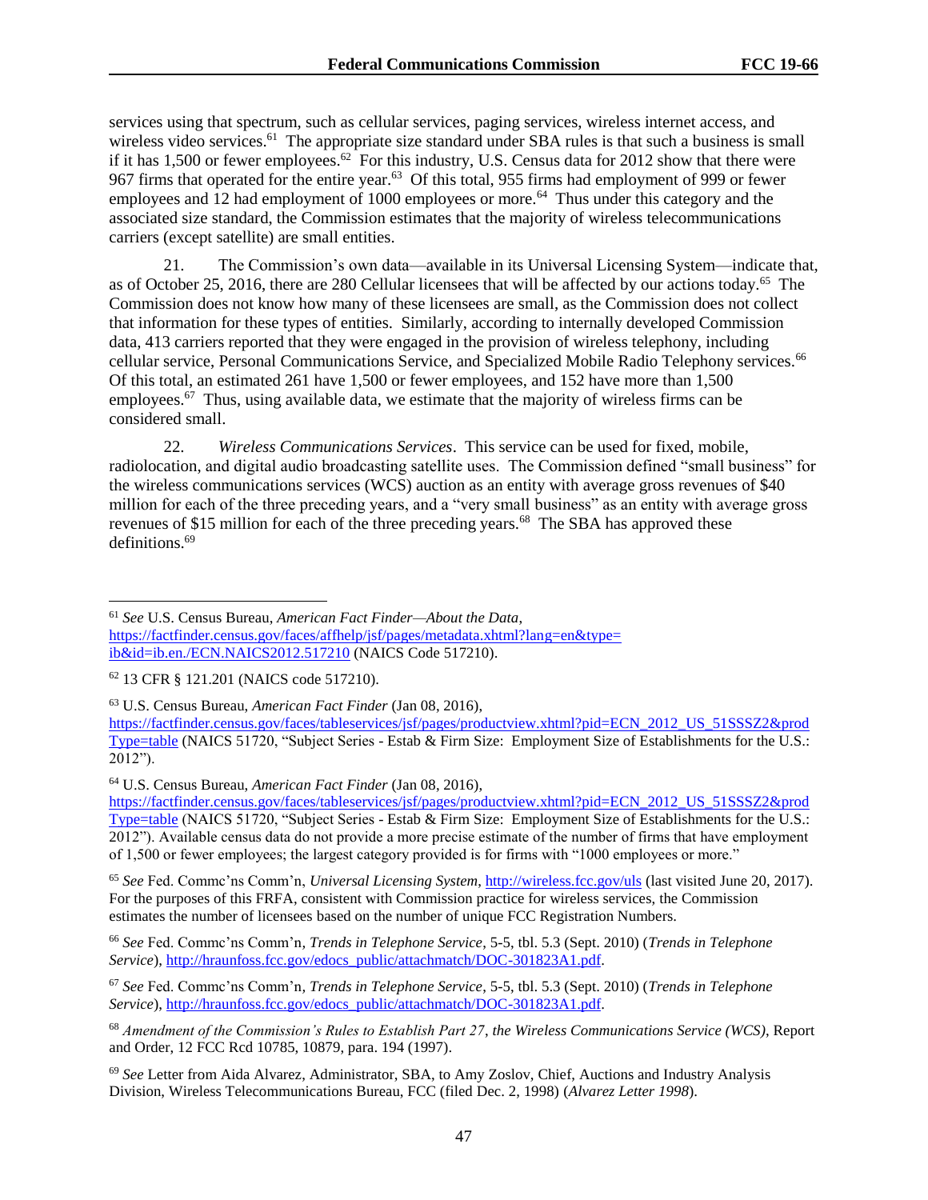services using that spectrum, such as cellular services, paging services, wireless internet access, and wireless video services.[61] The appropriate size standard under SBA rules is that such a business is small if it has 1,500 or fewer employees.[62] For this industry, U.S. Census data for 2012 show that there were 967 firms that operated for the entire year.[63] Of this total, 955 firms had employment of 999 or fewer employees and 12 had employment of 1000 employees or more.[64] Thus under this category and the associated size standard, the Commission estimates that the majority of wireless telecommunications carriers (except satellite) are small entities.

21. The Commission's own data—available in its Universal Licensing System—indicate that, as of October 25, 2016, there are 280 Cellular licensees that will be affected by our actions today.[65] The Commission does not know how many of these licensees are small, as the Commission does not collect that information for these types of entities. Similarly, according to internally developed Commission data, 413 carriers reported that they were engaged in the provision of wireless telephony, including cellular service, Personal Communications Service, and Specialized Mobile Radio Telephony services.[66] Of this total, an estimated 261 have 1,500 or fewer employees, and 152 have more than 1,500 employees.[67] Thus, using available data, we estimate that the majority of wireless firms can be considered small.

22. *Wireless Communications Services*. This service can be used for fixed, mobile, radiolocation, and digital audio broadcasting satellite uses. The Commission defined "small business" for the wireless communications services (WCS) auction as an entity with average gross revenues of $40 million for each of the three preceding years, and a "very small business" as an entity with average gross revenues of $15 million for each of the three preceding years.[68] The SBA has approved these definitions.[69]

---

[61] *See* U.S. Census Bureau, *American Fact Finder—About the Data*, https://factfinder.census.gov/faces/affhelp/jsf/pages/metadata.xhtml?lang=en&type=ib&id=ib.en./ECN.NAICS2012.517210 (NAICS Code 517210).

[62] 13 CFR § 121.201 (NAICS code 517210).

[63] U.S. Census Bureau, *American Fact Finder* (Jan 08, 2016), https://factfinder.census.gov/faces/tableservices/jsf/pages/productview.xhtml?pid=ECN_2012_US_51SSSZ2&prodType=table (NAICS 51720, "Subject Series - Estab & Firm Size: Employment Size of Establishments for the U.S.: 2012").

[64] U.S. Census Bureau, *American Fact Finder* (Jan 08, 2016), https://factfinder.census.gov/faces/tableservices/jsf/pages/productview.xhtml?pid=ECN_2012_US_51SSSZ2&prodType=table (NAICS 51720, "Subject Series - Estab & Firm Size: Employment Size of Establishments for the U.S.: 2012"). Available census data do not provide a more precise estimate of the number of firms that have employment of 1,500 or fewer employees; the largest category provided is for firms with "1000 employees or more."

[65] *See* Fed. Commc'ns Comm'n, *Universal Licensing System*, http://wireless.fcc.gov/uls (last visited June 20, 2017). For the purposes of this FRFA, consistent with Commission practice for wireless services, the Commission estimates the number of licensees based on the number of unique FCC Registration Numbers.

[66] *See* Fed. Commc'ns Comm'n, *Trends in Telephone Service*, 5-5, tbl. 5.3 (Sept. 2010) (*Trends in Telephone Service*), http://hraunfoss.fcc.gov/edocs_public/attachmatch/DOC-301823A1.pdf.

[67] *See* Fed. Commc'ns Comm'n, *Trends in Telephone Service*, 5-5, tbl. 5.3 (Sept. 2010) (*Trends in Telephone Service*), http://hraunfoss.fcc.gov/edocs_public/attachmatch/DOC-301823A1.pdf.

[68] *Amendment of the Commission's Rules to Establish Part 27, the Wireless Communications Service (WCS)*, Report and Order, 12 FCC Rcd 10785, 10879, para. 194 (1997).

[69] *See* Letter from Aida Alvarez, Administrator, SBA, to Amy Zoslov, Chief, Auctions and Industry Analysis Division, Wireless Telecommunications Bureau, FCC (filed Dec. 2, 1998) (*Alvarez Letter 1998*).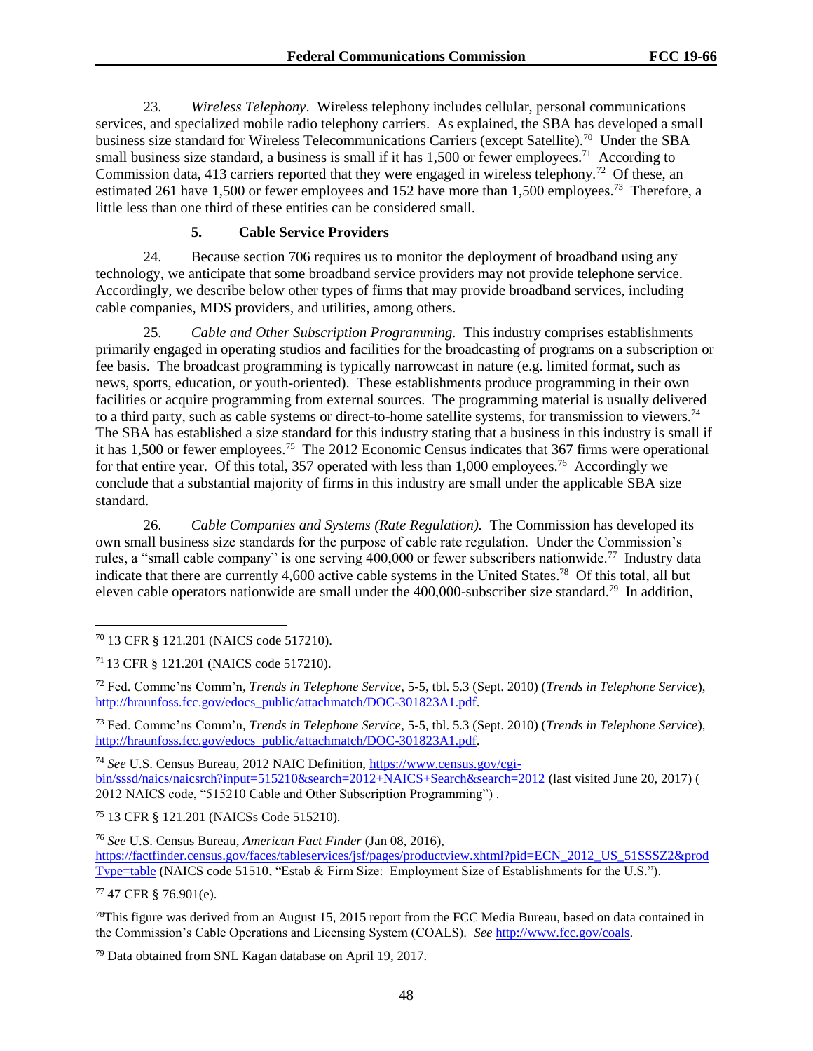23. *Wireless Telephony*. Wireless telephony includes cellular, personal communications services, and specialized mobile radio telephony carriers. As explained, the SBA has developed a small business size standard for Wireless Telecommunications Carriers (except Satellite).[70] Under the SBA small business size standard, a business is small if it has 1,500 or fewer employees.[71] According to Commission data, 413 carriers reported that they were engaged in wireless telephony.[72] Of these, an estimated 261 have 1,500 or fewer employees and 152 have more than 1,500 employees.[73] Therefore, a little less than one third of these entities can be considered small.

### 5. Cable Service Providers

24. Because section 706 requires us to monitor the deployment of broadband using any technology, we anticipate that some broadband service providers may not provide telephone service. Accordingly, we describe below other types of firms that may provide broadband services, including cable companies, MDS providers, and utilities, among others.

25. *Cable and Other Subscription Programming.* This industry comprises establishments primarily engaged in operating studios and facilities for the broadcasting of programs on a subscription or fee basis. The broadcast programming is typically narrowcast in nature (e.g. limited format, such as news, sports, education, or youth-oriented). These establishments produce programming in their own facilities or acquire programming from external sources. The programming material is usually delivered to a third party, such as cable systems or direct-to-home satellite systems, for transmission to viewers.[74] The SBA has established a size standard for this industry stating that a business in this industry is small if it has 1,500 or fewer employees.[75] The 2012 Economic Census indicates that 367 firms were operational for that entire year. Of this total, 357 operated with less than 1,000 employees.[76] Accordingly we conclude that a substantial majority of firms in this industry are small under the applicable SBA size standard.

26. *Cable Companies and Systems (Rate Regulation).* The Commission has developed its own small business size standards for the purpose of cable rate regulation. Under the Commission's rules, a "small cable company" is one serving 400,000 or fewer subscribers nationwide.[77] Industry data indicate that there are currently 4,600 active cable systems in the United States.[78] Of this total, all but eleven cable operators nationwide are small under the 400,000-subscriber size standard.[79] In addition,

---

[70] 13 CFR § 121.201 (NAICS code 517210).

[71] 13 CFR § 121.201 (NAICS code 517210).

[72] Fed. Commc'ns Comm'n, *Trends in Telephone Service*, 5-5, tbl. 5.3 (Sept. 2010) (*Trends in Telephone Service*), http://hraunfoss.fcc.gov/edocs_public/attachmatch/DOC-301823A1.pdf.

[73] Fed. Commc'ns Comm'n, *Trends in Telephone Service*, 5-5, tbl. 5.3 (Sept. 2010) (*Trends in Telephone Service*), http://hraunfoss.fcc.gov/edocs_public/attachmatch/DOC-301823A1.pdf.

[74] *See* U.S. Census Bureau, 2012 NAIC Definition, https://www.census.gov/cgi-bin/sssd/naics/naicsrch?input=515210&search=2012+NAICS+Search&search=2012 (last visited June 20, 2017) ( 2012 NAICS code, "515210 Cable and Other Subscription Programming") .

[75] 13 CFR § 121.201 (NAICSs Code 515210).

[76] *See* U.S. Census Bureau, *American Fact Finder* (Jan 08, 2016), https://factfinder.census.gov/faces/tableservices/jsf/pages/productview.xhtml?pid=ECN_2012_US_51SSSZ2&prodType=table (NAICS code 51510, "Estab & Firm Size: Employment Size of Establishments for the U.S.").

[77] 47 CFR § 76.901(e).

[78] This figure was derived from an August 15, 2015 report from the FCC Media Bureau, based on data contained in the Commission's Cable Operations and Licensing System (COALS). *See* http://www.fcc.gov/coals.

[79] Data obtained from SNL Kagan database on April 19, 2017.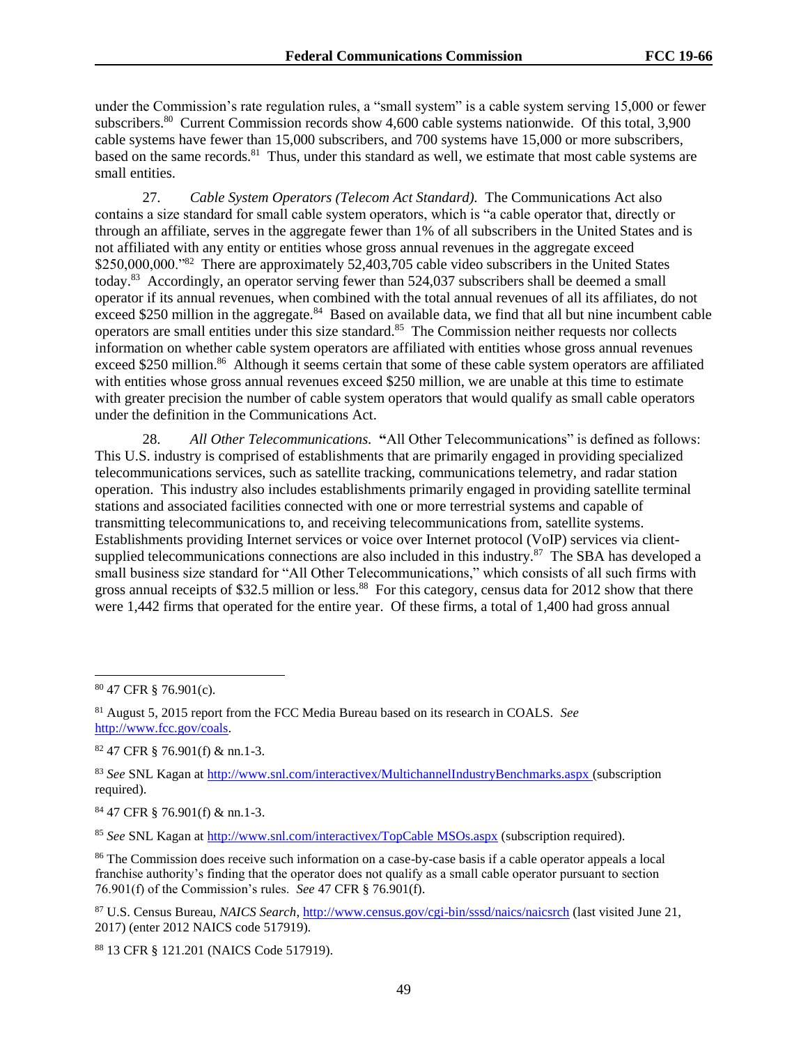under the Commission's rate regulation rules, a "small system" is a cable system serving 15,000 or fewer subscribers.[80] Current Commission records show 4,600 cable systems nationwide. Of this total, 3,900 cable systems have fewer than 15,000 subscribers, and 700 systems have 15,000 or more subscribers, based on the same records.[81] Thus, under this standard as well, we estimate that most cable systems are small entities.

27. *Cable System Operators (Telecom Act Standard).* The Communications Act also contains a size standard for small cable system operators, which is "a cable operator that, directly or through an affiliate, serves in the aggregate fewer than 1% of all subscribers in the United States and is not affiliated with any entity or entities whose gross annual revenues in the aggregate exceed $250,000,000."[82] There are approximately 52,403,705 cable video subscribers in the United States today.[83] Accordingly, an operator serving fewer than 524,037 subscribers shall be deemed a small operator if its annual revenues, when combined with the total annual revenues of all its affiliates, do not exceed $250 million in the aggregate.[84] Based on available data, we find that all but nine incumbent cable operators are small entities under this size standard.[85] The Commission neither requests nor collects information on whether cable system operators are affiliated with entities whose gross annual revenues exceed $250 million.[86] Although it seems certain that some of these cable system operators are affiliated with entities whose gross annual revenues exceed $250 million, we are unable at this time to estimate with greater precision the number of cable system operators that would qualify as small cable operators under the definition in the Communications Act.

28. *All Other Telecommunications.* **"**All Other Telecommunications" is defined as follows: This U.S. industry is comprised of establishments that are primarily engaged in providing specialized telecommunications services, such as satellite tracking, communications telemetry, and radar station operation. This industry also includes establishments primarily engaged in providing satellite terminal stations and associated facilities connected with one or more terrestrial systems and capable of transmitting telecommunications to, and receiving telecommunications from, satellite systems. Establishments providing Internet services or voice over Internet protocol (VoIP) services via client-supplied telecommunications connections are also included in this industry.[87] The SBA has developed a small business size standard for "All Other Telecommunications," which consists of all such firms with gross annual receipts of $32.5 million or less.[88] For this category, census data for 2012 show that there were 1,442 firms that operated for the entire year. Of these firms, a total of 1,400 had gross annual

---

[80] 47 CFR § 76.901(c).

[81] August 5, 2015 report from the FCC Media Bureau based on its research in COALS. *See* http://www.fcc.gov/coals.

[82] 47 CFR § 76.901(f) & nn.1-3.

[83] *See* SNL Kagan at http://www.snl.com/interactivex/MultichannelIndustryBenchmarks.aspx (subscription required).

[84] 47 CFR § 76.901(f) & nn.1-3.

[85] *See* SNL Kagan at http://www.snl.com/interactivex/TopCable MSOs.aspx (subscription required).

[86] The Commission does receive such information on a case-by-case basis if a cable operator appeals a local franchise authority's finding that the operator does not qualify as a small cable operator pursuant to section 76.901(f) of the Commission's rules. *See* 47 CFR § 76.901(f).

[87] U.S. Census Bureau, *NAICS Search*, http://www.census.gov/cgi-bin/sssd/naics/naicsrch (last visited June 21, 2017) (enter 2012 NAICS code 517919).

[88] 13 CFR § 121.201 (NAICS Code 517919).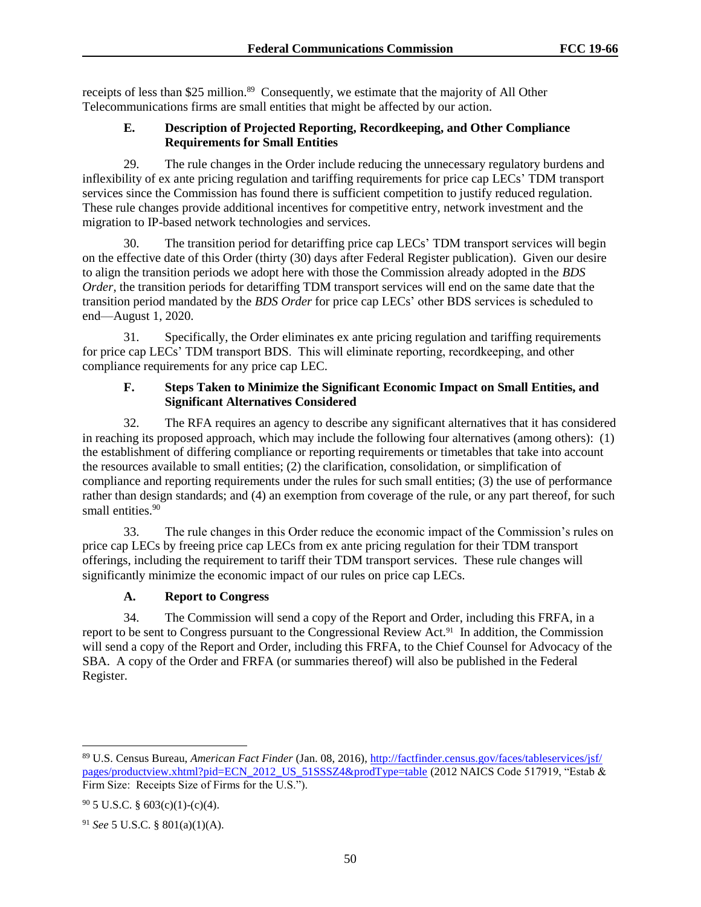receipts of less than $25 million.[89] Consequently, we estimate that the majority of All Other Telecommunications firms are small entities that might be affected by our action.

### E. Description of Projected Reporting, Recordkeeping, and Other Compliance Requirements for Small Entities

29. The rule changes in the Order include reducing the unnecessary regulatory burdens and inflexibility of ex ante pricing regulation and tariffing requirements for price cap LECs' TDM transport services since the Commission has found there is sufficient competition to justify reduced regulation. These rule changes provide additional incentives for competitive entry, network investment and the migration to IP-based network technologies and services.

30. The transition period for detariffing price cap LECs' TDM transport services will begin on the effective date of this Order (thirty (30) days after Federal Register publication). Given our desire to align the transition periods we adopt here with those the Commission already adopted in the *BDS Order*, the transition periods for detariffing TDM transport services will end on the same date that the transition period mandated by the *BDS Order* for price cap LECs' other BDS services is scheduled to end—August 1, 2020.

31. Specifically, the Order eliminates ex ante pricing regulation and tariffing requirements for price cap LECs' TDM transport BDS. This will eliminate reporting, recordkeeping, and other compliance requirements for any price cap LEC.

### F. Steps Taken to Minimize the Significant Economic Impact on Small Entities, and Significant Alternatives Considered

32. The RFA requires an agency to describe any significant alternatives that it has considered in reaching its proposed approach, which may include the following four alternatives (among others): (1) the establishment of differing compliance or reporting requirements or timetables that take into account the resources available to small entities; (2) the clarification, consolidation, or simplification of compliance and reporting requirements under the rules for such small entities; (3) the use of performance rather than design standards; and (4) an exemption from coverage of the rule, or any part thereof, for such small entities.[90]

33. The rule changes in this Order reduce the economic impact of the Commission's rules on price cap LECs by freeing price cap LECs from ex ante pricing regulation for their TDM transport offerings, including the requirement to tariff their TDM transport services. These rule changes will significantly minimize the economic impact of our rules on price cap LECs.

### A. Report to Congress

34. The Commission will send a copy of the Report and Order, including this FRFA, in a report to be sent to Congress pursuant to the Congressional Review Act.[91] In addition, the Commission will send a copy of the Report and Order, including this FRFA, to the Chief Counsel for Advocacy of the SBA. A copy of the Order and FRFA (or summaries thereof) will also be published in the Federal Register.

---

[89] U.S. Census Bureau, *American Fact Finder* (Jan. 08, 2016), http://factfinder.census.gov/faces/tableservices/jsf/pages/productview.xhtml?pid=ECN_2012_US_51SSSZ4&prodType=table (2012 NAICS Code 517919, "Estab & Firm Size: Receipts Size of Firms for the U.S.").

[90] 5 U.S.C. § 603(c)(1)-(c)(4).

[91] *See* 5 U.S.C. § 801(a)(1)(A).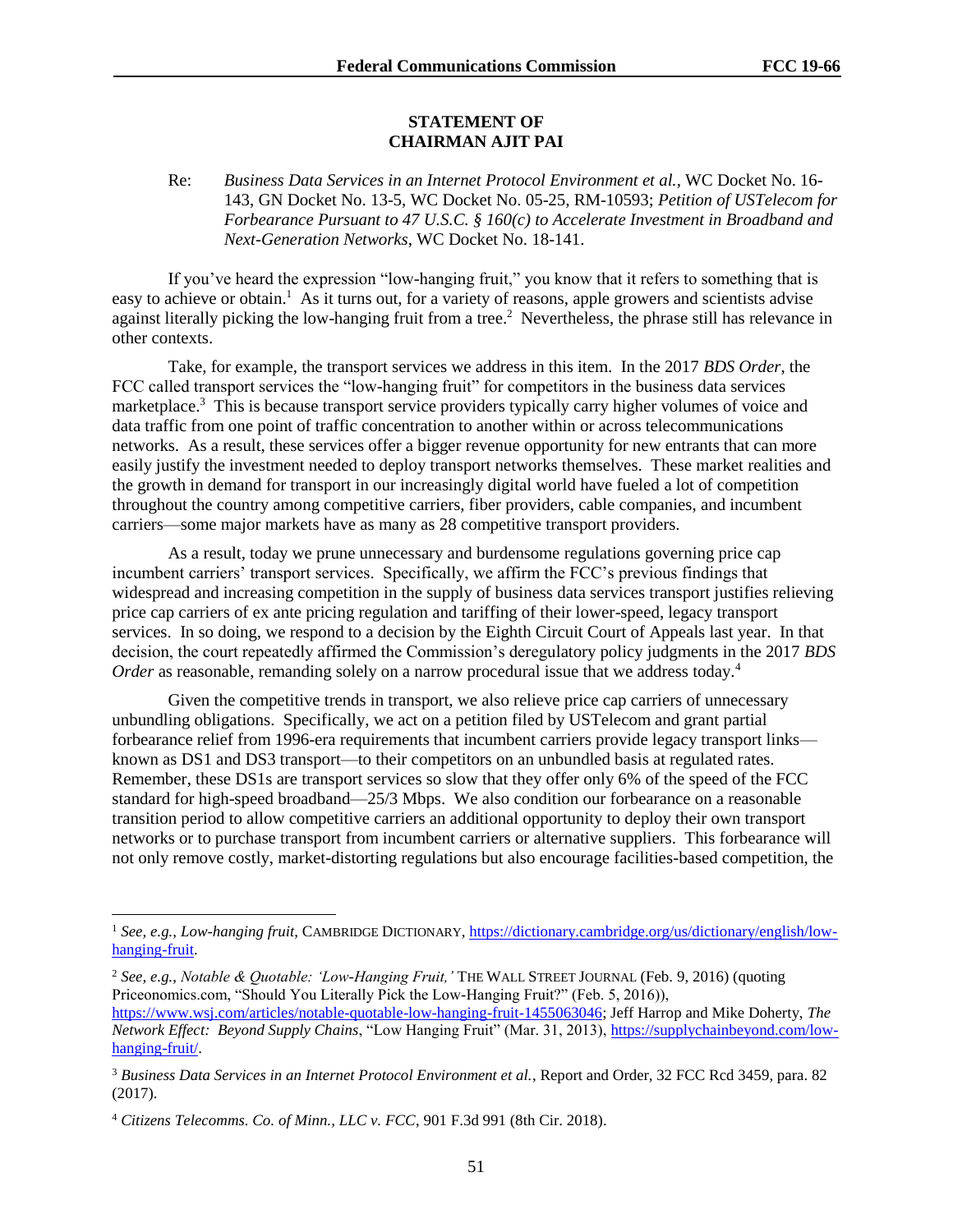**STATEMENT OF**
**CHAIRMAN AJIT PAI**

Re: *Business Data Services in an Internet Protocol Environment et al.*, WC Docket No. 16-143, GN Docket No. 13-5, WC Docket No. 05-25, RM-10593; *Petition of USTelecom for Forbearance Pursuant to 47 U.S.C. § 160(c) to Accelerate Investment in Broadband and Next-Generation Networks*, WC Docket No. 18-141.

If you've heard the expression "low-hanging fruit," you know that it refers to something that is easy to achieve or obtain.[1] As it turns out, for a variety of reasons, apple growers and scientists advise against literally picking the low-hanging fruit from a tree.[2] Nevertheless, the phrase still has relevance in other contexts.

Take, for example, the transport services we address in this item. In the 2017 *BDS Order*, the FCC called transport services the "low-hanging fruit" for competitors in the business data services marketplace.[3] This is because transport service providers typically carry higher volumes of voice and data traffic from one point of traffic concentration to another within or across telecommunications networks. As a result, these services offer a bigger revenue opportunity for new entrants that can more easily justify the investment needed to deploy transport networks themselves. These market realities and the growth in demand for transport in our increasingly digital world have fueled a lot of competition throughout the country among competitive carriers, fiber providers, cable companies, and incumbent carriers—some major markets have as many as 28 competitive transport providers.

As a result, today we prune unnecessary and burdensome regulations governing price cap incumbent carriers' transport services. Specifically, we affirm the FCC's previous findings that widespread and increasing competition in the supply of business data services transport justifies relieving price cap carriers of ex ante pricing regulation and tariffing of their lower-speed, legacy transport services. In so doing, we respond to a decision by the Eighth Circuit Court of Appeals last year. In that decision, the court repeatedly affirmed the Commission's deregulatory policy judgments in the 2017 *BDS Order* as reasonable, remanding solely on a narrow procedural issue that we address today.[4]

Given the competitive trends in transport, we also relieve price cap carriers of unnecessary unbundling obligations. Specifically, we act on a petition filed by USTelecom and grant partial forbearance relief from 1996-era requirements that incumbent carriers provide legacy transport links—known as DS1 and DS3 transport—to their competitors on an unbundled basis at regulated rates. Remember, these DS1s are transport services so slow that they offer only 6% of the speed of the FCC standard for high-speed broadband—25/3 Mbps. We also condition our forbearance on a reasonable transition period to allow competitive carriers an additional opportunity to deploy their own transport networks or to purchase transport from incumbent carriers or alternative suppliers. This forbearance will not only remove costly, market-distorting regulations but also encourage facilities-based competition, the

---

[1] *See, e.g.*, *Low-hanging fruit*, CAMBRIDGE DICTIONARY, https://dictionary.cambridge.org/us/dictionary/english/low-hanging-fruit.

[2] *See, e.g.*, *Notable & Quotable: 'Low-Hanging Fruit,'* THE WALL STREET JOURNAL (Feb. 9, 2016) (quoting Priceonomics.com, "Should You Literally Pick the Low-Hanging Fruit?" (Feb. 5, 2016)), https://www.wsj.com/articles/notable-quotable-low-hanging-fruit-1455063046; Jeff Harrop and Mike Doherty, *The Network Effect: Beyond Supply Chains*, "Low Hanging Fruit" (Mar. 31, 2013), https://supplychainbeyond.com/low-hanging-fruit/.

[3] *Business Data Services in an Internet Protocol Environment et al.*, Report and Order, 32 FCC Rcd 3459, para. 82 (2017).

[4] *Citizens Telecomms. Co. of Minn., LLC v. FCC*, 901 F.3d 991 (8th Cir. 2018).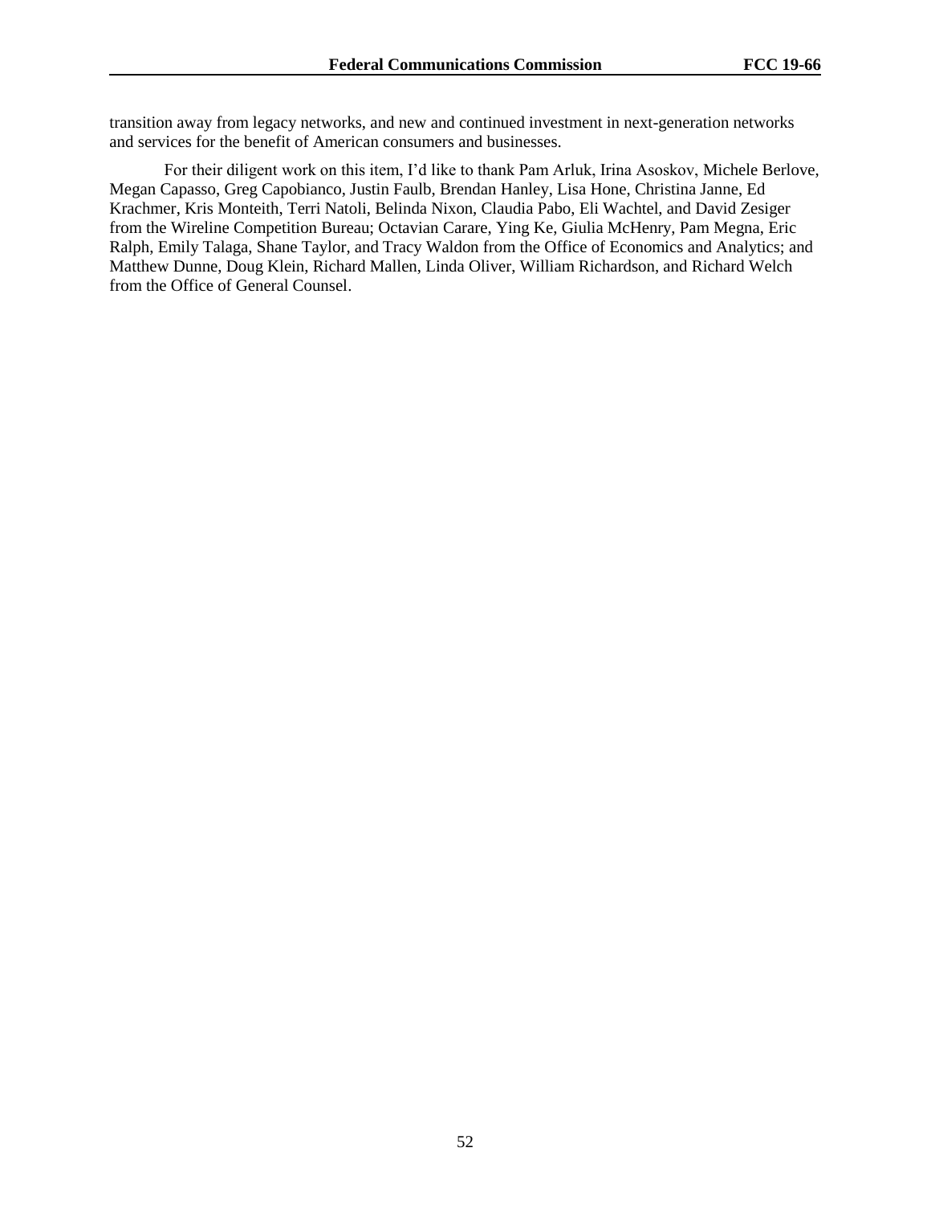transition away from legacy networks, and new and continued investment in next-generation networks and services for the benefit of American consumers and businesses.

For their diligent work on this item, I'd like to thank Pam Arluk, Irina Asoskov, Michele Berlove, Megan Capasso, Greg Capobianco, Justin Faulb, Brendan Hanley, Lisa Hone, Christina Janne, Ed Krachmer, Kris Monteith, Terri Natoli, Belinda Nixon, Claudia Pabo, Eli Wachtel, and David Zesiger from the Wireline Competition Bureau; Octavian Carare, Ying Ke, Giulia McHenry, Pam Megna, Eric Ralph, Emily Talaga, Shane Taylor, and Tracy Waldon from the Office of Economics and Analytics; and Matthew Dunne, Doug Klein, Richard Mallen, Linda Oliver, William Richardson, and Richard Welch from the Office of General Counsel.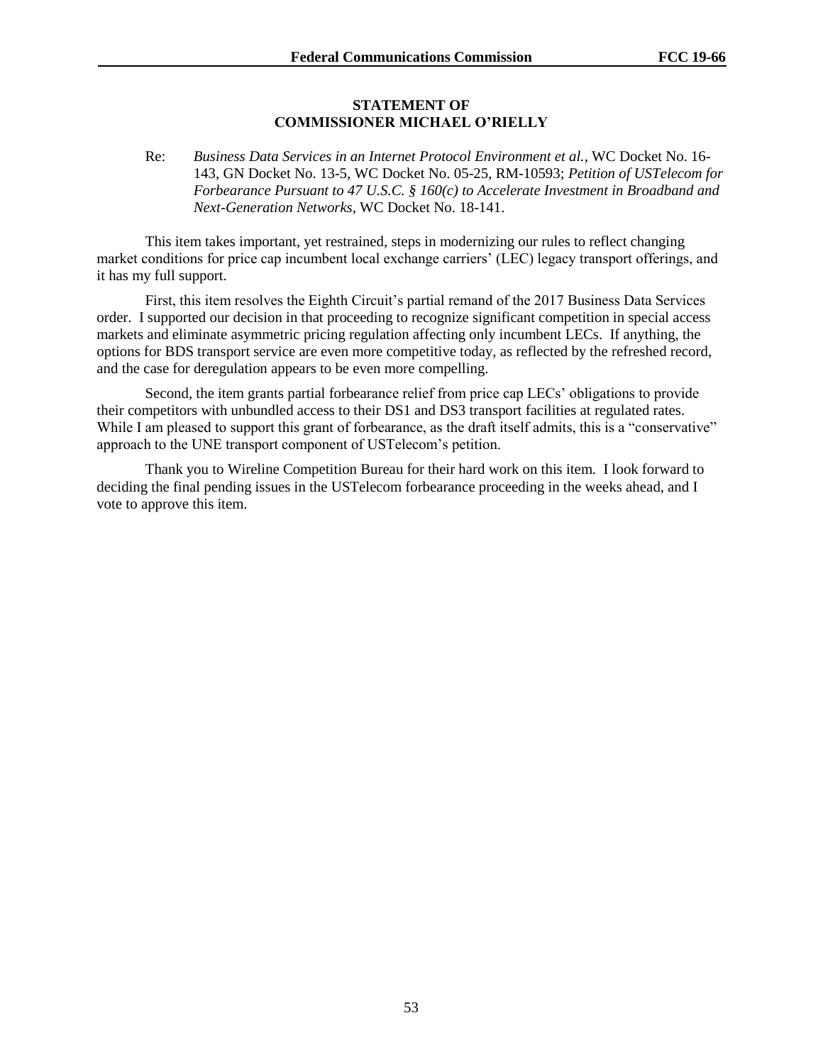**STATEMENT OF**
**COMMISSIONER MICHAEL O'RIELLY**

Re: *Business Data Services in an Internet Protocol Environment et al.*, WC Docket No. 16-143, GN Docket No. 13-5, WC Docket No. 05-25, RM-10593; *Petition of USTelecom for Forbearance Pursuant to 47 U.S.C. § 160(c) to Accelerate Investment in Broadband and Next-Generation Networks*, WC Docket No. 18-141.

This item takes important, yet restrained, steps in modernizing our rules to reflect changing market conditions for price cap incumbent local exchange carriers' (LEC) legacy transport offerings, and it has my full support.

First, this item resolves the Eighth Circuit's partial remand of the 2017 Business Data Services order. I supported our decision in that proceeding to recognize significant competition in special access markets and eliminate asymmetric pricing regulation affecting only incumbent LECs. If anything, the options for BDS transport service are even more competitive today, as reflected by the refreshed record, and the case for deregulation appears to be even more compelling.

Second, the item grants partial forbearance relief from price cap LECs' obligations to provide their competitors with unbundled access to their DS1 and DS3 transport facilities at regulated rates. While I am pleased to support this grant of forbearance, as the draft itself admits, this is a "conservative" approach to the UNE transport component of USTelecom's petition.

Thank you to Wireline Competition Bureau for their hard work on this item. I look forward to deciding the final pending issues in the USTelecom forbearance proceeding in the weeks ahead, and I vote to approve this item.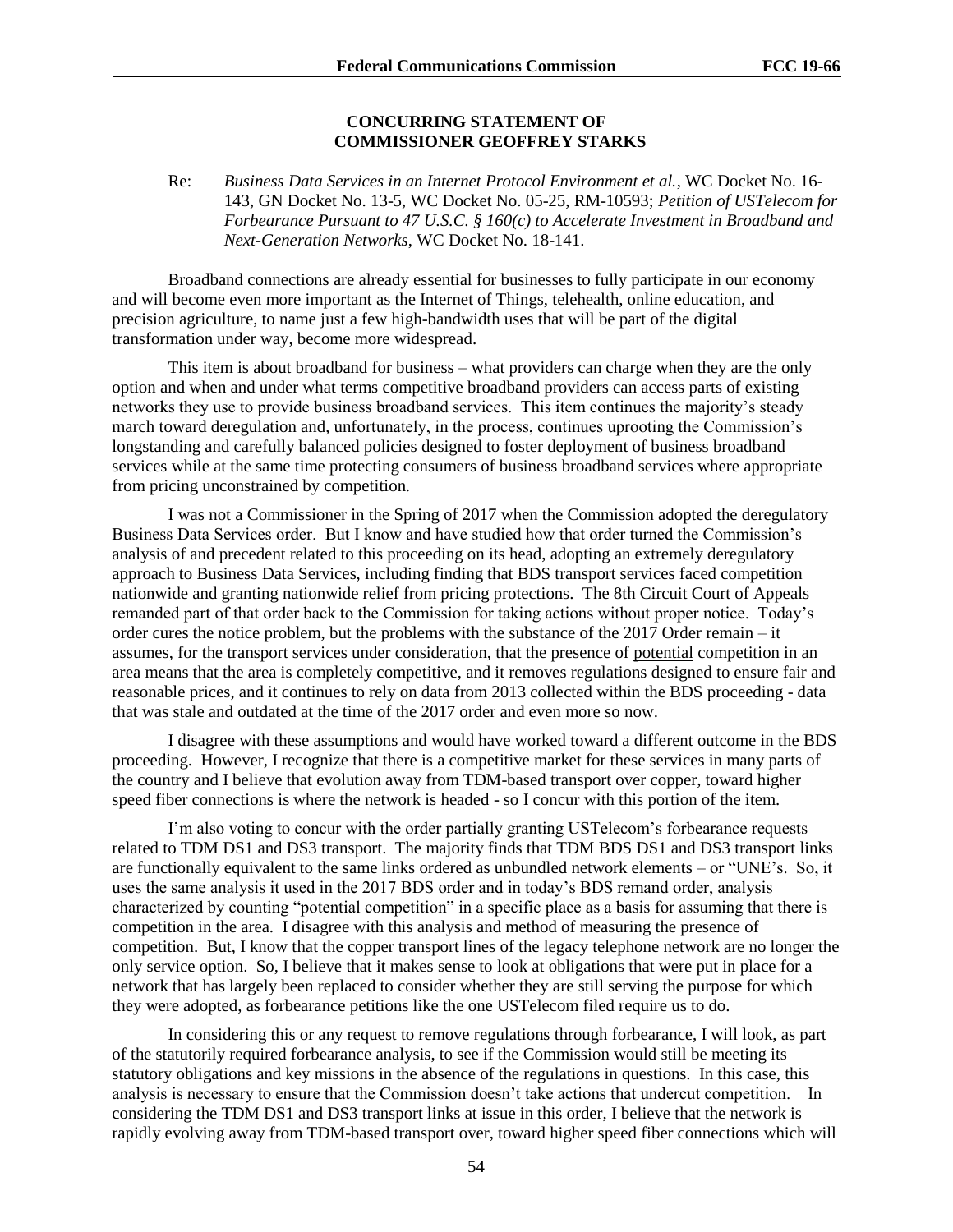**CONCURRING STATEMENT OF COMMISSIONER GEOFFREY STARKS**

Re: *Business Data Services in an Internet Protocol Environment et al.*, WC Docket No. 16-143, GN Docket No. 13-5, WC Docket No. 05-25, RM-10593; *Petition of USTelecom for Forbearance Pursuant to 47 U.S.C. § 160(c) to Accelerate Investment in Broadband and Next-Generation Networks*, WC Docket No. 18-141.

Broadband connections are already essential for businesses to fully participate in our economy and will become even more important as the Internet of Things, telehealth, online education, and precision agriculture, to name just a few high-bandwidth uses that will be part of the digital transformation under way, become more widespread.

This item is about broadband for business – what providers can charge when they are the only option and when and under what terms competitive broadband providers can access parts of existing networks they use to provide business broadband services. This item continues the majority's steady march toward deregulation and, unfortunately, in the process, continues uprooting the Commission's longstanding and carefully balanced policies designed to foster deployment of business broadband services while at the same time protecting consumers of business broadband services where appropriate from pricing unconstrained by competition.

I was not a Commissioner in the Spring of 2017 when the Commission adopted the deregulatory Business Data Services order. But I know and have studied how that order turned the Commission's analysis of and precedent related to this proceeding on its head, adopting an extremely deregulatory approach to Business Data Services, including finding that BDS transport services faced competition nationwide and granting nationwide relief from pricing protections. The 8th Circuit Court of Appeals remanded part of that order back to the Commission for taking actions without proper notice. Today's order cures the notice problem, but the problems with the substance of the 2017 Order remain – it assumes, for the transport services under consideration, that the presence of <u>potential</u> competition in an area means that the area is completely competitive, and it removes regulations designed to ensure fair and reasonable prices, and it continues to rely on data from 2013 collected within the BDS proceeding - data that was stale and outdated at the time of the 2017 order and even more so now.

I disagree with these assumptions and would have worked toward a different outcome in the BDS proceeding. However, I recognize that there is a competitive market for these services in many parts of the country and I believe that evolution away from TDM-based transport over copper, toward higher speed fiber connections is where the network is headed - so I concur with this portion of the item.

I'm also voting to concur with the order partially granting USTelecom's forbearance requests related to TDM DS1 and DS3 transport. The majority finds that TDM BDS DS1 and DS3 transport links are functionally equivalent to the same links ordered as unbundled network elements – or "UNE's. So, it uses the same analysis it used in the 2017 BDS order and in today's BDS remand order, analysis characterized by counting "potential competition" in a specific place as a basis for assuming that there is competition in the area. I disagree with this analysis and method of measuring the presence of competition. But, I know that the copper transport lines of the legacy telephone network are no longer the only service option. So, I believe that it makes sense to look at obligations that were put in place for a network that has largely been replaced to consider whether they are still serving the purpose for which they were adopted, as forbearance petitions like the one USTelecom filed require us to do.

In considering this or any request to remove regulations through forbearance, I will look, as part of the statutorily required forbearance analysis, to see if the Commission would still be meeting its statutory obligations and key missions in the absence of the regulations in questions. In this case, this analysis is necessary to ensure that the Commission doesn't take actions that undercut competition. In considering the TDM DS1 and DS3 transport links at issue in this order, I believe that the network is rapidly evolving away from TDM-based transport over, toward higher speed fiber connections which will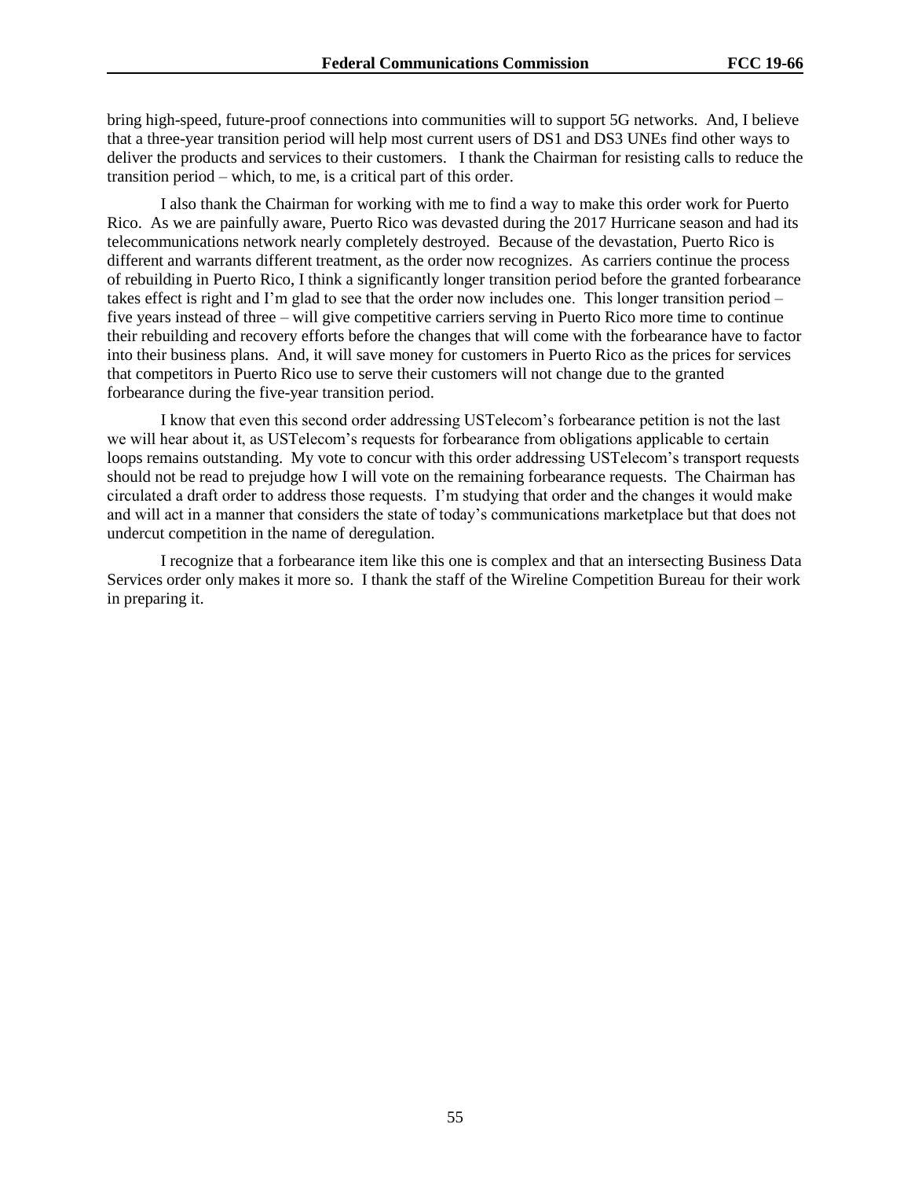bring high-speed, future-proof connections into communities will to support 5G networks. And, I believe that a three-year transition period will help most current users of DS1 and DS3 UNEs find other ways to deliver the products and services to their customers. I thank the Chairman for resisting calls to reduce the transition period – which, to me, is a critical part of this order.

I also thank the Chairman for working with me to find a way to make this order work for Puerto Rico. As we are painfully aware, Puerto Rico was devasted during the 2017 Hurricane season and had its telecommunications network nearly completely destroyed. Because of the devastation, Puerto Rico is different and warrants different treatment, as the order now recognizes. As carriers continue the process of rebuilding in Puerto Rico, I think a significantly longer transition period before the granted forbearance takes effect is right and I'm glad to see that the order now includes one. This longer transition period – five years instead of three – will give competitive carriers serving in Puerto Rico more time to continue their rebuilding and recovery efforts before the changes that will come with the forbearance have to factor into their business plans. And, it will save money for customers in Puerto Rico as the prices for services that competitors in Puerto Rico use to serve their customers will not change due to the granted forbearance during the five-year transition period.

I know that even this second order addressing USTelecom's forbearance petition is not the last we will hear about it, as USTelecom's requests for forbearance from obligations applicable to certain loops remains outstanding. My vote to concur with this order addressing USTelecom's transport requests should not be read to prejudge how I will vote on the remaining forbearance requests. The Chairman has circulated a draft order to address those requests. I'm studying that order and the changes it would make and will act in a manner that considers the state of today's communications marketplace but that does not undercut competition in the name of deregulation.

I recognize that a forbearance item like this one is complex and that an intersecting Business Data Services order only makes it more so. I thank the staff of the Wireline Competition Bureau for their work in preparing it.